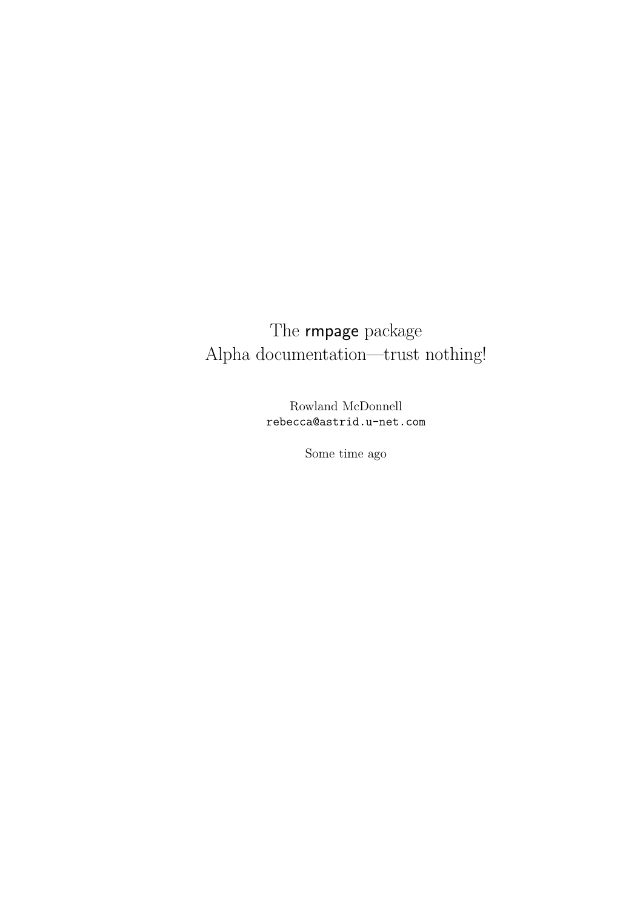# The rmpage package
# Alpha documentation—trust nothing!

Rowland McDonnell
`rebecca@astrid.u-net.com`

Some time ago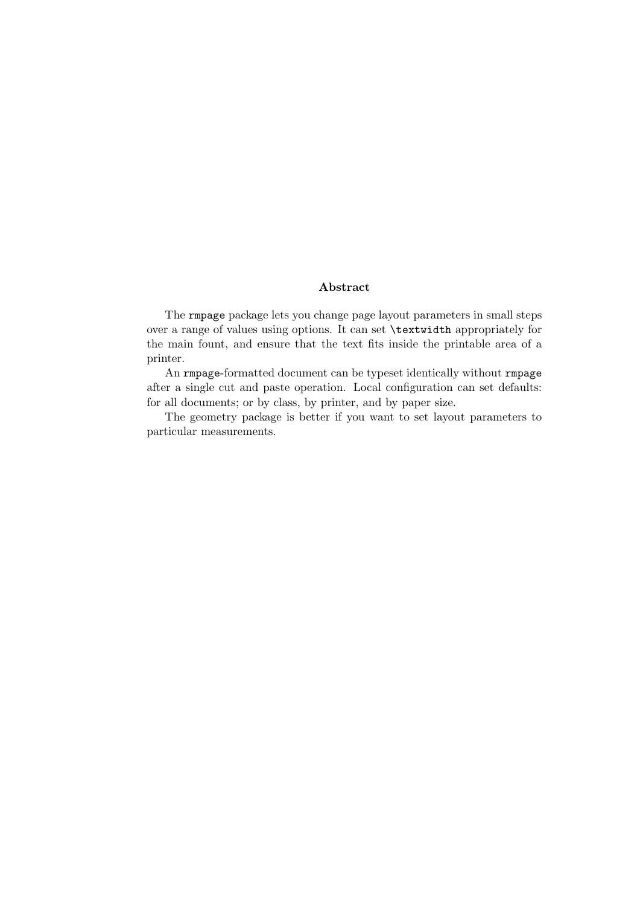**Abstract**

The `rmpage` package lets you change page layout parameters in small steps over a range of values using options. It can set `\textwidth` appropriately for the main fount, and ensure that the text fits inside the printable area of a printer.

An `rmpage`-formatted document can be typeset identically without `rmpage` after a single cut and paste operation. Local configuration can set defaults: for all documents; or by class, by printer, and by paper size.

The geometry package is better if you want to set layout parameters to particular measurements.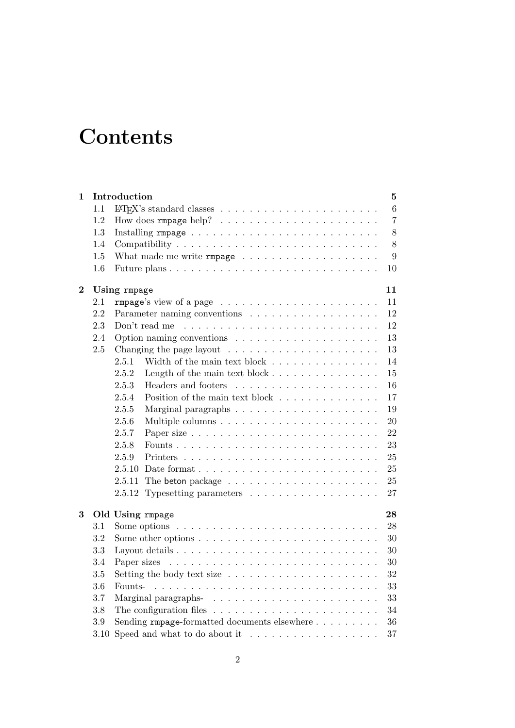# Contents

**1 Introduction** **5**

- 1.1 LaTeX's standard classes . . . . . . 6
- 1.2 How does `rmpage` help? . . . . . . 7
- 1.3 Installing `rmpage` . . . . . . 8
- 1.4 Compatibility . . . . . . 8
- 1.5 What made me write `rmpage` . . . . . . 9
- 1.6 Future plans . . . . . . 10

**2 Using `rmpage`** **11**

- 2.1 `rmpage`'s view of a page . . . . . . 11
- 2.2 Parameter naming conventions . . . . . . 12
- 2.3 Don't read me . . . . . . 12
- 2.4 Option naming conventions . . . . . . 13
- 2.5 Changing the page layout . . . . . . 13
  - 2.5.1 Width of the main text block . . . . . . 14
  - 2.5.2 Length of the main text block . . . . . . 15
  - 2.5.3 Headers and footers . . . . . . 16
  - 2.5.4 Position of the main text block . . . . . . 17
  - 2.5.5 Marginal paragraphs . . . . . . 19
  - 2.5.6 Multiple columns . . . . . . 20
  - 2.5.7 Paper size . . . . . . 22
  - 2.5.8 Founts . . . . . . 23
  - 2.5.9 Printers . . . . . . 25
  - 2.5.10 Date format . . . . . . 25
  - 2.5.11 The `beton` package . . . . . . 25
  - 2.5.12 Typesetting parameters . . . . . . 27

**3 Old Using `rmpage`** **28**

- 3.1 Some options . . . . . . 28
- 3.2 Some other options . . . . . . 30
- 3.3 Layout details . . . . . . 30
- 3.4 Paper sizes . . . . . . 30
- 3.5 Setting the body text size . . . . . . 32
- 3.6 Founts- . . . . . . 33
- 3.7 Marginal paragraphs- . . . . . . 33
- 3.8 The configuration files . . . . . . 34
- 3.9 Sending `rmpage`-formatted documents elsewhere . . . . . . 36
- 3.10 Speed and what to do about it . . . . . . 37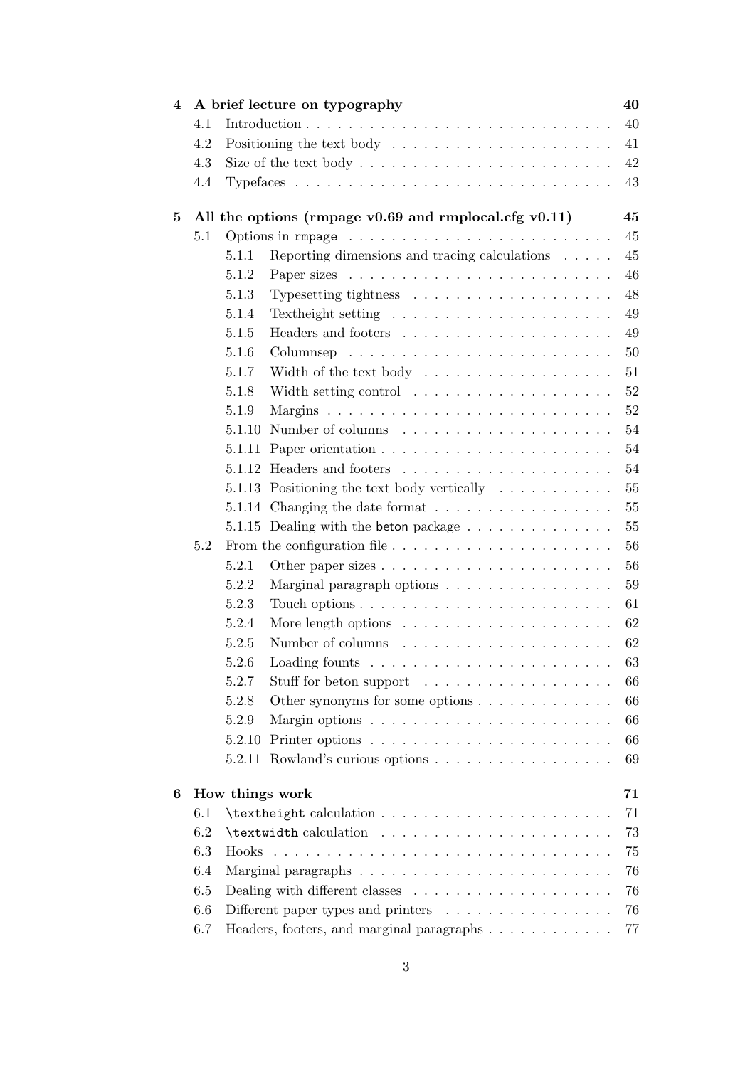**4 A brief lecture on typography** — 40

- 4.1 Introduction — 40
- 4.2 Positioning the text body — 41
- 4.3 Size of the text body — 42
- 4.4 Typefaces — 43

**5 All the options (rmpage v0.69 and rmplocal.cfg v0.11)** — 45

- 5.1 Options in `rmpage` — 45
  - 5.1.1 Reporting dimensions and tracing calculations — 45
  - 5.1.2 Paper sizes — 46
  - 5.1.3 Typesetting tightness — 48
  - 5.1.4 Textheight setting — 49
  - 5.1.5 Headers and footers — 49
  - 5.1.6 Columnsep — 50
  - 5.1.7 Width of the text body — 51
  - 5.1.8 Width setting control — 52
  - 5.1.9 Margins — 52
  - 5.1.10 Number of columns — 54
  - 5.1.11 Paper orientation — 54
  - 5.1.12 Headers and footers — 54
  - 5.1.13 Positioning the text body vertically — 55
  - 5.1.14 Changing the date format — 55
  - 5.1.15 Dealing with the beton package — 55
- 5.2 From the configuration file — 56
  - 5.2.1 Other paper sizes — 56
  - 5.2.2 Marginal paragraph options — 59
  - 5.2.3 Touch options — 61
  - 5.2.4 More length options — 62
  - 5.2.5 Number of columns — 62
  - 5.2.6 Loading founts — 63
  - 5.2.7 Stuff for beton support — 66
  - 5.2.8 Other synonyms for some options — 66
  - 5.2.9 Margin options — 66
  - 5.2.10 Printer options — 66
  - 5.2.11 Rowland's curious options — 69

**6 How things work** — 71

- 6.1 `\textheight` calculation — 71
- 6.2 `\textwidth` calculation — 73
- 6.3 Hooks — 75
- 6.4 Marginal paragraphs — 76
- 6.5 Dealing with different classes — 76
- 6.6 Different paper types and printers — 76
- 6.7 Headers, footers, and marginal paragraphs — 77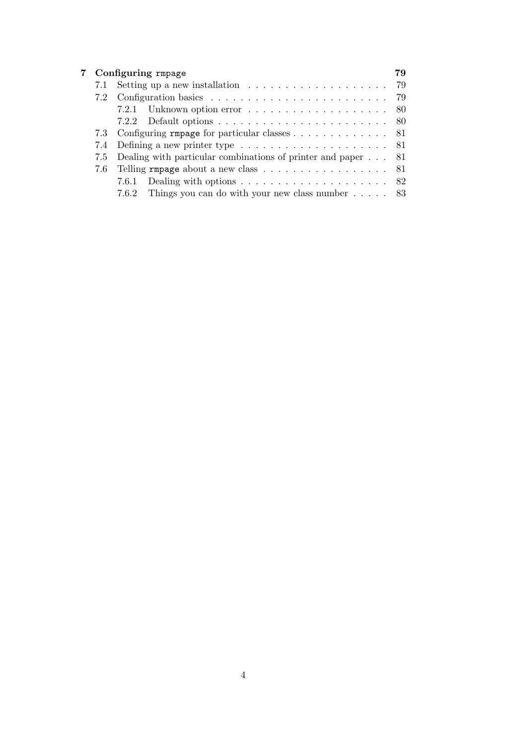**7 Configuring `rmpage` 79**

- 7.1 Setting up a new installation . . . . . . . . . . . . . . . . . . . . 79
- 7.2 Configuration basics . . . . . . . . . . . . . . . . . . . . . . . . . 79
  - 7.2.1 Unknown option error . . . . . . . . . . . . . . . . . . . . 80
  - 7.2.2 Default options . . . . . . . . . . . . . . . . . . . . . . . . 80
- 7.3 Configuring `rmpage` for particular classes . . . . . . . . . . . . . 81
- 7.4 Defining a new printer type . . . . . . . . . . . . . . . . . . . . . 81
- 7.5 Dealing with particular combinations of printer and paper . . . 81
- 7.6 Telling `rmpage` about a new class . . . . . . . . . . . . . . . . . 81
  - 7.6.1 Dealing with options . . . . . . . . . . . . . . . . . . . . . 82
  - 7.6.2 Things you can do with your new class number . . . . . 83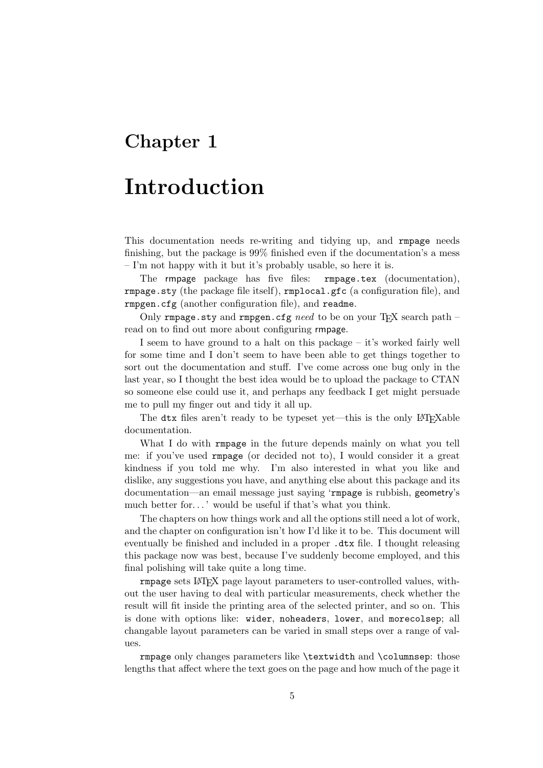# Chapter 1

# Introduction

This documentation needs re-writing and tidying up, and `rmpage` needs finishing, but the package is 99% finished even if the documentation's a mess – I'm not happy with it but it's probably usable, so here it is.

The rmpage package has five files: `rmpage.tex` (documentation), `rmpage.sty` (the package file itself), `rmplocal.gfc` (a configuration file), and `rmpgen.cfg` (another configuration file), and `readme`.

Only `rmpage.sty` and `rmpgen.cfg` *need* to be on your TeX search path – read on to find out more about configuring rmpage.

I seem to have ground to a halt on this package – it's worked fairly well for some time and I don't seem to have been able to get things together to sort out the documentation and stuff. I've come across one bug only in the last year, so I thought the best idea would be to upload the package to CTAN so someone else could use it, and perhaps any feedback I get might persuade me to pull my finger out and tidy it all up.

The `dtx` files aren't ready to be typeset yet—this is the only LaTeXable documentation.

What I do with `rmpage` in the future depends mainly on what you tell me: if you've used `rmpage` (or decided not to), I would consider it a great kindness if you told me why. I'm also interested in what you like and dislike, any suggestions you have, and anything else about this package and its documentation—an email message just saying '`rmpage` is rubbish, geometry's much better for. . . ' would be useful if that's what you think.

The chapters on how things work and all the options still need a lot of work, and the chapter on configuration isn't how I'd like it to be. This document will eventually be finished and included in a proper `.dtx` file. I thought releasing this package now was best, because I've suddenly become employed, and this final polishing will take quite a long time.

`rmpage` sets LaTeX page layout parameters to user-controlled values, without the user having to deal with particular measurements, check whether the result will fit inside the printing area of the selected printer, and so on. This is done with options like: `wider`, `noheaders`, `lower`, and `morecolsep`; all changable layout parameters can be varied in small steps over a range of values.

`rmpage` only changes parameters like `\textwidth` and `\columnsep`: those lengths that affect where the text goes on the page and how much of the page it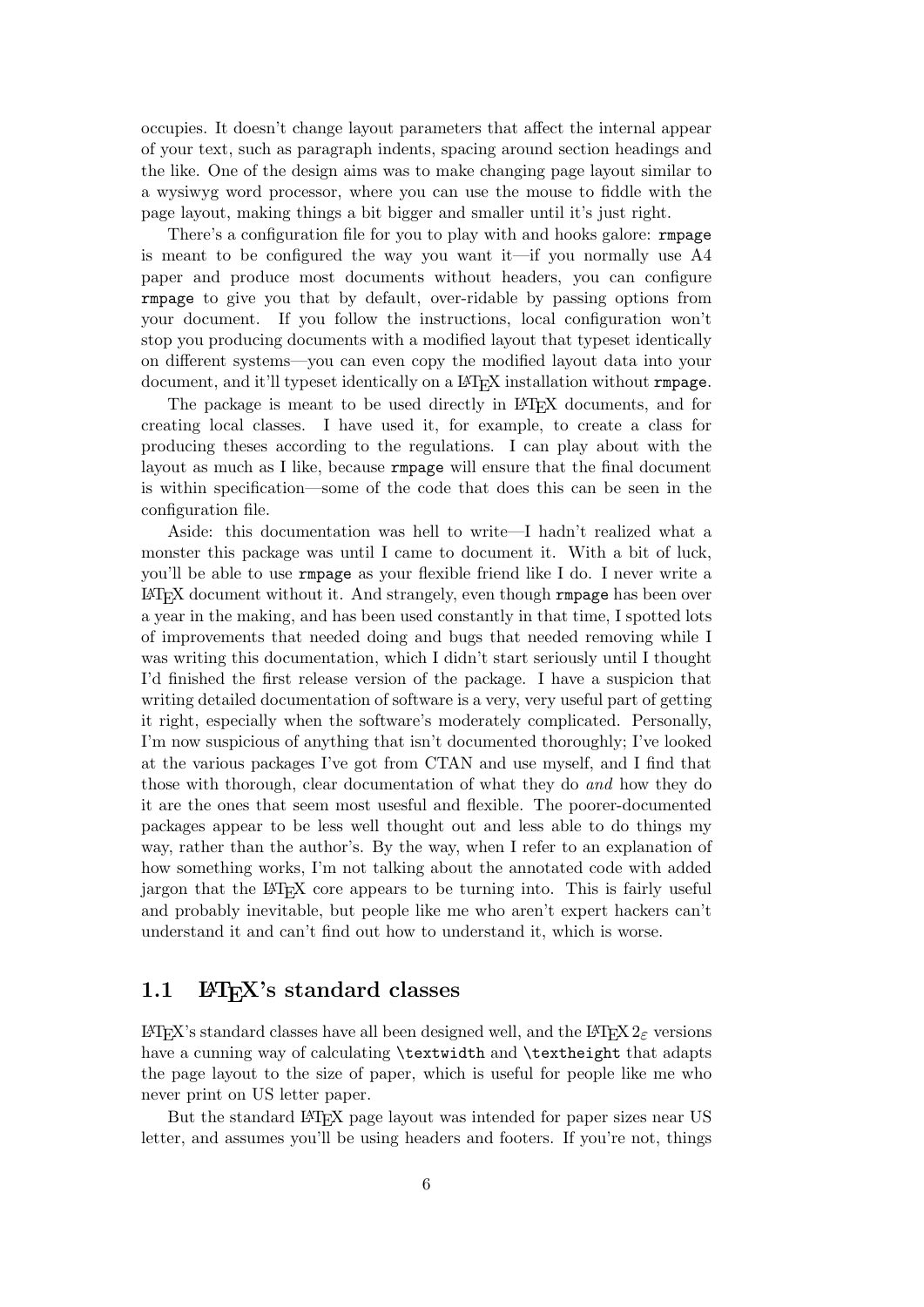occupies. It doesn't change layout parameters that affect the internal appear of your text, such as paragraph indents, spacing around section headings and the like. One of the design aims was to make changing page layout similar to a wysiwyg word processor, where you can use the mouse to fiddle with the page layout, making things a bit bigger and smaller until it's just right.

There's a configuration file for you to play with and hooks galore: `rmpage` is meant to be configured the way you want it—if you normally use A4 paper and produce most documents without headers, you can configure `rmpage` to give you that by default, over-ridable by passing options from your document. If you follow the instructions, local configuration won't stop you producing documents with a modified layout that typeset identically on different systems—you can even copy the modified layout data into your document, and it'll typeset identically on a LaTeX installation without `rmpage`.

The package is meant to be used directly in LaTeX documents, and for creating local classes. I have used it, for example, to create a class for producing theses according to the regulations. I can play about with the layout as much as I like, because `rmpage` will ensure that the final document is within specification—some of the code that does this can be seen in the configuration file.

Aside: this documentation was hell to write—I hadn't realized what a monster this package was until I came to document it. With a bit of luck, you'll be able to use `rmpage` as your flexible friend like I do. I never write a LaTeX document without it. And strangely, even though `rmpage` has been over a year in the making, and has been used constantly in that time, I spotted lots of improvements that needed doing and bugs that needed removing while I was writing this documentation, which I didn't start seriously until I thought I'd finished the first release version of the package. I have a suspicion that writing detailed documentation of software is a very, very useful part of getting it right, especially when the software's moderately complicated. Personally, I'm now suspicious of anything that isn't documented thoroughly; I've looked at the various packages I've got from CTAN and use myself, and I find that those with thorough, clear documentation of what they do *and* how they do it are the ones that seem most usesful and flexible. The poorer-documented packages appear to be less well thought out and less able to do things my way, rather than the author's. By the way, when I refer to an explanation of how something works, I'm not talking about the annotated code with added jargon that the LaTeX core appears to be turning into. This is fairly useful and probably inevitable, but people like me who aren't expert hackers can't understand it and can't find out how to understand it, which is worse.

## 1.1 LaTeX's standard classes

LaTeX's standard classes have all been designed well, and the LaTeX $2_\varepsilon$ versions have a cunning way of calculating `\textwidth` and `\textheight` that adapts the page layout to the size of paper, which is useful for people like me who never print on US letter paper.

But the standard LaTeX page layout was intended for paper sizes near US letter, and assumes you'll be using headers and footers. If you're not, things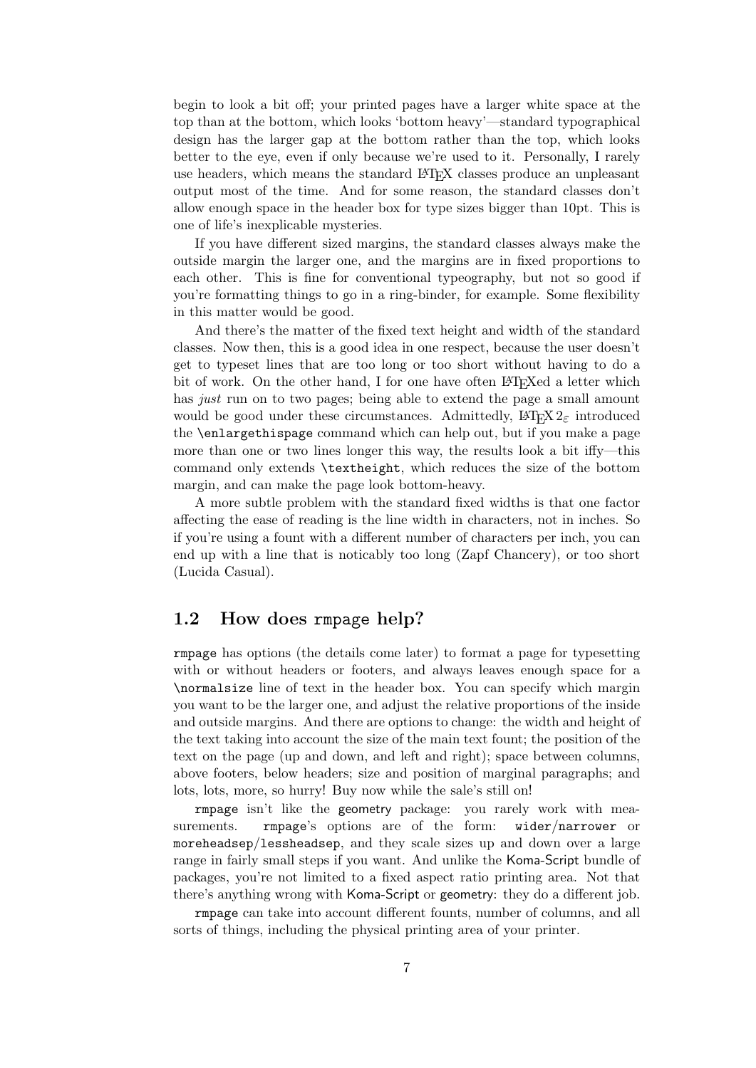begin to look a bit off; your printed pages have a larger white space at the top than at the bottom, which looks 'bottom heavy'—standard typographical design has the larger gap at the bottom rather than the top, which looks better to the eye, even if only because we're used to it. Personally, I rarely use headers, which means the standard LaTeX classes produce an unpleasant output most of the time. And for some reason, the standard classes don't allow enough space in the header box for type sizes bigger than 10pt. This is one of life's inexplicable mysteries.

If you have different sized margins, the standard classes always make the outside margin the larger one, and the margins are in fixed proportions to each other. This is fine for conventional typeography, but not so good if you're formatting things to go in a ring-binder, for example. Some flexibility in this matter would be good.

And there's the matter of the fixed text height and width of the standard classes. Now then, this is a good idea in one respect, because the user doesn't get to typeset lines that are too long or too short without having to do a bit of work. On the other hand, I for one have often LaTeXed a letter which has *just* run on to two pages; being able to extend the page a small amount would be good under these circumstances. Admittedly, LaTeX $2_\varepsilon$ introduced the `\enlargethispage` command which can help out, but if you make a page more than one or two lines longer this way, the results look a bit iffy—this command only extends `\textheight`, which reduces the size of the bottom margin, and can make the page look bottom-heavy.

A more subtle problem with the standard fixed widths is that one factor affecting the ease of reading is the line width in characters, not in inches. So if you're using a fount with a different number of characters per inch, you can end up with a line that is noticably too long (Zapf Chancery), or too short (Lucida Casual).

## 1.2 How does `rmpage` help?

`rmpage` has options (the details come later) to format a page for typesetting with or without headers or footers, and always leaves enough space for a `\normalsize` line of text in the header box. You can specify which margin you want to be the larger one, and adjust the relative proportions of the inside and outside margins. And there are options to change: the width and height of the text taking into account the size of the main text fount; the position of the text on the page (up and down, and left and right); space between columns, above footers, below headers; size and position of marginal paragraphs; and lots, lots, more, so hurry! Buy now while the sale's still on!

`rmpage` isn't like the geometry package: you rarely work with measurements. `rmpage`'s options are of the form: `wider`/`narrower` or `moreheadsep`/`lessheadsep`, and they scale sizes up and down over a large range in fairly small steps if you want. And unlike the Koma-Script bundle of packages, you're not limited to a fixed aspect ratio printing area. Not that there's anything wrong with Koma-Script or geometry: they do a different job.

`rmpage` can take into account different founts, number of columns, and all sorts of things, including the physical printing area of your printer.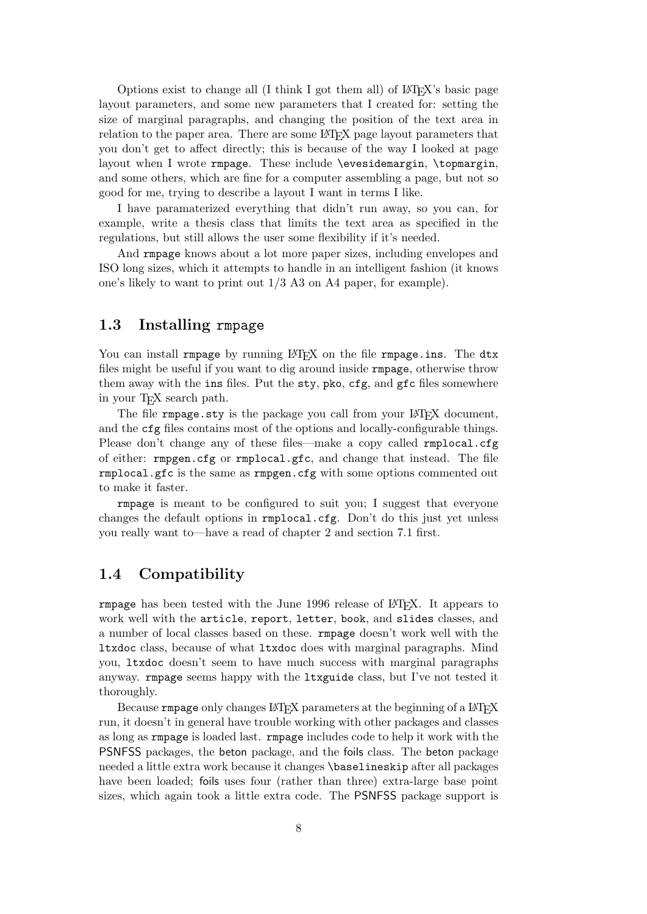Options exist to change all (I think I got them all) of LaTeX's basic page layout parameters, and some new parameters that I created for: setting the size of marginal paragraphs, and changing the position of the text area in relation to the paper area. There are some LaTeX page layout parameters that you don't get to affect directly; this is because of the way I looked at page layout when I wrote `rmpage`. These include `\evesidemargin`, `\topmargin`, and some others, which are fine for a computer assembling a page, but not so good for me, trying to describe a layout I want in terms I like.

I have paramaterized everything that didn't run away, so you can, for example, write a thesis class that limits the text area as specified in the regulations, but still allows the user some flexibility if it's needed.

And `rmpage` knows about a lot more paper sizes, including envelopes and ISO long sizes, which it attempts to handle in an intelligent fashion (it knows one's likely to want to print out 1/3 A3 on A4 paper, for example).

## 1.3 Installing `rmpage`

You can install `rmpage` by running LaTeX on the file `rmpage.ins`. The `dtx` files might be useful if you want to dig around inside `rmpage`, otherwise throw them away with the `ins` files. Put the `sty`, `pko`, `cfg`, and `gfc` files somewhere in your TeX search path.

The file `rmpage.sty` is the package you call from your LaTeX document, and the `cfg` files contains most of the options and locally-configurable things. Please don't change any of these files—make a copy called `rmplocal.cfg` of either: `rmpgen.cfg` or `rmplocal.gfc`, and change that instead. The file `rmplocal.gfc` is the same as `rmpgen.cfg` with some options commented out to make it faster.

`rmpage` is meant to be configured to suit you; I suggest that everyone changes the default options in `rmplocal.cfg`. Don't do this just yet unless you really want to—have a read of chapter 2 and section 7.1 first.

## 1.4 Compatibility

`rmpage` has been tested with the June 1996 release of LaTeX. It appears to work well with the `article`, `report`, `letter`, `book`, and `slides` classes, and a number of local classes based on these. `rmpage` doesn't work well with the `ltxdoc` class, because of what `ltxdoc` does with marginal paragraphs. Mind you, `ltxdoc` doesn't seem to have much success with marginal paragraphs anyway. `rmpage` seems happy with the `ltxguide` class, but I've not tested it thoroughly.

Because `rmpage` only changes LaTeX parameters at the beginning of a LaTeX run, it doesn't in general have trouble working with other packages and classes as long as `rmpage` is loaded last. `rmpage` includes code to help it work with the PSNFSS packages, the beton package, and the foils class. The beton package needed a little extra work because it changes `\baselineskip` after all packages have been loaded; foils uses four (rather than three) extra-large base point sizes, which again took a little extra code. The PSNFSS package support is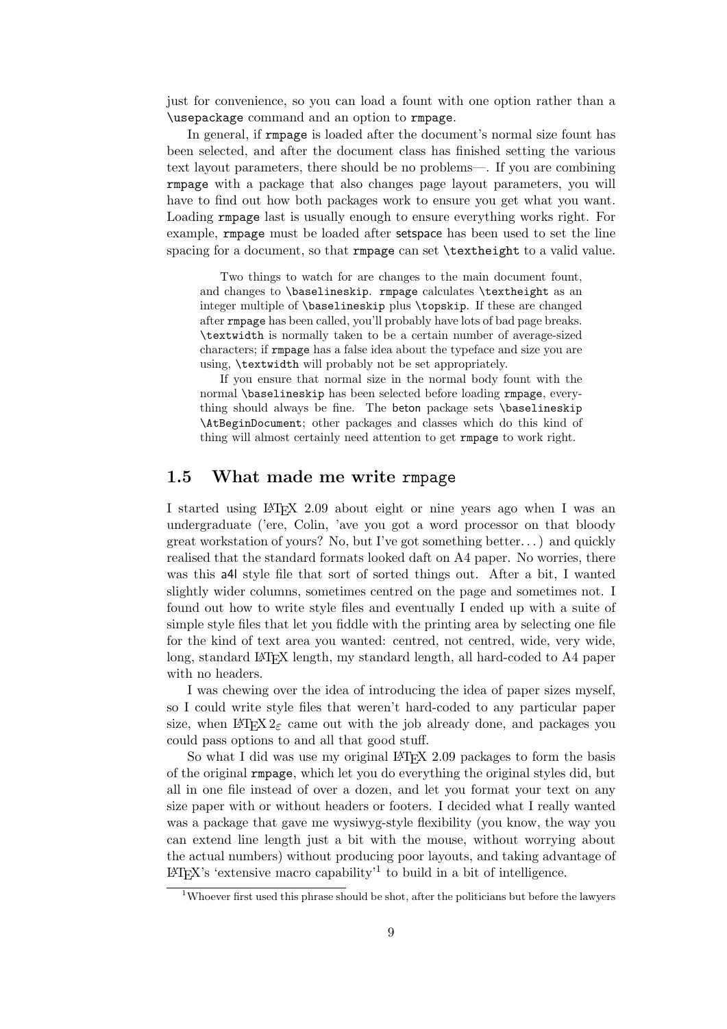just for convenience, so you can load a fount with one option rather than a `\usepackage` command and an option to `rmpage`.

In general, if `rmpage` is loaded after the document's normal size fount has been selected, and after the document class has finished setting the various text layout parameters, there should be no problems—. If you are combining `rmpage` with a package that also changes page layout parameters, you will have to find out how both packages work to ensure you get what you want. Loading `rmpage` last is usually enough to ensure everything works right. For example, `rmpage` must be loaded after setspace has been used to set the line spacing for a document, so that `rmpage` can set `\textheight` to a valid value.

> Two things to watch for are changes to the main document fount, and changes to `\baselineskip`. `rmpage` calculates `\textheight` as an integer multiple of `\baselineskip` plus `\topskip`. If these are changed after `rmpage` has been called, you'll probably have lots of bad page breaks. `\textwidth` is normally taken to be a certain number of average-sized characters; if `rmpage` has a false idea about the typeface and size you are using, `\textwidth` will probably not be set appropriately.
>
> If you ensure that normal size in the normal body fount with the normal `\baselineskip` has been selected before loading `rmpage`, everything should always be fine. The beton package sets `\baselineskip` `\AtBeginDocument`; other packages and classes which do this kind of thing will almost certainly need attention to get `rmpage` to work right.

## 1.5 What made me write `rmpage`

I started using LaTeX 2.09 about eight or nine years ago when I was an undergraduate ('ere, Colin, 'ave you got a word processor on that bloody great workstation of yours? No, but I've got something better...) and quickly realised that the standard formats looked daft on A4 paper. No worries, there was this a4l style file that sort of sorted things out. After a bit, I wanted slightly wider columns, sometimes centred on the page and sometimes not. I found out how to write style files and eventually I ended up with a suite of simple style files that let you fiddle with the printing area by selecting one file for the kind of text area you wanted: centred, not centred, wide, very wide, long, standard LaTeX length, my standard length, all hard-coded to A4 paper with no headers.

I was chewing over the idea of introducing the idea of paper sizes myself, so I could write style files that weren't hard-coded to any particular paper size, when LaTeX $2_\varepsilon$ came out with the job already done, and packages you could pass options to and all that good stuff.

So what I did was use my original LaTeX 2.09 packages to form the basis of the original `rmpage`, which let you do everything the original styles did, but all in one file instead of over a dozen, and let you format your text on any size paper with or without headers or footers. I decided what I really wanted was a package that gave me wysiwyg-style flexibility (you know, the way you can extend line length just a bit with the mouse, without worrying about the actual numbers) without producing poor layouts, and taking advantage of LaTeX's 'extensive macro capability'[1] to build in a bit of intelligence.

[1] Whoever first used this phrase should be shot, after the politicians but before the lawyers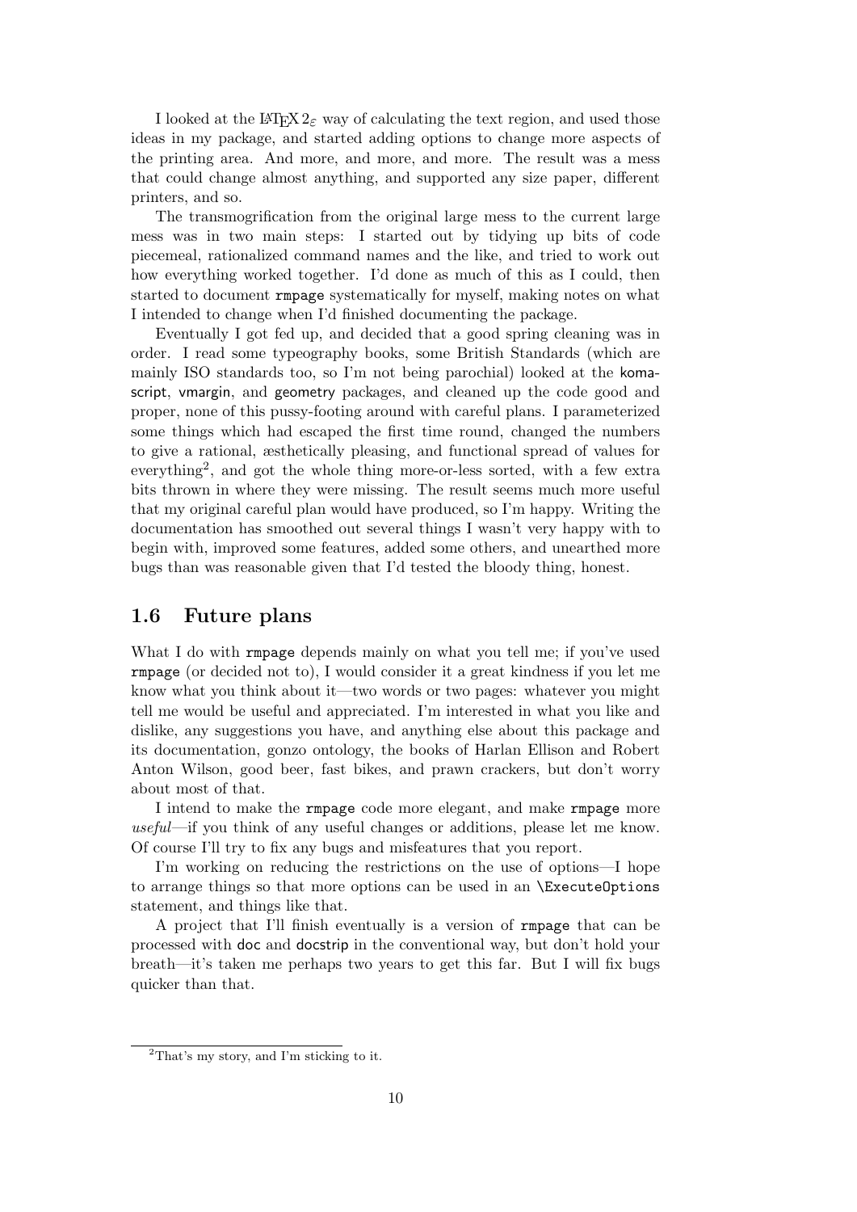I looked at the LaTeX $2_\varepsilon$ way of calculating the text region, and used those ideas in my package, and started adding options to change more aspects of the printing area. And more, and more, and more. The result was a mess that could change almost anything, and supported any size paper, different printers, and so.

The transmogrification from the original large mess to the current large mess was in two main steps: I started out by tidying up bits of code piecemeal, rationalized command names and the like, and tried to work out how everything worked together. I'd done as much of this as I could, then started to document `rmpage` systematically for myself, making notes on what I intended to change when I'd finished documenting the package.

Eventually I got fed up, and decided that a good spring cleaning was in order. I read some typeography books, some British Standards (which are mainly ISO standards too, so I'm not being parochial) looked at the koma-script, vmargin, and geometry packages, and cleaned up the code good and proper, none of this pussy-footing around with careful plans. I parameterized some things which had escaped the first time round, changed the numbers to give a rational, æsthetically pleasing, and functional spread of values for everything[2], and got the whole thing more-or-less sorted, with a few extra bits thrown in where they were missing. The result seems much more useful that my original careful plan would have produced, so I'm happy. Writing the documentation has smoothed out several things I wasn't very happy with to begin with, improved some features, added some others, and unearthed more bugs than was reasonable given that I'd tested the bloody thing, honest.

## 1.6 Future plans

What I do with `rmpage` depends mainly on what you tell me; if you've used `rmpage` (or decided not to), I would consider it a great kindness if you let me know what you think about it—two words or two pages: whatever you might tell me would be useful and appreciated. I'm interested in what you like and dislike, any suggestions you have, and anything else about this package and its documentation, gonzo ontology, the books of Harlan Ellison and Robert Anton Wilson, good beer, fast bikes, and prawn crackers, but don't worry about most of that.

I intend to make the `rmpage` code more elegant, and make `rmpage` more *useful*—if you think of any useful changes or additions, please let me know. Of course I'll try to fix any bugs and misfeatures that you report.

I'm working on reducing the restrictions on the use of options—I hope to arrange things so that more options can be used in an `\ExecuteOptions` statement, and things like that.

A project that I'll finish eventually is a version of `rmpage` that can be processed with doc and docstrip in the conventional way, but don't hold your breath—it's taken me perhaps two years to get this far. But I will fix bugs quicker than that.

[2] That's my story, and I'm sticking to it.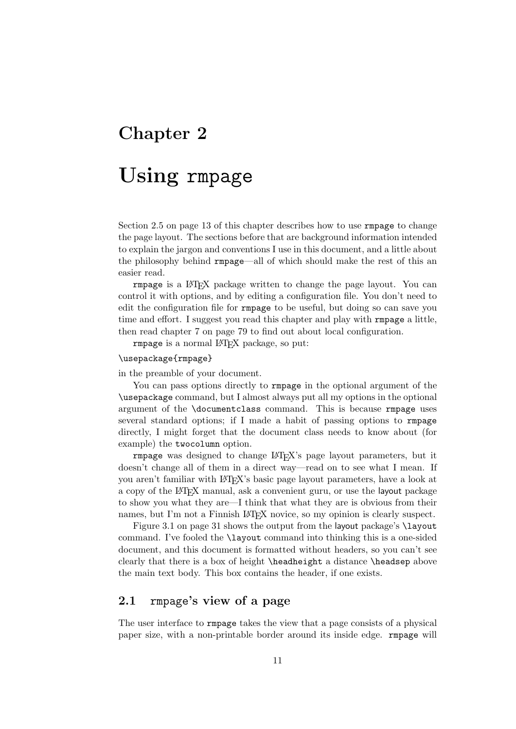# Chapter 2

# Using `rmpage`

Section 2.5 on page 13 of this chapter describes how to use `rmpage` to change the page layout. The sections before that are background information intended to explain the jargon and conventions I use in this document, and a little about the philosophy behind `rmpage`—all of which should make the rest of this an easier read.

`rmpage` is a LaTeX package written to change the page layout. You can control it with options, and by editing a configuration file. You don't need to edit the configuration file for `rmpage` to be useful, but doing so can save you time and effort. I suggest you read this chapter and play with `rmpage` a little, then read chapter 7 on page 79 to find out about local configuration.

`rmpage` is a normal LaTeX package, so put:

```
\usepackage{rmpage}
```

in the preamble of your document.

You can pass options directly to `rmpage` in the optional argument of the `\usepackage` command, but I almost always put all my options in the optional argument of the `\documentclass` command. This is because `rmpage` uses several standard options; if I made a habit of passing options to `rmpage` directly, I might forget that the document class needs to know about (for example) the `twocolumn` option.

`rmpage` was designed to change LaTeX's page layout parameters, but it doesn't change all of them in a direct way—read on to see what I mean. If you aren't familiar with LaTeX's basic page layout parameters, have a look at a copy of the LaTeX manual, ask a convenient guru, or use the layout package to show you what they are—I think that what they are is obvious from their names, but I'm not a Finnish LaTeX novice, so my opinion is clearly suspect.

Figure 3.1 on page 31 shows the output from the layout package's `\layout` command. I've fooled the `\layout` command into thinking this is a one-sided document, and this document is formatted without headers, so you can't see clearly that there is a box of height `\headheight` a distance `\headsep` above the main text body. This box contains the header, if one exists.

## 2.1 `rmpage`'s view of a page

The user interface to `rmpage` takes the view that a page consists of a physical paper size, with a non-printable border around its inside edge. `rmpage` will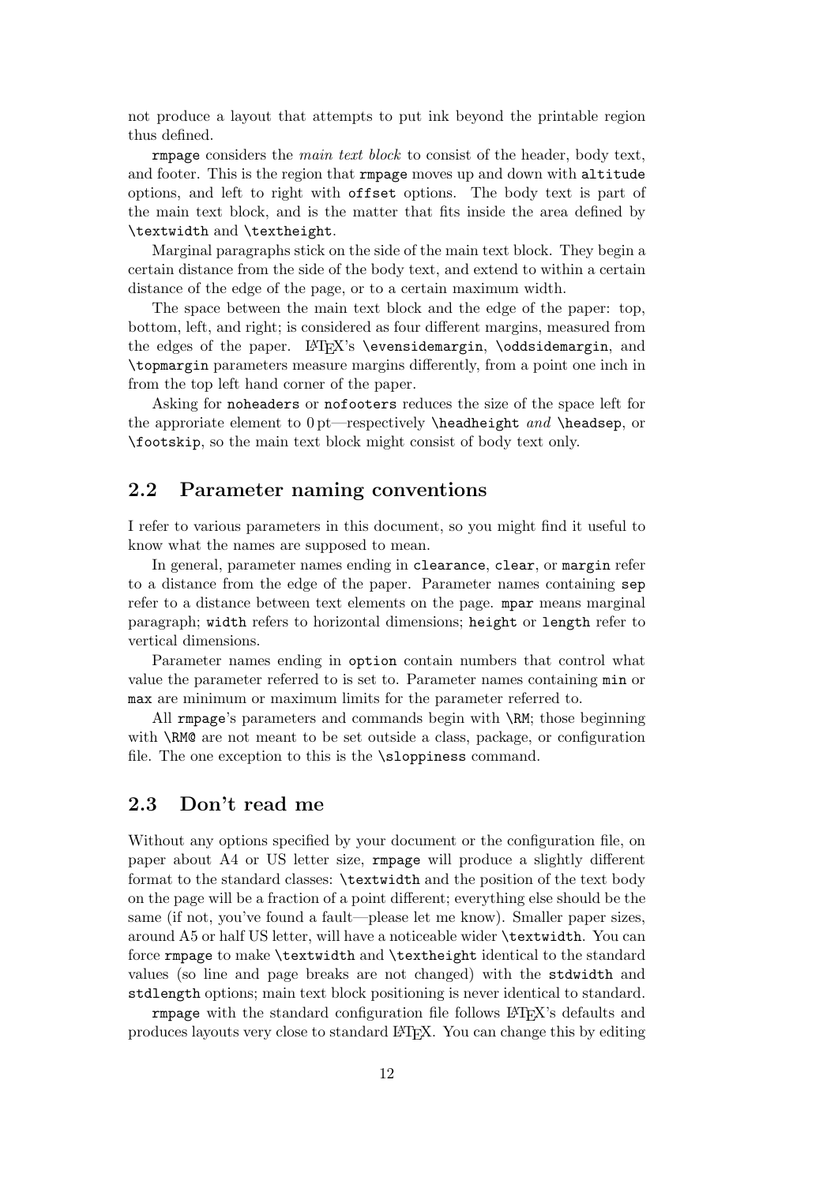not produce a layout that attempts to put ink beyond the printable region thus defined.

`rmpage` considers the *main text block* to consist of the header, body text, and footer. This is the region that `rmpage` moves up and down with `altitude` options, and left to right with `offset` options. The body text is part of the main text block, and is the matter that fits inside the area defined by `\textwidth` and `\textheight`.

Marginal paragraphs stick on the side of the main text block. They begin a certain distance from the side of the body text, and extend to within a certain distance of the edge of the page, or to a certain maximum width.

The space between the main text block and the edge of the paper: top, bottom, left, and right; is considered as four different margins, measured from the edges of the paper. LaTeX's `\evensidemargin`, `\oddsidemargin`, and `\topmargin` parameters measure margins differently, from a point one inch in from the top left hand corner of the paper.

Asking for `noheaders` or `nofooters` reduces the size of the space left for the approriate element to 0 pt—respectively `\headheight` *and* `\headsep`, or `\footskip`, so the main text block might consist of body text only.

## 2.2 Parameter naming conventions

I refer to various parameters in this document, so you might find it useful to know what the names are supposed to mean.

In general, parameter names ending in `clearance`, `clear`, or `margin` refer to a distance from the edge of the paper. Parameter names containing `sep` refer to a distance between text elements on the page. `mpar` means marginal paragraph; `width` refers to horizontal dimensions; `height` or `length` refer to vertical dimensions.

Parameter names ending in `option` contain numbers that control what value the parameter referred to is set to. Parameter names containing `min` or `max` are minimum or maximum limits for the parameter referred to.

All `rmpage`'s parameters and commands begin with `\RM`; those beginning with `\RM@` are not meant to be set outside a class, package, or configuration file. The one exception to this is the `\sloppiness` command.

## 2.3 Don't read me

Without any options specified by your document or the configuration file, on paper about A4 or US letter size, `rmpage` will produce a slightly different format to the standard classes: `\textwidth` and the position of the text body on the page will be a fraction of a point different; everything else should be the same (if not, you've found a fault—please let me know). Smaller paper sizes, around A5 or half US letter, will have a noticeable wider `\textwidth`. You can force `rmpage` to make `\textwidth` and `\textheight` identical to the standard values (so line and page breaks are not changed) with the `stdwidth` and `stdlength` options; main text block positioning is never identical to standard.

`rmpage` with the standard configuration file follows LaTeX's defaults and produces layouts very close to standard LaTeX. You can change this by editing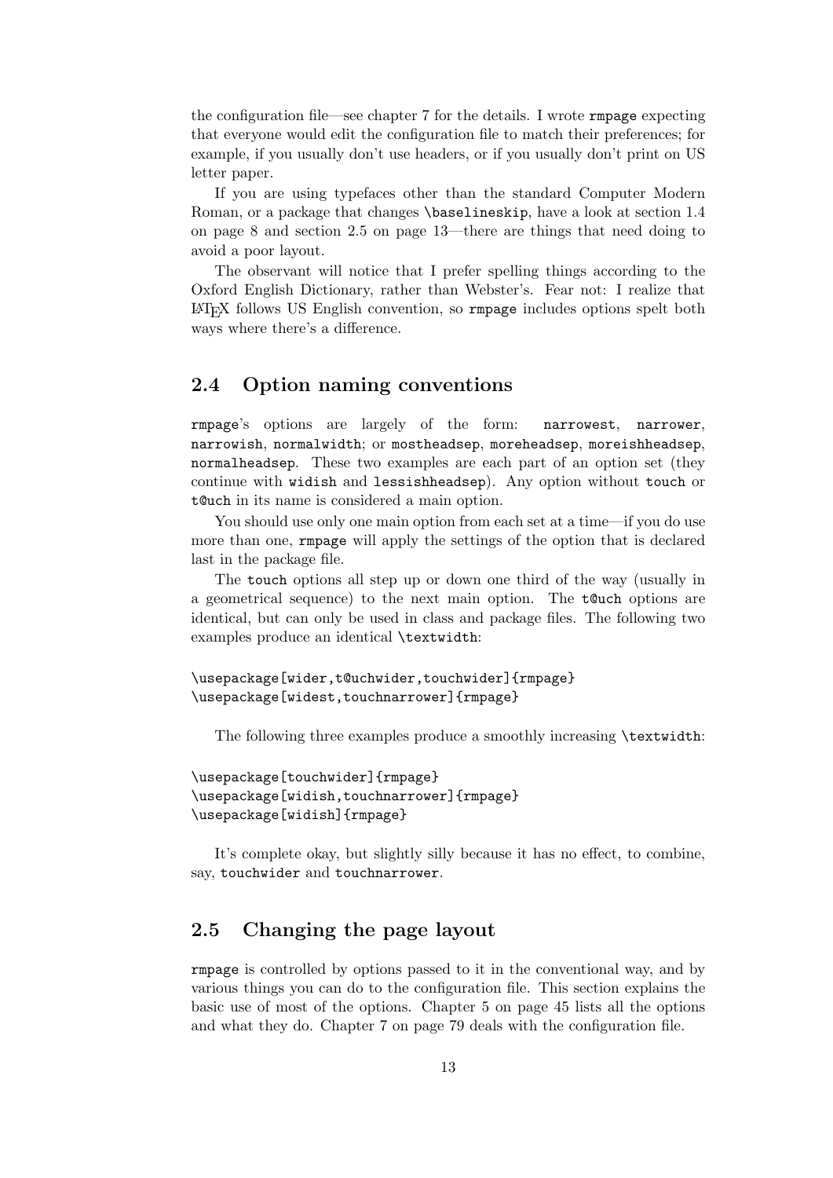the configuration file—see chapter 7 for the details. I wrote `rmpage` expecting that everyone would edit the configuration file to match their preferences; for example, if you usually don't use headers, or if you usually don't print on US letter paper.

If you are using typefaces other than the standard Computer Modern Roman, or a package that changes `\baselineskip`, have a look at section 1.4 on page 8 and section 2.5 on page 13—there are things that need doing to avoid a poor layout.

The observant will notice that I prefer spelling things according to the Oxford English Dictionary, rather than Webster's. Fear not: I realize that LaTeX follows US English convention, so `rmpage` includes options spelt both ways where there's a difference.

## 2.4 Option naming conventions

`rmpage`'s options are largely of the form: `narrowest`, `narrower`, `narrowish`, `normalwidth`; or `mostheadsep`, `moreheadsep`, `moreishheadsep`, `normalheadsep`. These two examples are each part of an option set (they continue with `widish` and `lessishheadsep`). Any option without `touch` or `t@uch` in its name is considered a main option.

You should use only one main option from each set at a time—if you do use more than one, `rmpage` will apply the settings of the option that is declared last in the package file.

The `touch` options all step up or down one third of the way (usually in a geometrical sequence) to the next main option. The `t@uch` options are identical, but can only be used in class and package files. The following two examples produce an identical `\textwidth`:

```
\usepackage[wider,t@uchwider,touchwider]{rmpage}
\usepackage[widest,touchnarrower]{rmpage}
```

The following three examples produce a smoothly increasing `\textwidth`:

```
\usepackage[touchwider]{rmpage}
\usepackage[widish,touchnarrower]{rmpage}
\usepackage[widish]{rmpage}
```

It's complete okay, but slightly silly because it has no effect, to combine, say, `touchwider` and `touchnarrower`.

## 2.5 Changing the page layout

`rmpage` is controlled by options passed to it in the conventional way, and by various things you can do to the configuration file. This section explains the basic use of most of the options. Chapter 5 on page 45 lists all the options and what they do. Chapter 7 on page 79 deals with the configuration file.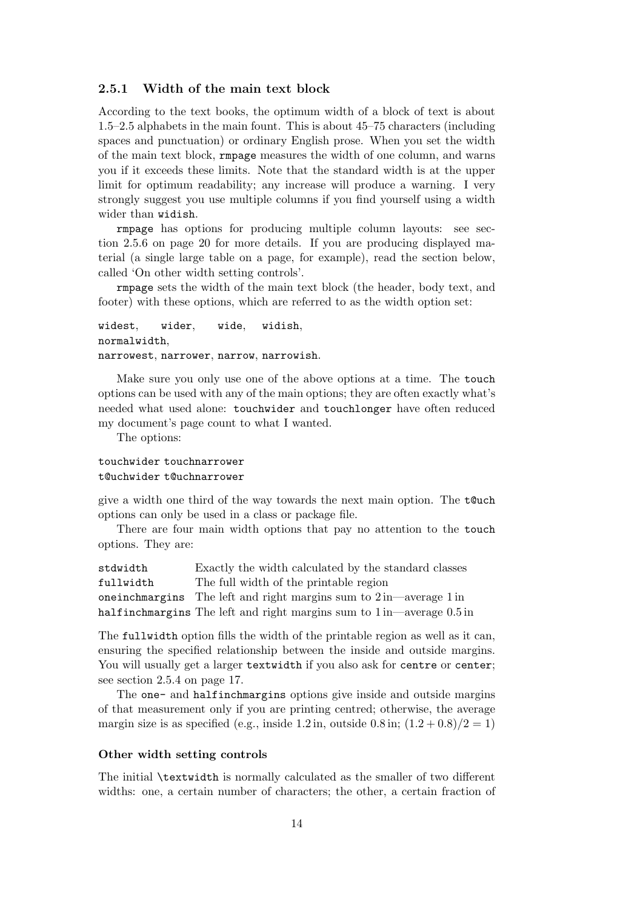### 2.5.1 Width of the main text block

According to the text books, the optimum width of a block of text is about 1.5–2.5 alphabets in the main fount. This is about 45–75 characters (including spaces and punctuation) or ordinary English prose. When you set the width of the main text block, `rmpage` measures the width of one column, and warns you if it exceeds these limits. Note that the standard width is at the upper limit for optimum readability; any increase will produce a warning. I very strongly suggest you use multiple columns if you find yourself using a width wider than `widish`.

`rmpage` has options for producing multiple column layouts: see section 2.5.6 on page 20 for more details. If you are producing displayed material (a single large table on a page, for example), read the section below, called 'On other width setting controls'.

`rmpage` sets the width of the main text block (the header, body text, and footer) with these options, which are referred to as the width option set:

`widest`, `wider`, `wide`, `widish`,
`normalwidth`,
`narrowest`, `narrower`, `narrow`, `narrowish`.

Make sure you only use one of the above options at a time. The `touch` options can be used with any of the main options; they are often exactly what's needed what used alone: `touchwider` and `touchlonger` have often reduced my document's page count to what I wanted.

The options:

`touchwider` `touchnarrower`
`t@uchwider` `t@uchnarrower`

give a width one third of the way towards the next main option. The `t@uch` options can only be used in a class or package file.

There are four main width options that pay no attention to the `touch` options. They are:

| | |
|---|---|
| `stdwidth` | Exactly the width calculated by the standard classes |
| `fullwidth` | The full width of the printable region |
| `oneinchmargins` | The left and right margins sum to 2 in—average 1 in |
| `halfinchmargins` | The left and right margins sum to 1 in—average 0.5 in |

The `fullwidth` option fills the width of the printable region as well as it can, ensuring the specified relationship between the inside and outside margins. You will usually get a larger `textwidth` if you also ask for `centre` or `center`; see section 2.5.4 on page 17.

The `one-` and `halfinchmargins` options give inside and outside margins of that measurement only if you are printing centred; otherwise, the average margin size is as specified (e.g., inside 1.2 in, outside 0.8 in; $(1.2 + 0.8)/2 = 1$)

#### Other width setting controls

The initial `\textwidth` is normally calculated as the smaller of two different widths: one, a certain number of characters; the other, a certain fraction of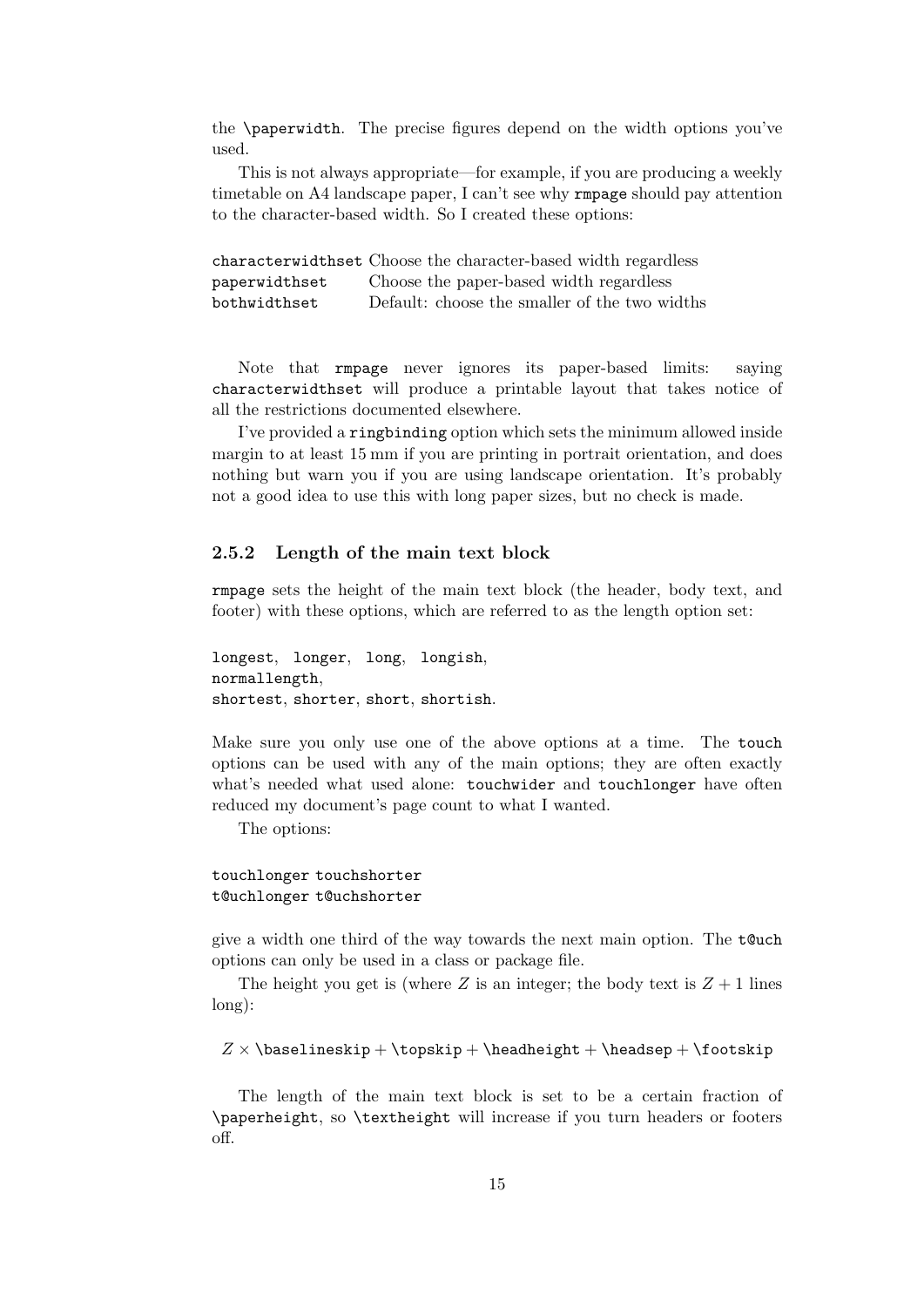the `\paperwidth`. The precise figures depend on the width options you've used.

This is not always appropriate—for example, if you are producing a weekly timetable on A4 landscape paper, I can't see why `rmpage` should pay attention to the character-based width. So I created these options:

| | |
|---|---|
| `characterwidthset` | Choose the character-based width regardless |
| `paperwidthset` | Choose the paper-based width regardless |
| `bothwidthset` | Default: choose the smaller of the two widths |

Note that `rmpage` never ignores its paper-based limits: saying `characterwidthset` will produce a printable layout that takes notice of all the restrictions documented elsewhere.

I've provided a `ringbinding` option which sets the minimum allowed inside margin to at least 15 mm if you are printing in portrait orientation, and does nothing but warn you if you are using landscape orientation. It's probably not a good idea to use this with long paper sizes, but no check is made.

### 2.5.2 Length of the main text block

`rmpage` sets the height of the main text block (the header, body text, and footer) with these options, which are referred to as the length option set:

`longest`, `longer`, `long`, `longish`,
`normallength`,
`shortest`, `shorter`, `short`, `shortish`.

Make sure you only use one of the above options at a time. The `touch` options can be used with any of the main options; they are often exactly what's needed what used alone: `touchwider` and `touchlonger` have often reduced my document's page count to what I wanted.

The options:

`touchlonger` `touchshorter`
`t@uchlonger` `t@uchshorter`

give a width one third of the way towards the next main option. The `t@uch` options can only be used in a class or package file.

The height you get is (where $Z$ is an integer; the body text is $Z + 1$ lines long):

$$Z \times \texttt{\textbackslash baselineskip} + \texttt{\textbackslash topskip} + \texttt{\textbackslash headheight} + \texttt{\textbackslash headsep} + \texttt{\textbackslash footskip}$$

The length of the main text block is set to be a certain fraction of `\paperheight`, so `\textheight` will increase if you turn headers or footers off.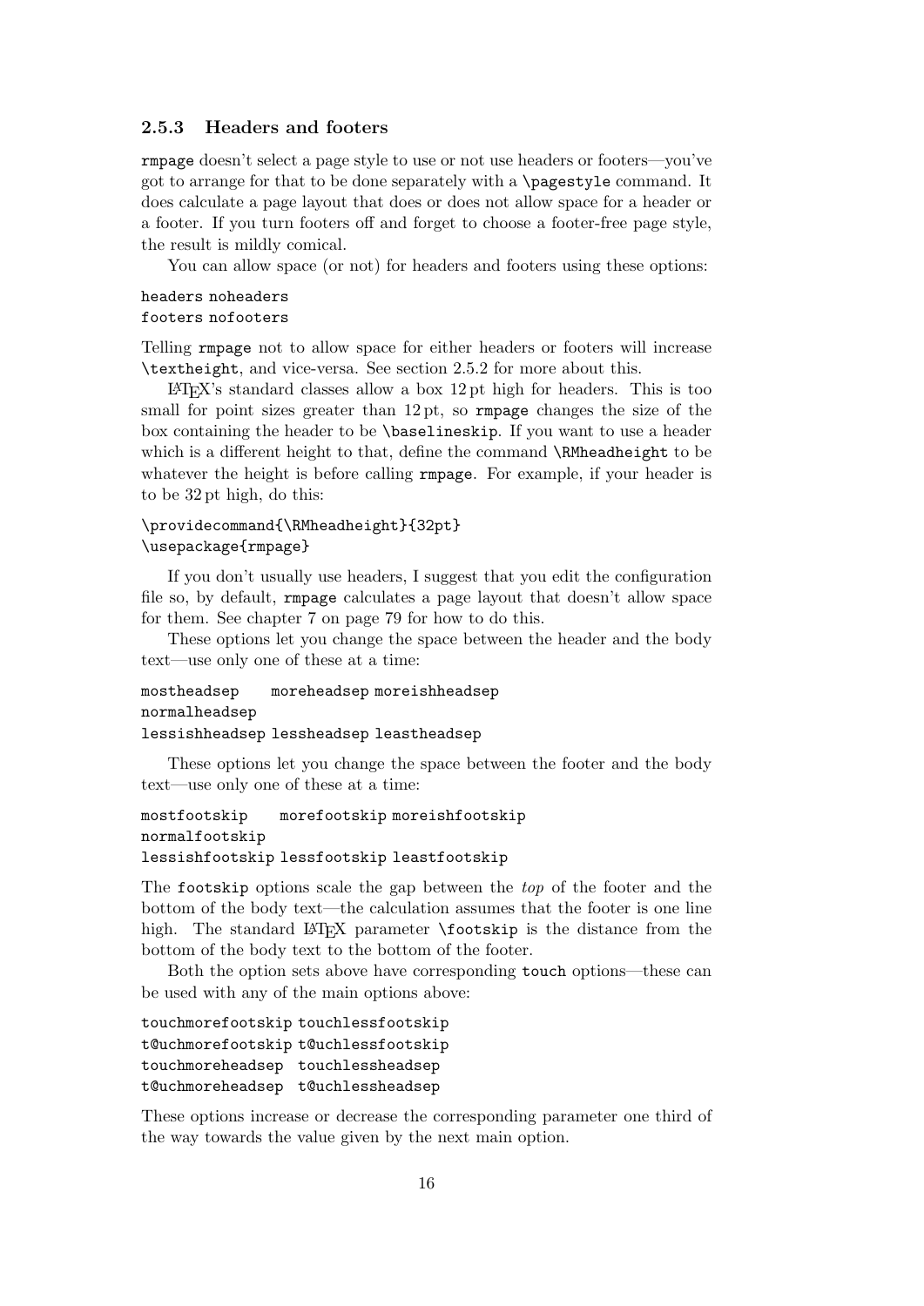### 2.5.3 Headers and footers

`rmpage` doesn't select a page style to use or not use headers or footers—you've got to arrange for that to be done separately with a `\pagestyle` command. It does calculate a page layout that does or does not allow space for a header or a footer. If you turn footers off and forget to choose a footer-free page style, the result is mildly comical.

You can allow space (or not) for headers and footers using these options:

```
headers noheaders
footers nofooters
```

Telling `rmpage` not to allow space for either headers or footers will increase `\textheight`, and vice-versa. See section 2.5.2 for more about this.

LaTeX's standard classes allow a box 12 pt high for headers. This is too small for point sizes greater than 12 pt, so `rmpage` changes the size of the box containing the header to be `\baselineskip`. If you want to use a header which is a different height to that, define the command `\RMheadheight` to be whatever the height is before calling `rmpage`. For example, if your header is to be 32 pt high, do this:

```
\providecommand{\RMheadheight}{32pt}
\usepackage{rmpage}
```

If you don't usually use headers, I suggest that you edit the configuration file so, by default, `rmpage` calculates a page layout that doesn't allow space for them. See chapter 7 on page 79 for how to do this.

These options let you change the space between the header and the body text—use only one of these at a time:

```
mostheadsep     moreheadsep moreishheadsep
normalheadsep
lessishheadsep lessheadsep leastheadsep
```

These options let you change the space between the footer and the body text—use only one of these at a time:

```
mostfootskip    morefootskip moreishfootskip
normalfootskip
lessishfootskip lessfootskip leastfootskip
```

The `footskip` options scale the gap between the *top* of the footer and the bottom of the body text—the calculation assumes that the footer is one line high. The standard LaTeX parameter `\footskip` is the distance from the bottom of the body text to the bottom of the footer.

Both the option sets above have corresponding `touch` options—these can be used with any of the main options above:

```
touchmorefootskip touchlessfootskip
t@uchmorefootskip t@uchlessfootskip
touchmoreheadsep  touchlessheadsep
t@uchmoreheadsep  t@uchlessheadsep
```

These options increase or decrease the corresponding parameter one third of the way towards the value given by the next main option.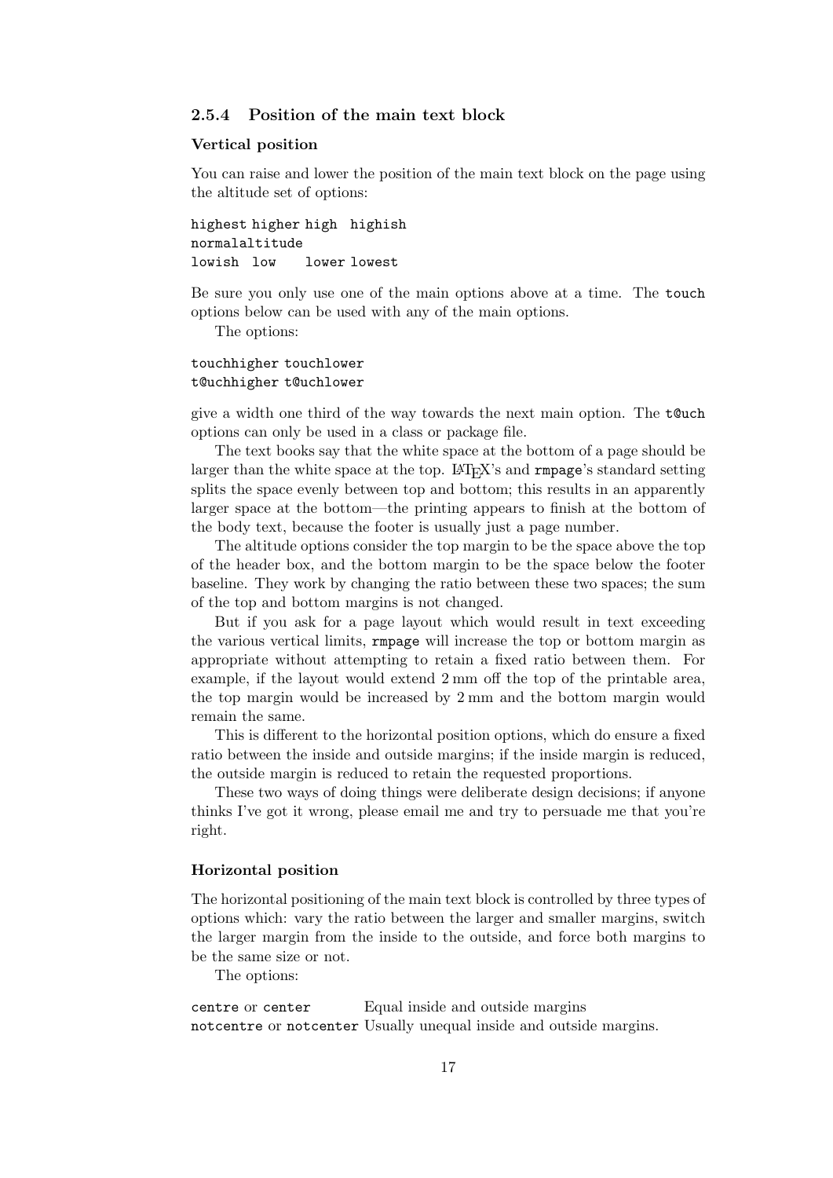### 2.5.4 Position of the main text block

#### Vertical position

You can raise and lower the position of the main text block on the page using the altitude set of options:

```
highest higher high  highish
normalaltitude
lowish  low    lower lowest
```

Be sure you only use one of the main options above at a time. The `touch` options below can be used with any of the main options.

The options:

```
touchhigher touchlower
t@uchhigher t@uchlower
```

give a width one third of the way towards the next main option. The `t@uch` options can only be used in a class or package file.

The text books say that the white space at the bottom of a page should be larger than the white space at the top. LaTeX's and `rmpage`'s standard setting splits the space evenly between top and bottom; this results in an apparently larger space at the bottom—the printing appears to finish at the bottom of the body text, because the footer is usually just a page number.

The altitude options consider the top margin to be the space above the top of the header box, and the bottom margin to be the space below the footer baseline. They work by changing the ratio between these two spaces; the sum of the top and bottom margins is not changed.

But if you ask for a page layout which would result in text exceeding the various vertical limits, `rmpage` will increase the top or bottom margin as appropriate without attempting to retain a fixed ratio between them. For example, if the layout would extend 2 mm off the top of the printable area, the top margin would be increased by 2 mm and the bottom margin would remain the same.

This is different to the horizontal position options, which do ensure a fixed ratio between the inside and outside margins; if the inside margin is reduced, the outside margin is reduced to retain the requested proportions.

These two ways of doing things were deliberate design decisions; if anyone thinks I've got it wrong, please email me and try to persuade me that you're right.

#### Horizontal position

The horizontal positioning of the main text block is controlled by three types of options which: vary the ratio between the larger and smaller margins, switch the larger margin from the inside to the outside, and force both margins to be the same size or not.

The options:

| | |
|---|---|
| `centre` or `center` | Equal inside and outside margins |
| `notcentre` or `notcenter` | Usually unequal inside and outside margins. |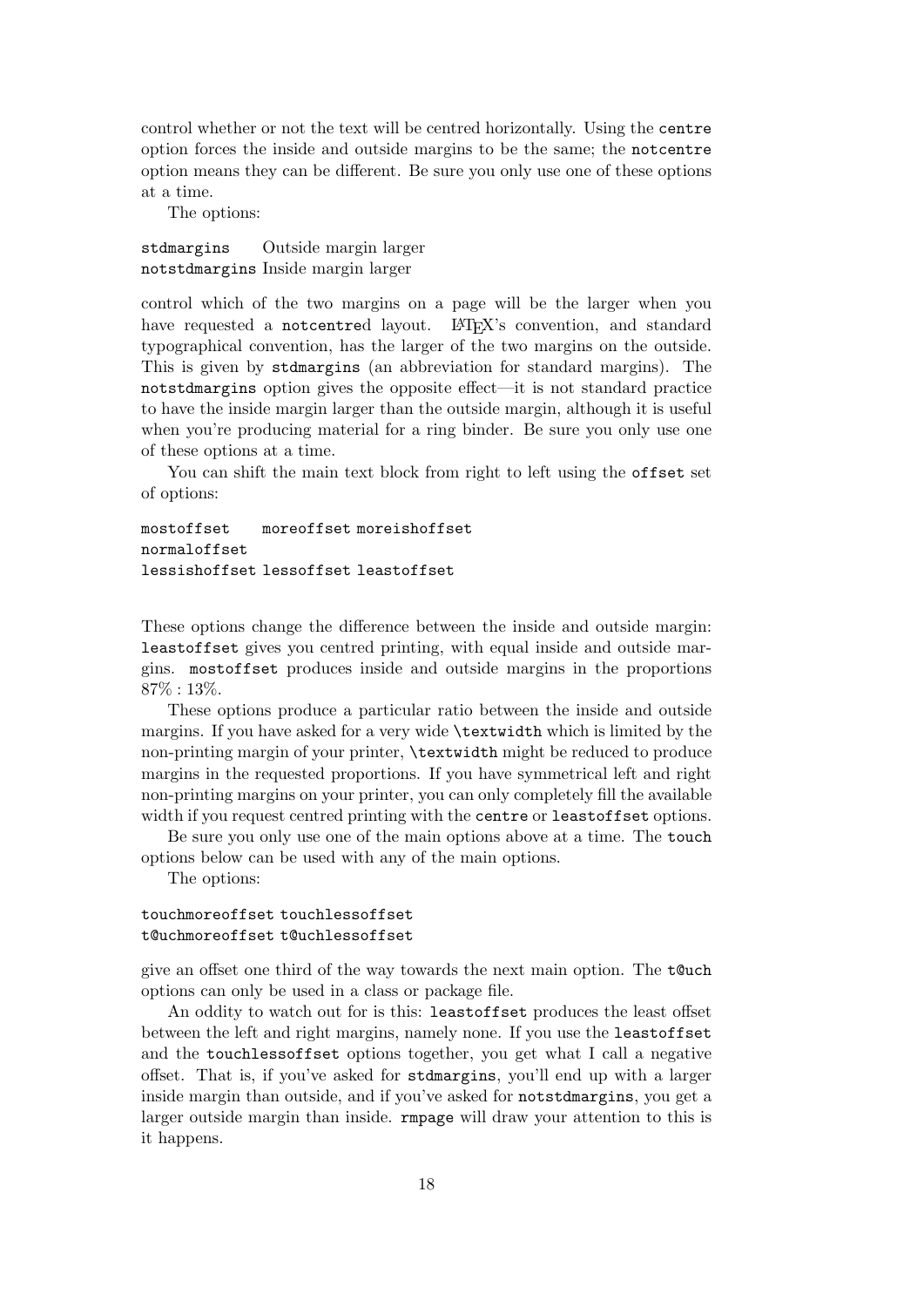control whether or not the text will be centred horizontally. Using the `centre` option forces the inside and outside margins to be the same; the `notcentre` option means they can be different. Be sure you only use one of these options at a time.

The options:

| | |
|---|---|
| `stdmargins` | Outside margin larger |
| `notstdmargins` | Inside margin larger |

control which of the two margins on a page will be the larger when you have requested a `notcentre`d layout. LaTeX's convention, and standard typographical convention, has the larger of the two margins on the outside. This is given by `stdmargins` (an abbreviation for standard margins). The `notstdmargins` option gives the opposite effect—it is not standard practice to have the inside margin larger than the outside margin, although it is useful when you're producing material for a ring binder. Be sure you only use one of these options at a time.

You can shift the main text block from right to left using the `offset` set of options:

```
mostoffset     moreoffset moreishoffset
normaloffset
lessishoffset lessoffset leastoffset
```

These options change the difference between the inside and outside margin: `leastoffset` gives you centred printing, with equal inside and outside margins. `mostoffset` produces inside and outside margins in the proportions 87% : 13%.

These options produce a particular ratio between the inside and outside margins. If you have asked for a very wide `\textwidth` which is limited by the non-printing margin of your printer, `\textwidth` might be reduced to produce margins in the requested proportions. If you have symmetrical left and right non-printing margins on your printer, you can only completely fill the available width if you request centred printing with the `centre` or `leastoffset` options.

Be sure you only use one of the main options above at a time. The `touch` options below can be used with any of the main options.

The options:

```
touchmoreoffset touchlessoffset
t@uchmoreoffset t@uchlessoffset
```

give an offset one third of the way towards the next main option. The `t@uch` options can only be used in a class or package file.

An oddity to watch out for is this: `leastoffset` produces the least offset between the left and right margins, namely none. If you use the `leastoffset` and the `touchlessoffset` options together, you get what I call a negative offset. That is, if you've asked for `stdmargins`, you'll end up with a larger inside margin than outside, and if you've asked for `notstdmargins`, you get a larger outside margin than inside. `rmpage` will draw your attention to this is it happens.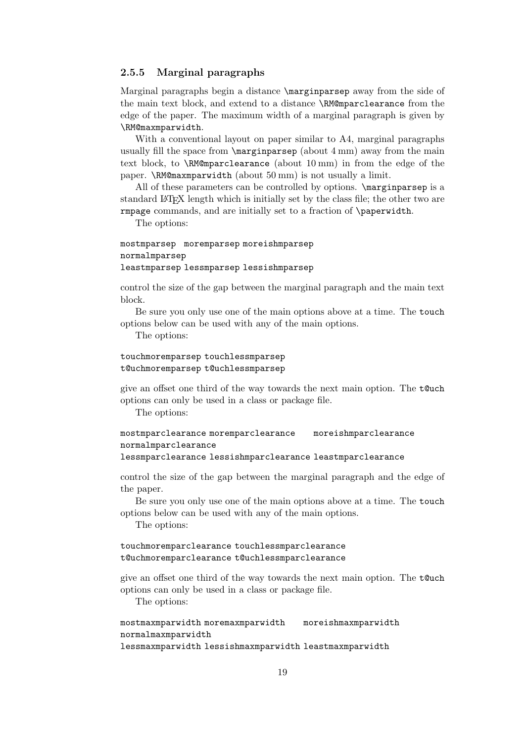### 2.5.5 Marginal paragraphs

Marginal paragraphs begin a distance `\marginparsep` away from the side of the main text block, and extend to a distance `\RM@mparclearance` from the edge of the paper. The maximum width of a marginal paragraph is given by `\RM@maxmparwidth`.

With a conventional layout on paper similar to A4, marginal paragraphs usually fill the space from `\marginparsep` (about 4 mm) away from the main text block, to `\RM@mparclearance` (about 10 mm) in from the edge of the paper. `\RM@maxmparwidth` (about 50 mm) is not usually a limit.

All of these parameters can be controlled by options. `\marginparsep` is a standard LaTeX length which is initially set by the class file; the other two are `rmpage` commands, and are initially set to a fraction of `\paperwidth`.

The options:

```
mostmparsep  moremparsep moreishmparsep
normalmparsep
leastmparsep lessmparsep lessishmparsep
```

control the size of the gap between the marginal paragraph and the main text block.

Be sure you only use one of the main options above at a time. The `touch` options below can be used with any of the main options.

The options:

```
touchmoremparsep touchlessmparsep
t@uchmoremparsep t@uchlessmparsep
```

give an offset one third of the way towards the next main option. The `t@uch` options can only be used in a class or package file.

The options:

```
mostmparclearance moremparclearance    moreishmparclearance
normalmparclearance
lessmparclearance lessishmparclearance leastmparclearance
```

control the size of the gap between the marginal paragraph and the edge of the paper.

Be sure you only use one of the main options above at a time. The `touch` options below can be used with any of the main options.

The options:

```
touchmoremparclearance touchlessmparclearance
t@uchmoremparclearance t@uchlessmparclearance
```

give an offset one third of the way towards the next main option. The `t@uch` options can only be used in a class or package file.

The options:

```
mostmaxmparwidth moremaxmparwidth    moreishmaxmparwidth
normalmaxmparwidth
lessmaxmparwidth lessishmaxmparwidth leastmaxmparwidth
```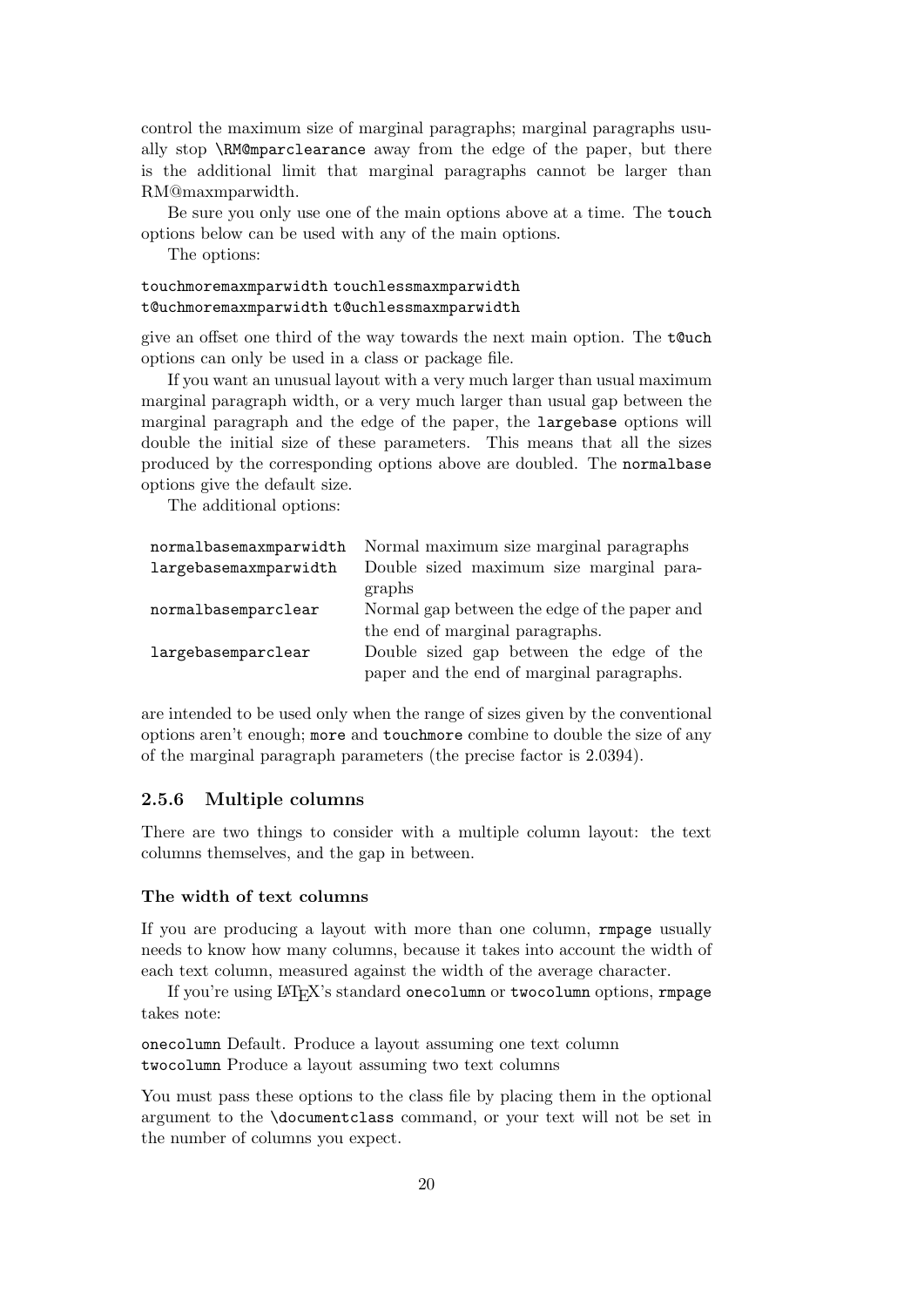control the maximum size of marginal paragraphs; marginal paragraphs usually stop `\RM@mparclearance` away from the edge of the paper, but there is the additional limit that marginal paragraphs cannot be larger than RM@maxmparwidth.

Be sure you only use one of the main options above at a time. The `touch` options below can be used with any of the main options.

The options:

`touchmoremaxmparwidth` `touchlessmaxmparwidth`
`t@uchmoremaxmparwidth` `t@uchlessmaxmparwidth`

give an offset one third of the way towards the next main option. The `t@uch` options can only be used in a class or package file.

If you want an unusual layout with a very much larger than usual maximum marginal paragraph width, or a very much larger than usual gap between the marginal paragraph and the edge of the paper, the `largebase` options will double the initial size of these parameters. This means that all the sizes produced by the corresponding options above are doubled. The `normalbase` options give the default size.

The additional options:

| | |
|---|---|
| `normalbasemaxmparwidth` | Normal maximum size marginal paragraphs |
| `largebasemaxmparwidth` | Double sized maximum size marginal paragraphs |
| `normalbasemparclear` | Normal gap between the edge of the paper and the end of marginal paragraphs. |
| `largebasemparclear` | Double sized gap between the edge of the paper and the end of marginal paragraphs. |

are intended to be used only when the range of sizes given by the conventional options aren't enough; `more` and `touchmore` combine to double the size of any of the marginal paragraph parameters (the precise factor is 2.0394).

### 2.5.6 Multiple columns

There are two things to consider with a multiple column layout: the text columns themselves, and the gap in between.

#### The width of text columns

If you are producing a layout with more than one column, `rmpage` usually needs to know how many columns, because it takes into account the width of each text column, measured against the width of the average character.

If you're using LaTeX's standard `onecolumn` or `twocolumn` options, `rmpage` takes note:

`onecolumn` Default. Produce a layout assuming one text column
`twocolumn` Produce a layout assuming two text columns

You must pass these options to the class file by placing them in the optional argument to the `\documentclass` command, or your text will not be set in the number of columns you expect.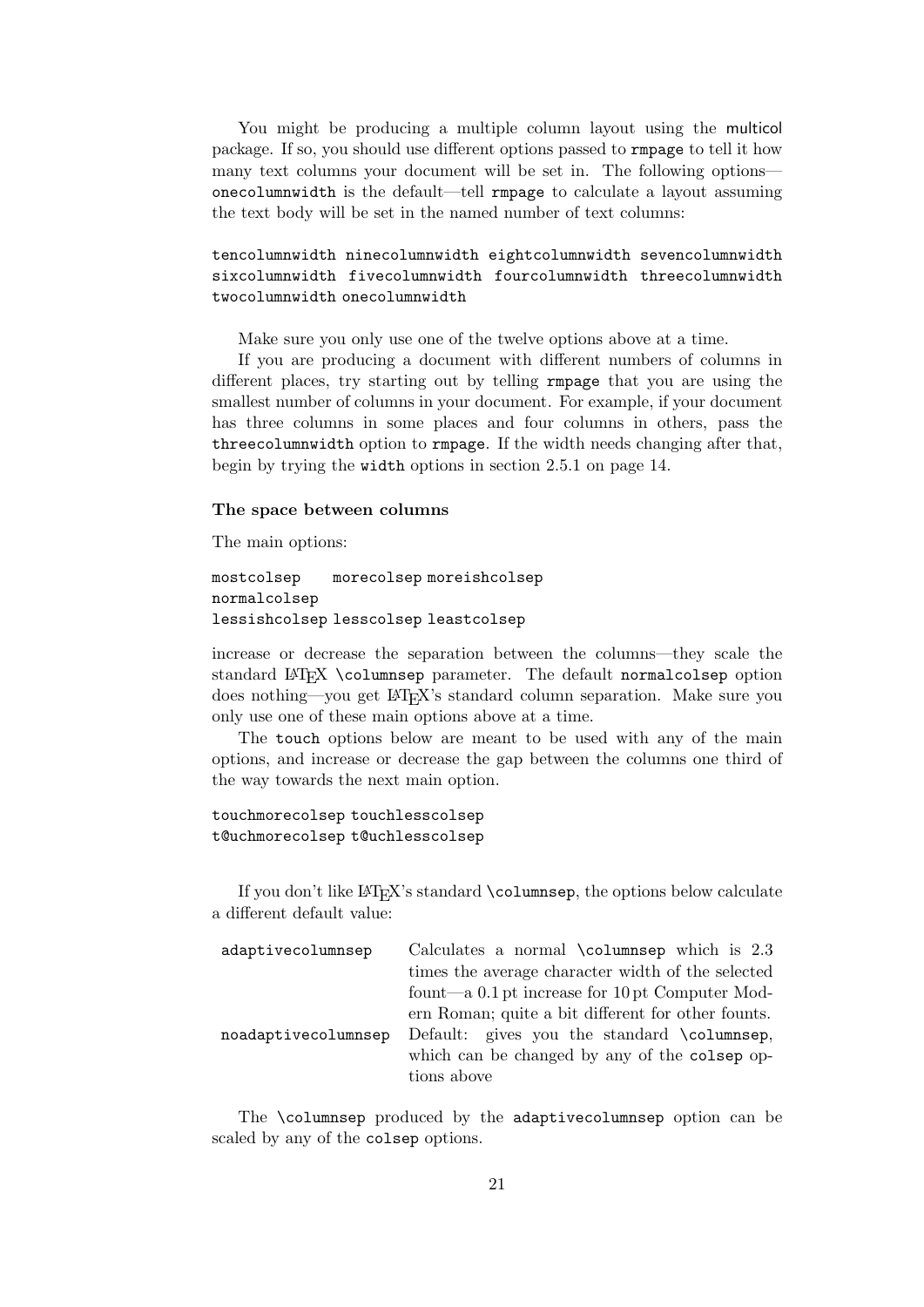You might be producing a multiple column layout using the multicol package. If so, you should use different options passed to `rmpage` to tell it how many text columns your document will be set in. The following options—`onecolumnwidth` is the default—tell `rmpage` to calculate a layout assuming the text body will be set in the named number of text columns:

```
tencolumnwidth ninecolumnwidth eightcolumnwidth sevencolumnwidth
sixcolumnwidth fivecolumnwidth fourcolumnwidth threecolumnwidth
twocolumnwidth onecolumnwidth
```

Make sure you only use one of the twelve options above at a time.

If you are producing a document with different numbers of columns in different places, try starting out by telling `rmpage` that you are using the smallest number of columns in your document. For example, if your document has three columns in some places and four columns in others, pass the `threecolumnwidth` option to `rmpage`. If the width needs changing after that, begin by trying the `width` options in section 2.5.1 on page 14.

#### The space between columns

The main options:

```
mostcolsep    morecolsep moreishcolsep
normalcolsep
lessishcolsep lesscolsep leastcolsep
```

increase or decrease the separation between the columns—they scale the standard LaTeX `\columnsep` parameter. The default `normalcolsep` option does nothing—you get LaTeX's standard column separation. Make sure you only use one of these main options above at a time.

The `touch` options below are meant to be used with any of the main options, and increase or decrease the gap between the columns one third of the way towards the next main option.

```
touchmorecolsep touchlesscolsep
t@uchmorecolsep t@uchlesscolsep
```

If you don't like LaTeX's standard `\columnsep`, the options below calculate a different default value:

| | |
|---|---|
| `adaptivecolumnsep` | Calculates a normal `\columnsep` which is 2.3 times the average character width of the selected fount—a 0.1 pt increase for 10 pt Computer Modern Roman; quite a bit different for other founts. |
| `noadaptivecolumnsep` | Default: gives you the standard `\columnsep`, which can be changed by any of the `colsep` options above |

The `\columnsep` produced by the `adaptivecolumnsep` option can be scaled by any of the `colsep` options.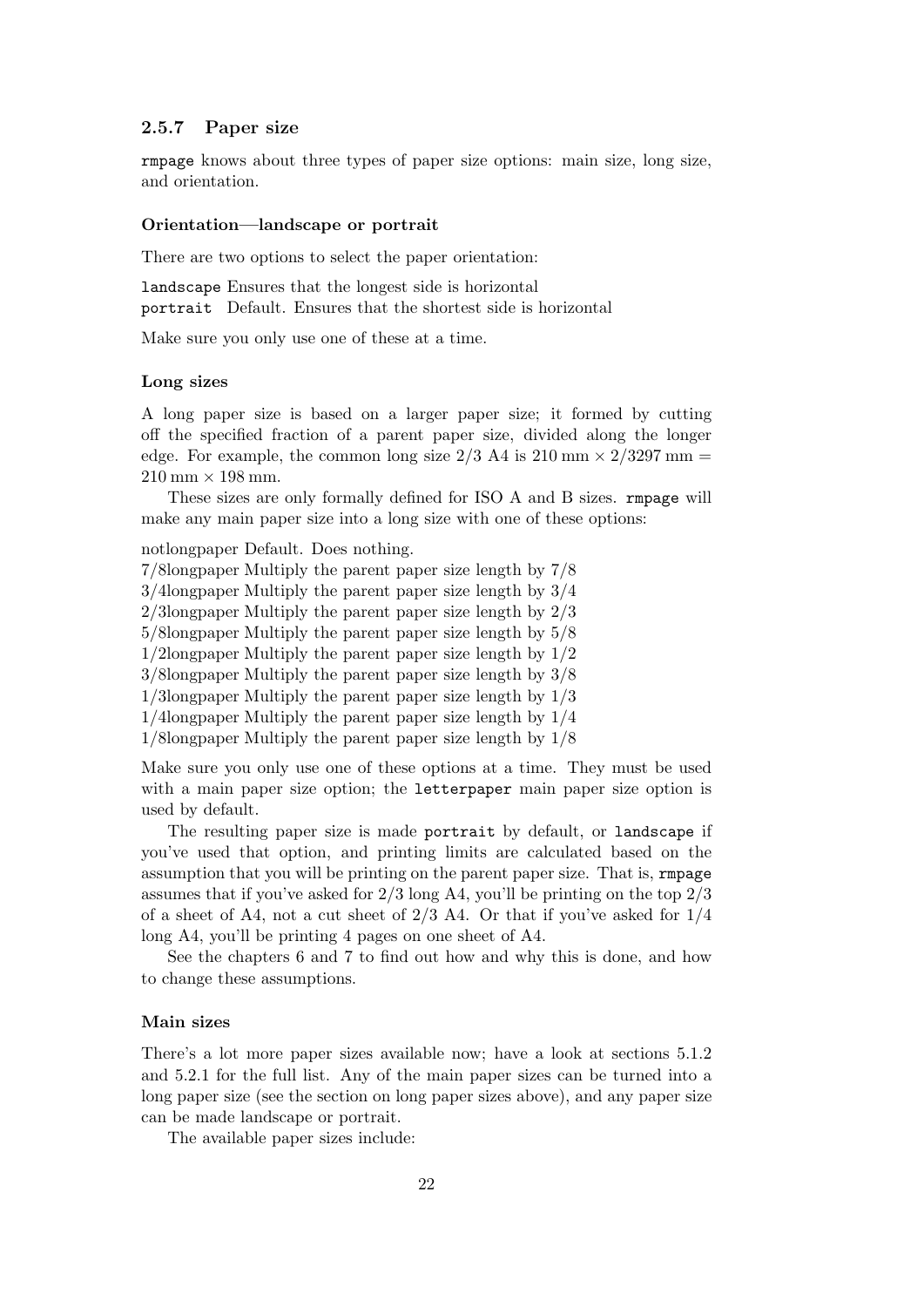### 2.5.7 Paper size

`rmpage` knows about three types of paper size options: main size, long size, and orientation.

#### Orientation—landscape or portrait

There are two options to select the paper orientation:

`landscape` Ensures that the longest side is horizontal
`portrait` Default. Ensures that the shortest side is horizontal

Make sure you only use one of these at a time.

#### Long sizes

A long paper size is based on a larger paper size; it formed by cutting off the specified fraction of a parent paper size, divided along the longer edge. For example, the common long size 2/3 A4 is 210 mm × 2/3297 mm = 210 mm × 198 mm.

These sizes are only formally defined for ISO A and B sizes. `rmpage` will make any main paper size into a long size with one of these options:

notlongpaper Default. Does nothing.
7/8longpaper Multiply the parent paper size length by 7/8
3/4longpaper Multiply the parent paper size length by 3/4
2/3longpaper Multiply the parent paper size length by 2/3
5/8longpaper Multiply the parent paper size length by 5/8
1/2longpaper Multiply the parent paper size length by 1/2
3/8longpaper Multiply the parent paper size length by 3/8
1/3longpaper Multiply the parent paper size length by 1/3
1/4longpaper Multiply the parent paper size length by 1/4
1/8longpaper Multiply the parent paper size length by 1/8

Make sure you only use one of these options at a time. They must be used with a main paper size option; the `letterpaper` main paper size option is used by default.

The resulting paper size is made `portrait` by default, or `landscape` if you've used that option, and printing limits are calculated based on the assumption that you will be printing on the parent paper size. That is, `rmpage` assumes that if you've asked for 2/3 long A4, you'll be printing on the top 2/3 of a sheet of A4, not a cut sheet of 2/3 A4. Or that if you've asked for 1/4 long A4, you'll be printing 4 pages on one sheet of A4.

See the chapters 6 and 7 to find out how and why this is done, and how to change these assumptions.

#### Main sizes

There's a lot more paper sizes available now; have a look at sections 5.1.2 and 5.2.1 for the full list. Any of the main paper sizes can be turned into a long paper size (see the section on long paper sizes above), and any paper size can be made landscape or portrait.

The available paper sizes include: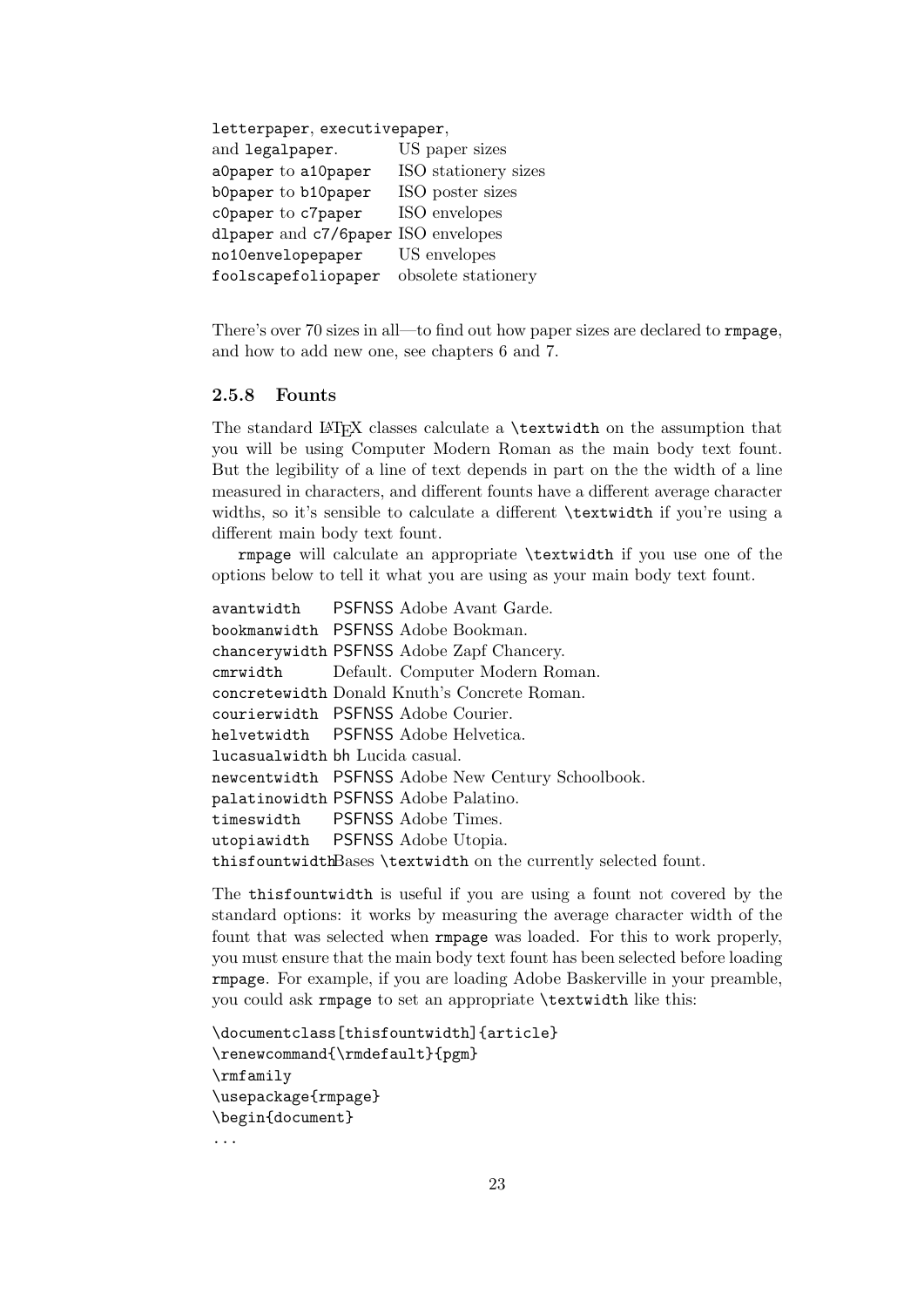| | |
|---|---|
| `letterpaper`, `executivepaper`, and `legalpaper`. | US paper sizes |
| `a0paper` to `a10paper` | ISO stationery sizes |
| `b0paper` to `b10paper` | ISO poster sizes |
| `c0paper` to `c7paper` | ISO envelopes |
| `dlpaper` and `c7/6paper` | ISO envelopes |
| `no10envelopepaper` | US envelopes |
| `foolscapefoliopaper` | obsolete stationery |

There's over 70 sizes in all—to find out how paper sizes are declared to `rmpage`, and how to add new one, see chapters 6 and 7.

### 2.5.8 Founts

The standard LaTeX classes calculate a `\textwidth` on the assumption that you will be using Computer Modern Roman as the main body text fount. But the legibility of a line of text depends in part on the the width of a line measured in characters, and different founts have a different average character widths, so it's sensible to calculate a different `\textwidth` if you're using a different main body text fount.

`rmpage` will calculate an appropriate `\textwidth` if you use one of the options below to tell it what you are using as your main body text fount.

| | |
|---|---|
| `avantwidth` | PSFNSS Adobe Avant Garde. |
| `bookmanwidth` | PSFNSS Adobe Bookman. |
| `chancerywidth` | PSFNSS Adobe Zapf Chancery. |
| `cmrwidth` | Default. Computer Modern Roman. |
| `concretewidth` | Donald Knuth's Concrete Roman. |
| `courierwidth` | PSFNSS Adobe Courier. |
| `helvetwidth` | PSFNSS Adobe Helvetica. |
| `lucasualwidth` | bh Lucida casual. |
| `newcentwidth` | PSFNSS Adobe New Century Schoolbook. |
| `palatinowidth` | PSFNSS Adobe Palatino. |
| `timeswidth` | PSFNSS Adobe Times. |
| `utopiawidth` | PSFNSS Adobe Utopia. |
| `thisfountwidth` | Bases `\textwidth` on the currently selected fount. |

The `thisfountwidth` is useful if you are using a fount not covered by the standard options: it works by measuring the average character width of the fount that was selected when `rmpage` was loaded. For this to work properly, you must ensure that the main body text fount has been selected before loading `rmpage`. For example, if you are loading Adobe Baskerville in your preamble, you could ask `rmpage` to set an appropriate `\textwidth` like this:

```
\documentclass[thisfountwidth]{article}
\renewcommand{\rmdefault}{pgm}
\rmfamily
\usepackage{rmpage}
\begin{document}
...
```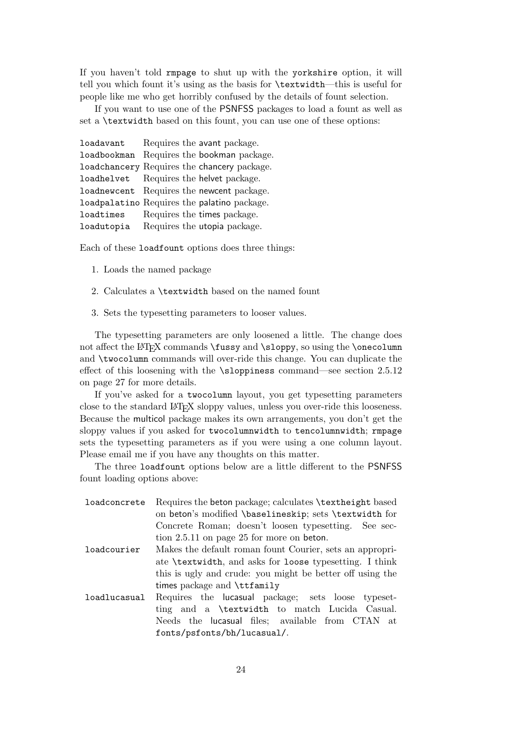If you haven't told `rmpage` to shut up with the `yorkshire` option, it will tell you which fount it's using as the basis for `\textwidth`—this is useful for people like me who get horribly confused by the details of fount selection.

If you want to use one of the PSNFSS packages to load a fount as well as set a `\textwidth` based on this fount, you can use one of these options:

| | |
|---|---|
| `loadavant` | Requires the avant package. |
| `loadbookman` | Requires the bookman package. |
| `loadchancery` | Requires the chancery package. |
| `loadhelvet` | Requires the helvet package. |
| `loadnewcent` | Requires the newcent package. |
| `loadpalatino` | Requires the palatino package. |
| `loadtimes` | Requires the times package. |
| `loadutopia` | Requires the utopia package. |

Each of these `loadfount` options does three things:

1. Loads the named package
2. Calculates a `\textwidth` based on the named fount
3. Sets the typesetting parameters to looser values.

The typesetting parameters are only loosened a little. The change does not affect the LaTeX commands `\fussy` and `\sloppy`, so using the `\onecolumn` and `\twocolumn` commands will over-ride this change. You can duplicate the effect of this loosening with the `\sloppiness` command—see section 2.5.12 on page 27 for more details.

If you've asked for a `twocolumn` layout, you get typesetting parameters close to the standard LaTeX sloppy values, unless you over-ride this looseness. Because the multicol package makes its own arrangements, you don't get the sloppy values if you asked for `twocolumnwidth` to `tencolumnwidth`; `rmpage` sets the typesetting parameters as if you were using a one column layout. Please email me if you have any thoughts on this matter.

The three `loadfount` options below are a little different to the PSNFSS fount loading options above:

| | |
|---|---|
| `loadconcrete` | Requires the beton package; calculates `\textheight` based on beton's modified `\baselineskip`; sets `\textwidth` for Concrete Roman; doesn't loosen typesetting. See section 2.5.11 on page 25 for more on beton. |
| `loadcourier` | Makes the default roman fount Courier, sets an appropriate `\textwidth`, and asks for `loose` typesetting. I think this is ugly and crude: you might be better off using the times package and `\ttfamily` |
| `loadlucasual` | Requires the lucasual package; sets loose typesetting and a `\textwidth` to match Lucida Casual. Needs the lucasual files; available from CTAN at `fonts/psfonts/bh/lucasual/`. |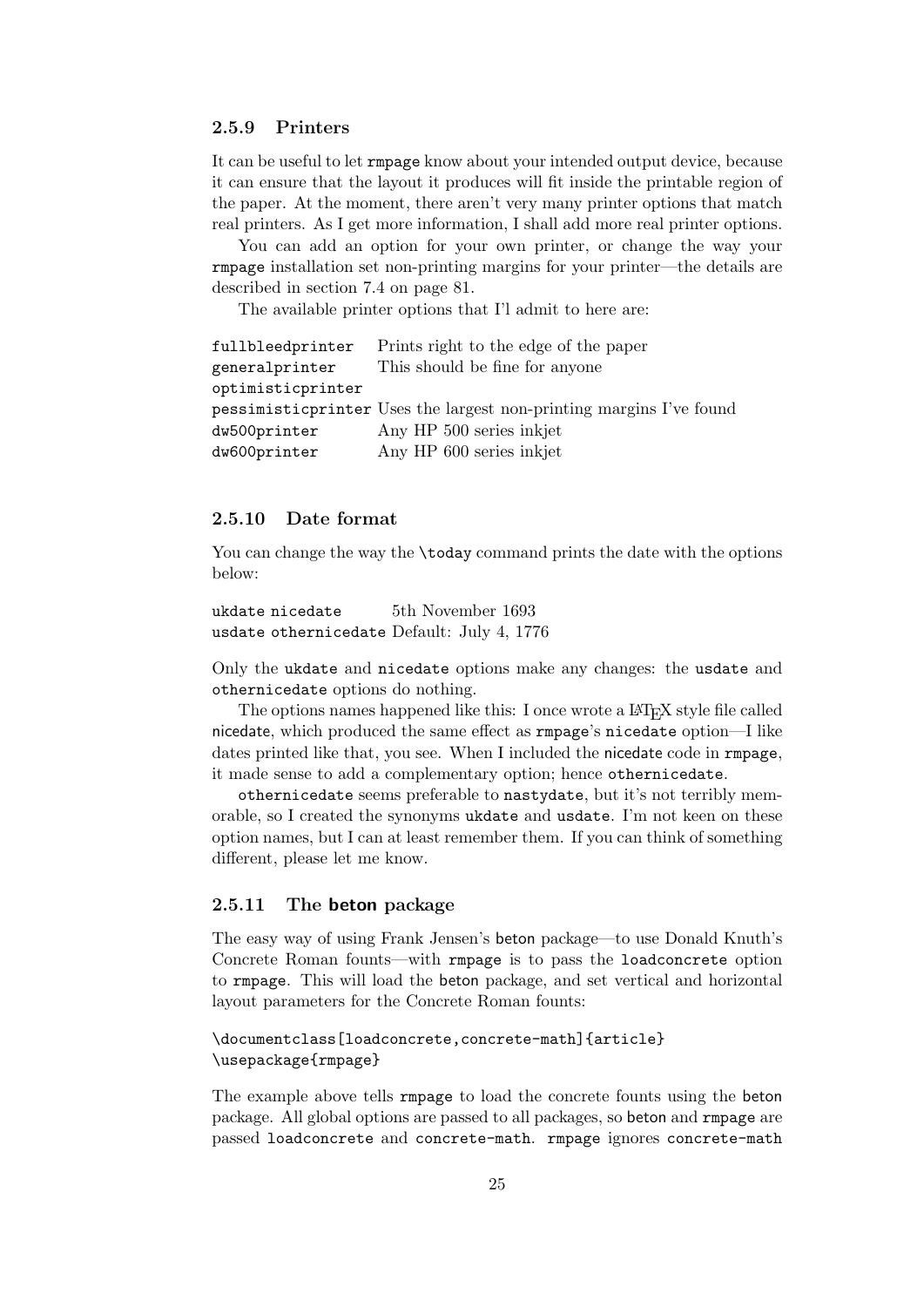### 2.5.9 Printers

It can be useful to let `rmpage` know about your intended output device, because it can ensure that the layout it produces will fit inside the printable region of the paper. At the moment, there aren't very many printer options that match real printers. As I get more information, I shall add more real printer options.

You can add an option for your own printer, or change the way your `rmpage` installation set non-printing margins for your printer—the details are described in section 7.4 on page 81.

The available printer options that I'l admit to here are:

| | |
|---|---|
| `fullbleedprinter` | Prints right to the edge of the paper |
| `generalprinter` | This should be fine for anyone |
| `optimisticprinter` | |
| `pessimisticprinter` | Uses the largest non-printing margins I've found |
| `dw500printer` | Any HP 500 series inkjet |
| `dw600printer` | Any HP 600 series inkjet |

### 2.5.10 Date format

You can change the way the `\today` command prints the date with the options below:

| | | |
|---|---|---|
| `ukdate` | `nicedate` | 5th November 1693 |
| `usdate` | `othernicedate` | Default: July 4, 1776 |

Only the `ukdate` and `nicedate` options make any changes: the `usdate` and `othernicedate` options do nothing.

The options names happened like this: I once wrote a LaTeX style file called nicedate, which produced the same effect as `rmpage`'s `nicedate` option—I like dates printed like that, you see. When I included the nicedate code in `rmpage`, it made sense to add a complementary option; hence `othernicedate`.

`othernicedate` seems preferable to `nastydate`, but it's not terribly memorable, so I created the synonyms `ukdate` and `usdate`. I'm not keen on these option names, but I can at least remember them. If you can think of something different, please let me know.

### 2.5.11 The beton package

The easy way of using Frank Jensen's beton package—to use Donald Knuth's Concrete Roman founts—with `rmpage` is to pass the `loadconcrete` option to `rmpage`. This will load the beton package, and set vertical and horizontal layout parameters for the Concrete Roman founts:

```
\documentclass[loadconcrete,concrete-math]{article}
\usepackage{rmpage}
```

The example above tells `rmpage` to load the concrete founts using the beton package. All global options are passed to all packages, so beton and `rmpage` are passed `loadconcrete` and `concrete-math`. `rmpage` ignores `concrete-math`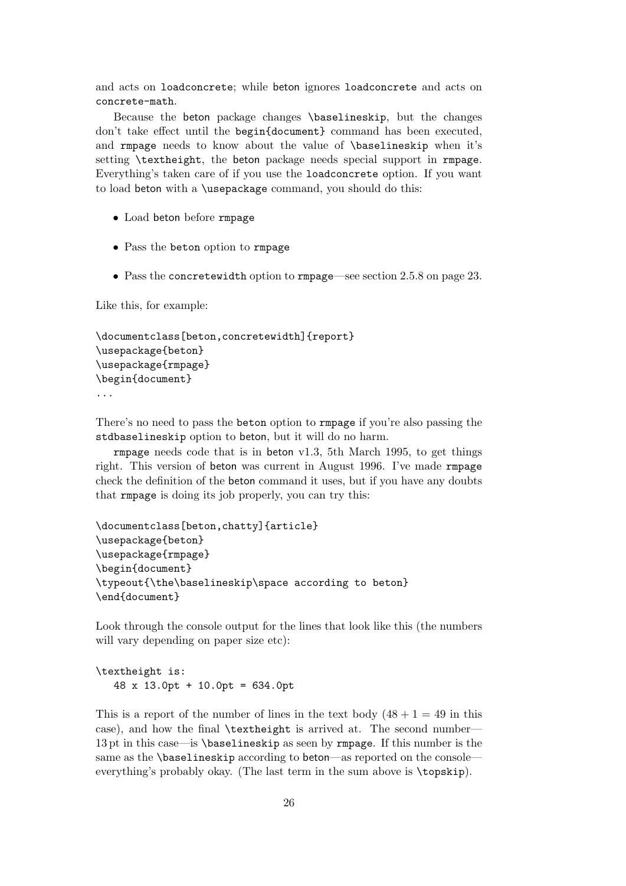and acts on `loadconcrete`; while beton ignores `loadconcrete` and acts on `concrete-math`.

Because the beton package changes `\baselineskip`, but the changes don't take effect until the `begin{document}` command has been executed, and `rmpage` needs to know about the value of `\baselineskip` when it's setting `\textheight`, the beton package needs special support in `rmpage`. Everything's taken care of if you use the `loadconcrete` option. If you want to load beton with a `\usepackage` command, you should do this:

- Load beton before `rmpage`
- Pass the `beton` option to `rmpage`
- Pass the `concretewidth` option to `rmpage`—see section 2.5.8 on page 23.

Like this, for example:

```
\documentclass[beton,concretewidth]{report}
\usepackage{beton}
\usepackage{rmpage}
\begin{document}
...
```

There's no need to pass the `beton` option to `rmpage` if you're also passing the `stdbaselineskip` option to `beton`, but it will do no harm.

`rmpage` needs code that is in `beton` v1.3, 5th March 1995, to get things right. This version of beton was current in August 1996. I've made `rmpage` check the definition of the beton command it uses, but if you have any doubts that `rmpage` is doing its job properly, you can try this:

```
\documentclass[beton,chatty]{article}
\usepackage{beton}
\usepackage{rmpage}
\begin{document}
\typeout{\the\baselineskip\space according to beton}
\end{document}
```

Look through the console output for the lines that look like this (the numbers will vary depending on paper size etc):

```
\textheight is:
   48 x 13.0pt + 10.0pt = 634.0pt
```

This is a report of the number of lines in the text body ($48 + 1 = 49$ in this case), and how the final `\textheight` is arrived at. The second number—13 pt in this case—is `\baselineskip` as seen by `rmpage`. If this number is the same as the `\baselineskip` according to beton—as reported on the console—everything's probably okay. (The last term in the sum above is `\topskip`).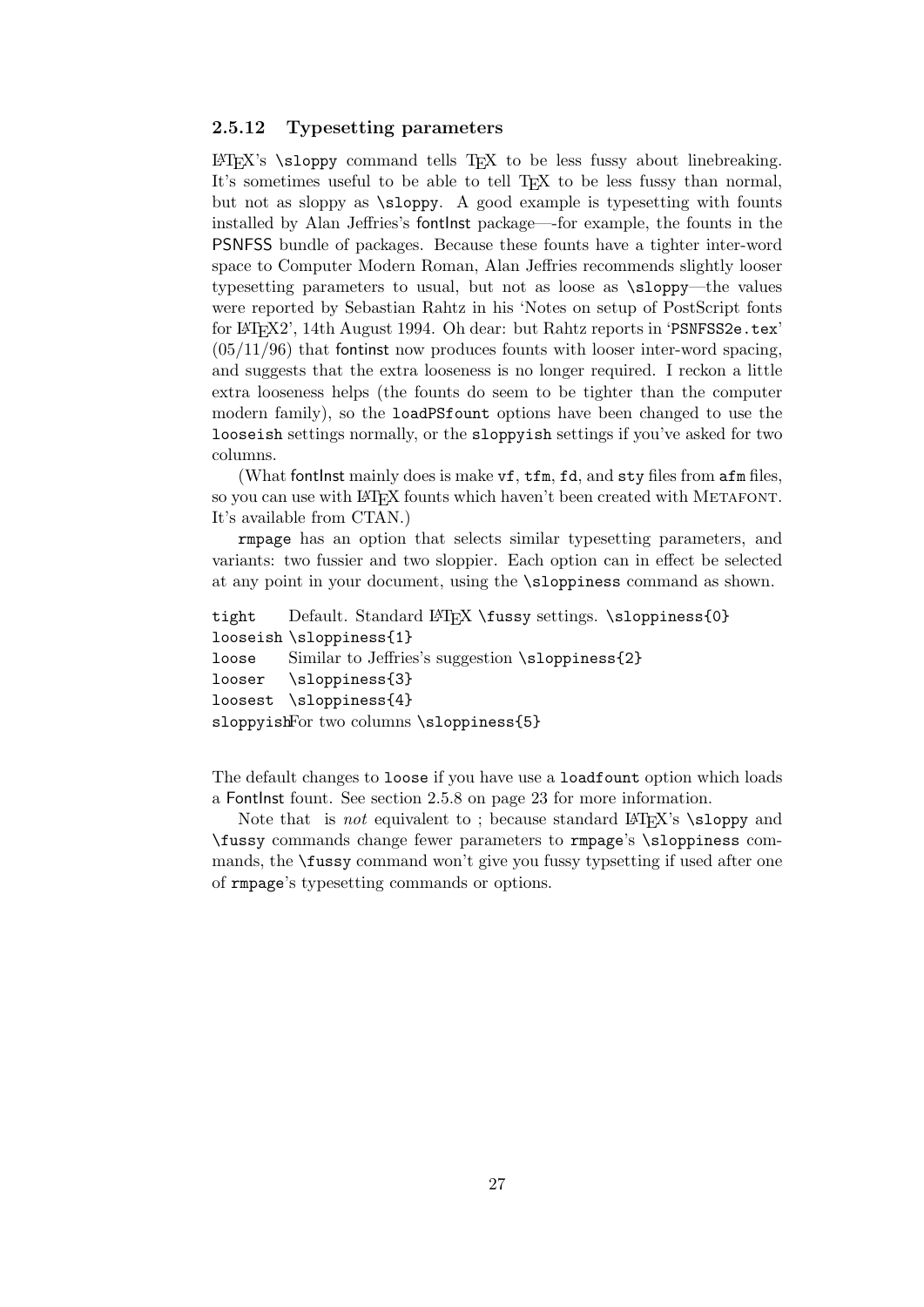### 2.5.12 Typesetting parameters

LaTeX's `\sloppy` command tells TeX to be less fussy about linebreaking. It's sometimes useful to be able to tell TeX to be less fussy than normal, but not as sloppy as `\sloppy`. A good example is typesetting with founts installed by Alan Jeffries's fontInst package—-for example, the founts in the PSNFSS bundle of packages. Because these founts have a tighter inter-word space to Computer Modern Roman, Alan Jeffries recommends slightly looser typesetting parameters to usual, but not as loose as `\sloppy`—the values were reported by Sebastian Rahtz in his 'Notes on setup of PostScript fonts for LaTeX2', 14th August 1994. Oh dear: but Rahtz reports in '`PSNFSS2e.tex`' (05/11/96) that fontinst now produces founts with looser inter-word spacing, and suggests that the extra looseness is no longer required. I reckon a little extra looseness helps (the founts do seem to be tighter than the computer modern family), so the `loadPSfount` options have been changed to use the `looseish` settings normally, or the `sloppyish` settings if you've asked for two columns.

(What fontInst mainly does is make `vf`, `tfm`, `fd`, and `sty` files from `afm` files, so you can use with LaTeX founts which haven't been created with METAFONT. It's available from CTAN.)

`rmpage` has an option that selects similar typesetting parameters, and variants: two fussier and two sloppier. Each option can in effect be selected at any point in your document, using the `\sloppiness` command as shown.

| | |
|---|---|
| `tight` | Default. Standard LaTeX `\fussy` settings. `\sloppiness{0}` |
| `looseish` | `\sloppiness{1}` |
| `loose` | Similar to Jeffries's suggestion `\sloppiness{2}` |
| `looser` | `\sloppiness{3}` |
| `loosest` | `\sloppiness{4}` |
| `sloppyish` | For two columns `\sloppiness{5}` |

The default changes to `loose` if you have use a `loadfount` option which loads a FontInst fount. See section 2.5.8 on page 23 for more information.

Note that  is *not* equivalent to ; because standard LaTeX's `\sloppy` and `\fussy` commands change fewer parameters to `rmpage`'s `\sloppiness` commands, the `\fussy` command won't give you fussy typsetting if used after one of `rmpage`'s typesetting commands or options.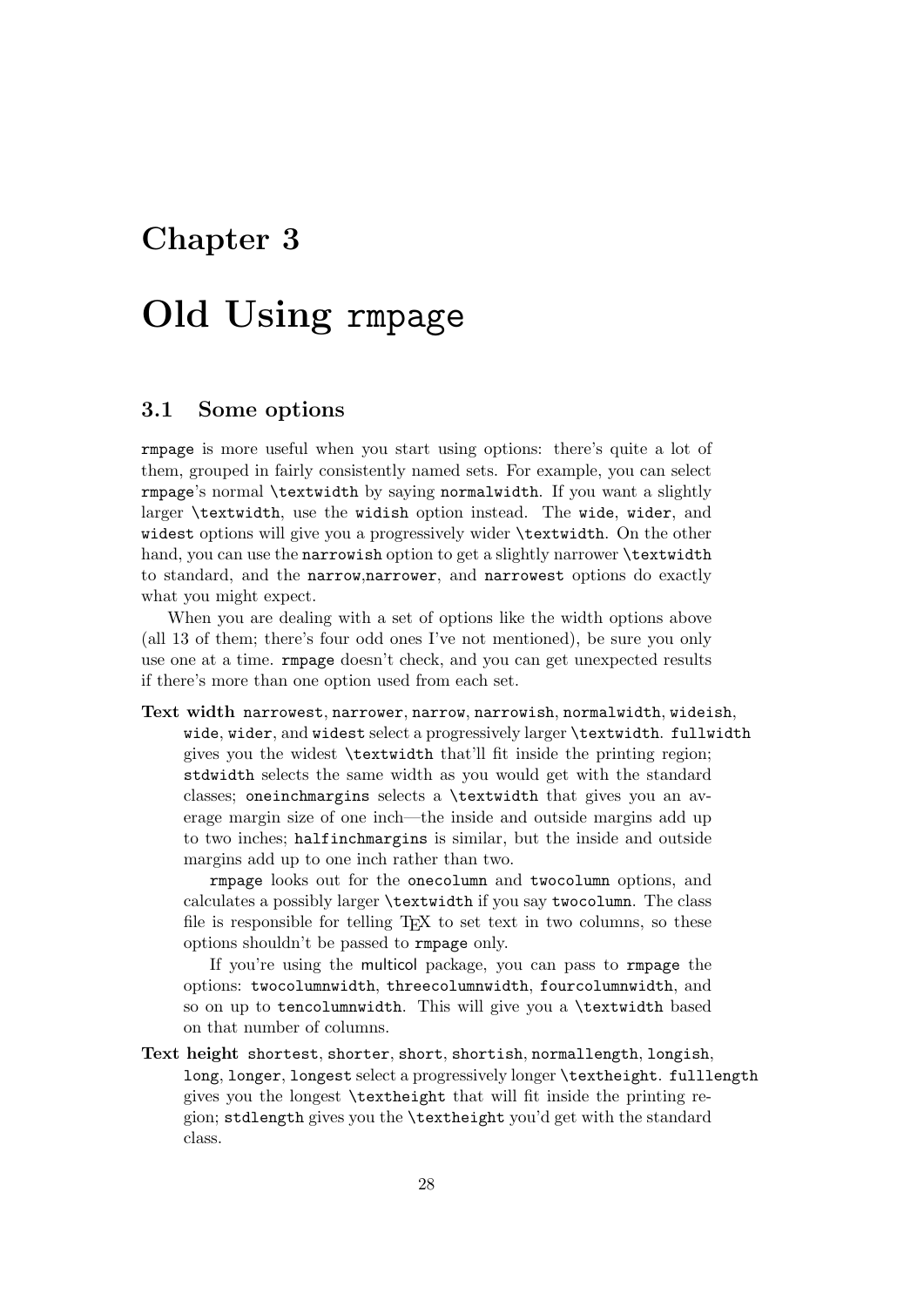# Chapter 3

# Old Using `rmpage`

## 3.1 Some options

`rmpage` is more useful when you start using options: there's quite a lot of them, grouped in fairly consistently named sets. For example, you can select `rmpage`'s normal `\textwidth` by saying `normalwidth`. If you want a slightly larger `\textwidth`, use the `widish` option instead. The `wide`, `wider`, and `widest` options will give you a progressively wider `\textwidth`. On the other hand, you can use the `narrowish` option to get a slightly narrower `\textwidth` to standard, and the `narrow`,`narrower`, and `narrowest` options do exactly what you might expect.

When you are dealing with a set of options like the width options above (all 13 of them; there's four odd ones I've not mentioned), be sure you only use one at a time. `rmpage` doesn't check, and you can get unexpected results if there's more than one option used from each set.

**Text width** `narrowest`, `narrower`, `narrow`, `narrowish`, `normalwidth`, `wideish`, `wide`, `wider`, and `widest` select a progressively larger `\textwidth`. `fullwidth` gives you the widest `\textwidth` that'll fit inside the printing region; `stdwidth` selects the same width as you would get with the standard classes; `oneinchmargins` selects a `\textwidth` that gives you an average margin size of one inch—the inside and outside margins add up to two inches; `halfinchmargins` is similar, but the inside and outside margins add up to one inch rather than two.

`rmpage` looks out for the `onecolumn` and `twocolumn` options, and calculates a possibly larger `\textwidth` if you say `twocolumn`. The class file is responsible for telling TEX to set text in two columns, so these options shouldn't be passed to `rmpage` only.

If you're using the multicol package, you can pass to `rmpage` the options: `twocolumnwidth`, `threecolumnwidth`, `fourcolumnwidth`, and so on up to `tencolumnwidth`. This will give you a `\textwidth` based on that number of columns.

**Text height** `shortest`, `shorter`, `short`, `shortish`, `normallength`, `longish`, `long`, `longer`, `longest` select a progressively longer `\textheight`. `fulllength` gives you the longest `\textheight` that will fit inside the printing region; `stdlength` gives you the `\textheight` you'd get with the standard class.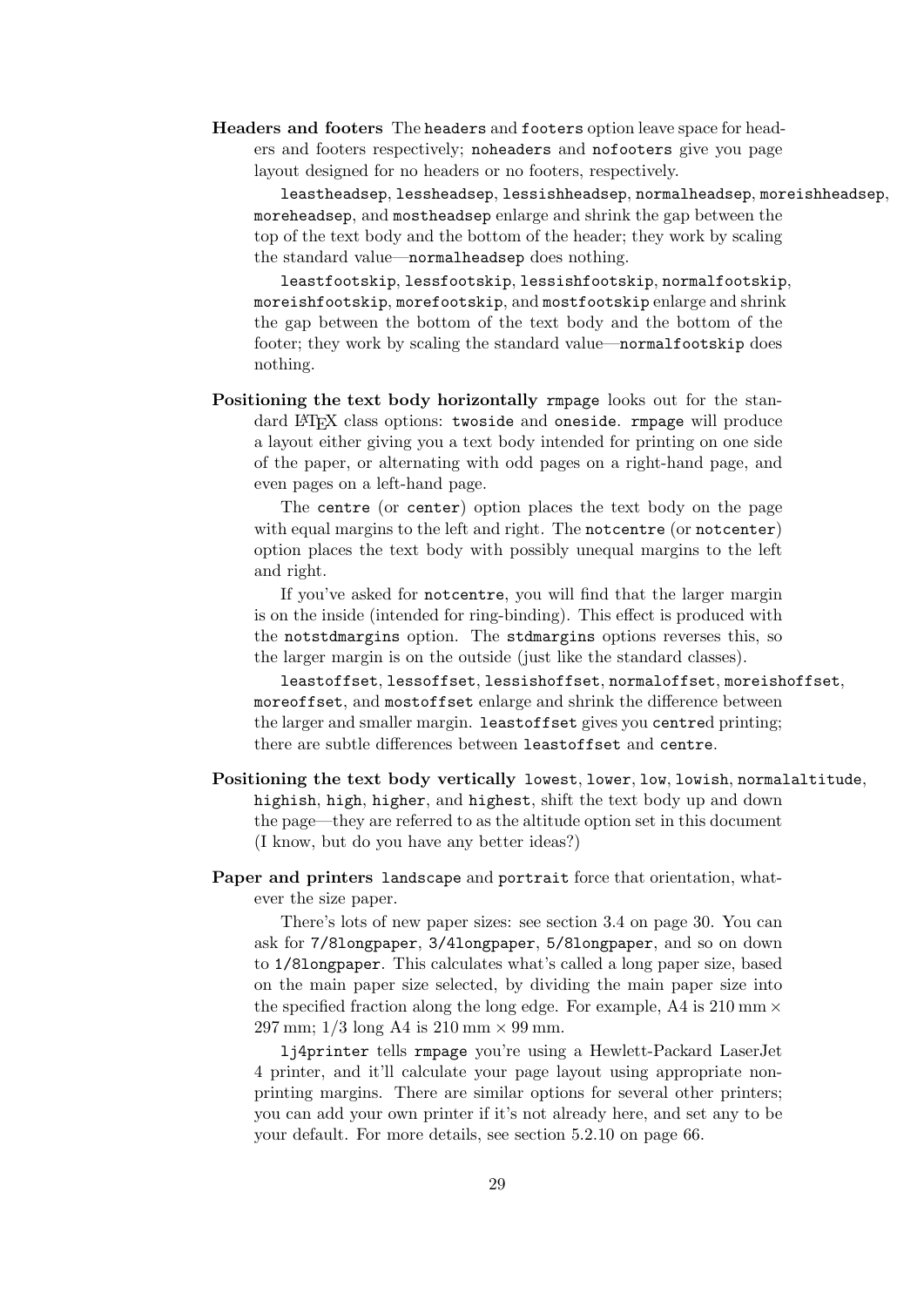**Headers and footers** The `headers` and `footers` option leave space for headers and footers respectively; `noheaders` and `nofooters` give you page layout designed for no headers or no footers, respectively.

`leastheadsep`, `lessheadsep`, `lessishheadsep`, `normalheadsep`, `moreishheadsep`, `moreheadsep`, and `mostheadsep` enlarge and shrink the gap between the top of the text body and the bottom of the header; they work by scaling the standard value—`normalheadsep` does nothing.

`leastfootskip`, `lessfootskip`, `lessishfootskip`, `normalfootskip`, `moreishfootskip`, `morefootskip`, and `mostfootskip` enlarge and shrink the gap between the bottom of the text body and the bottom of the footer; they work by scaling the standard value—`normalfootskip` does nothing.

**Positioning the text body horizontally** `rmpage` looks out for the standard LaTeX class options: `twoside` and `oneside`. `rmpage` will produce a layout either giving you a text body intended for printing on one side of the paper, or alternating with odd pages on a right-hand page, and even pages on a left-hand page.

The `centre` (or `center`) option places the text body on the page with equal margins to the left and right. The `notcentre` (or `notcenter`) option places the text body with possibly unequal margins to the left and right.

If you've asked for `notcentre`, you will find that the larger margin is on the inside (intended for ring-binding). This effect is produced with the `notstdmargins` option. The `stdmargins` options reverses this, so the larger margin is on the outside (just like the standard classes).

`leastoffset`, `lessoffset`, `lessishoffset`, `normaloffset`, `moreishoffset`, `moreoffset`, and `mostoffset` enlarge and shrink the difference between the larger and smaller margin. `leastoffset` gives you `centre`d printing; there are subtle differences between `leastoffset` and `centre`.

**Positioning the text body vertically** `lowest`, `lower`, `low`, `lowish`, `normalaltitude`, `highish`, `high`, `higher`, and `highest`, shift the text body up and down the page—they are referred to as the altitude option set in this document (I know, but do you have any better ideas?)

**Paper and printers** `landscape` and `portrait` force that orientation, whatever the size paper.

There's lots of new paper sizes: see section 3.4 on page 30. You can ask for `7/8longpaper`, `3/4longpaper`, `5/8longpaper`, and so on down to `1/8longpaper`. This calculates what's called a long paper size, based on the main paper size selected, by dividing the main paper size into the specified fraction along the long edge. For example, A4 is 210 mm × 297 mm; 1/3 long A4 is 210 mm × 99 mm.

`lj4printer` tells `rmpage` you're using a Hewlett-Packard LaserJet 4 printer, and it'll calculate your page layout using appropriate nonprinting margins. There are similar options for several other printers; you can add your own printer if it's not already here, and set any to be your default. For more details, see section 5.2.10 on page 66.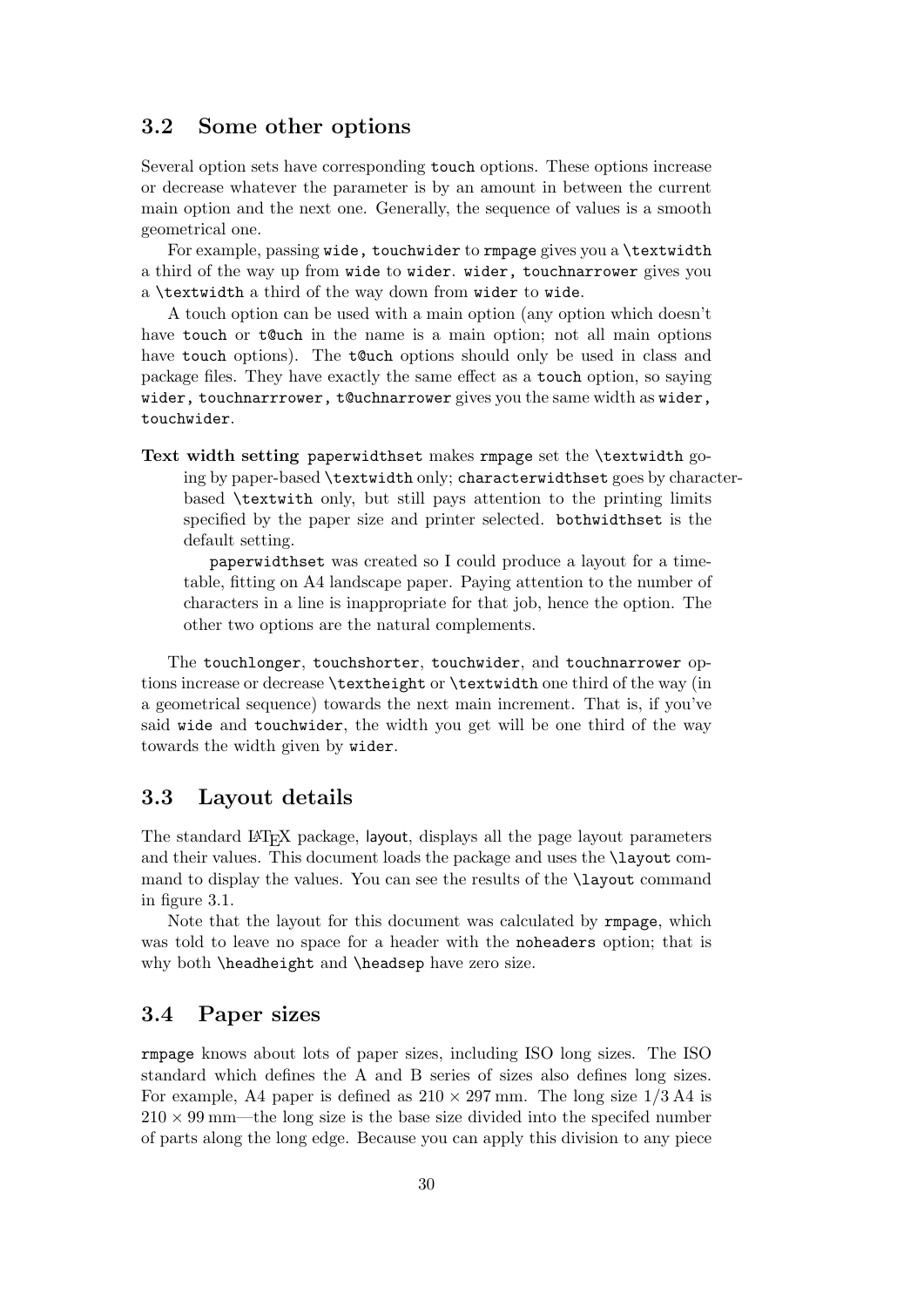## 3.2 Some other options

Several option sets have corresponding `touch` options. These options increase or decrease whatever the parameter is by an amount in between the current main option and the next one. Generally, the sequence of values is a smooth geometrical one.

For example, passing `wide, touchwider` to `rmpage` gives you a `\textwidth` a third of the way up from `wide` to `wider`. `wider, touchnarrower` gives you a `\textwidth` a third of the way down from `wider` to `wide`.

A touch option can be used with a main option (any option which doesn't have `touch` or `t@uch` in the name is a main option; not all main options have `touch` options). The `t@uch` options should only be used in class and package files. They have exactly the same effect as a `touch` option, so saying `wider, touchnarrrower, t@uchnarrower` gives you the same width as `wider, touchwider`.

**Text width setting** `paperwidthset` makes `rmpage` set the `\textwidth` going by paper-based `\textwidth` only; `characterwidthset` goes by character-based `\textwith` only, but still pays attention to the printing limits specified by the paper size and printer selected. `bothwidthset` is the default setting.

`paperwidthset` was created so I could produce a layout for a timetable, fitting on A4 landscape paper. Paying attention to the number of characters in a line is inappropriate for that job, hence the option. The other two options are the natural complements.

The `touchlonger`, `touchshorter`, `touchwider`, and `touchnarrower` options increase or decrease `\textheight` or `\textwidth` one third of the way (in a geometrical sequence) towards the next main increment. That is, if you've said `wide` and `touchwider`, the width you get will be one third of the way towards the width given by `wider`.

## 3.3 Layout details

The standard LaTeX package, layout, displays all the page layout parameters and their values. This document loads the package and uses the `\layout` command to display the values. You can see the results of the `\layout` command in figure 3.1.

Note that the layout for this document was calculated by `rmpage`, which was told to leave no space for a header with the `noheaders` option; that is why both `\headheight` and `\headsep` have zero size.

## 3.4 Paper sizes

`rmpage` knows about lots of paper sizes, including ISO long sizes. The ISO standard which defines the A and B series of sizes also defines long sizes. For example, A4 paper is defined as $210 \times 297$ mm. The long size 1/3 A4 is $210 \times 99$ mm—the long size is the base size divided into the specifed number of parts along the long edge. Because you can apply this division to any piece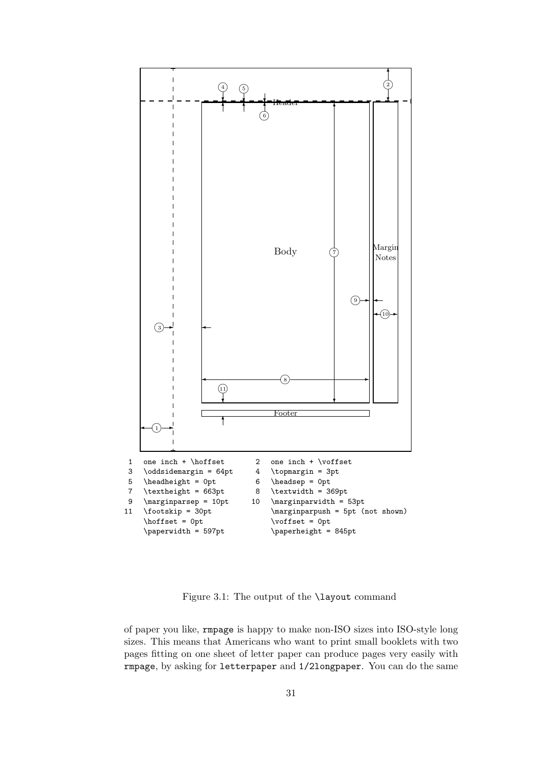| | | | |
|---|---|---|---|
| 1 | one inch + \hoffset | 2 | one inch + \voffset |
| 3 | \oddsidemargin = 64pt | 4 | \topmargin = 3pt |
| 5 | \headheight = 0pt | 6 | \headsep = 0pt |
| 7 | \textheight = 663pt | 8 | \textwidth = 369pt |
| 9 | \marginparsep = 10pt | 10 | \marginparwidth = 53pt |
| 11 | \footskip = 30pt | | \marginparpush = 5pt (not shown) |
| | \hoffset = 0pt | | \voffset = 0pt |
| | \paperwidth = 597pt | | \paperheight = 845pt |

Figure 3.1: The output of the `\layout` command

of paper you like, `rmpage` is happy to make non-ISO sizes into ISO-style long sizes. This means that Americans who want to print small booklets with two pages fitting on one sheet of letter paper can produce pages very easily with `rmpage`, by asking for `letterpaper` and `1/2longpaper`. You can do the same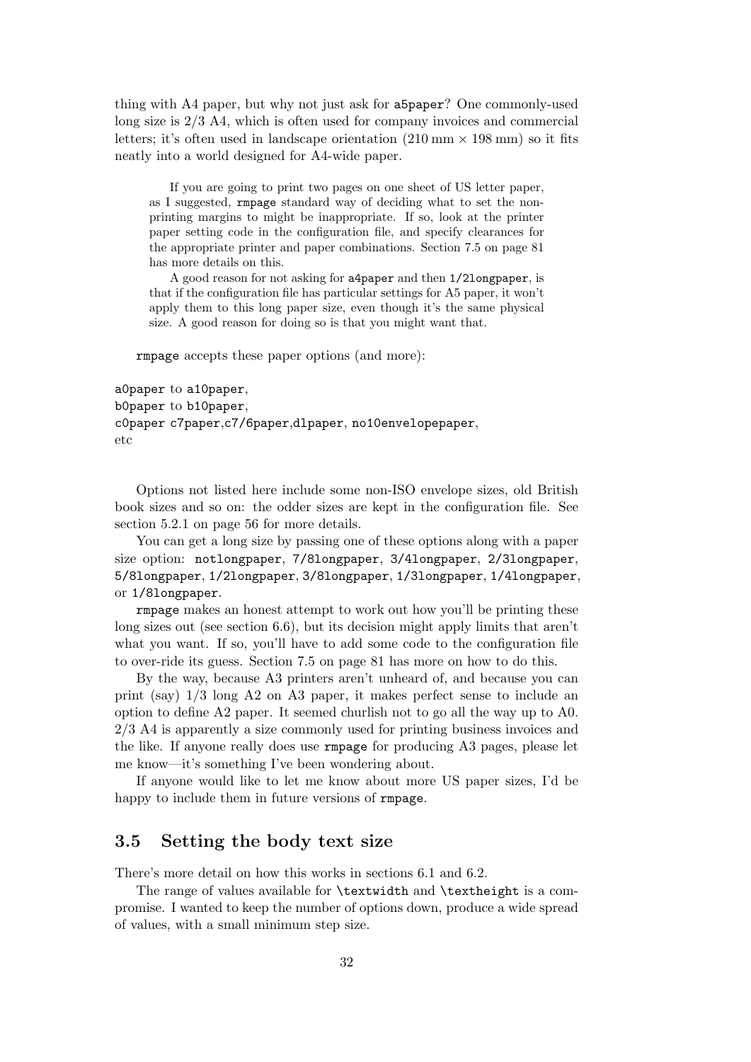thing with A4 paper, but why not just ask for `a5paper`? One commonly-used long size is 2/3 A4, which is often used for company invoices and commercial letters; it's often used in landscape orientation (210 mm × 198 mm) so it fits neatly into a world designed for A4-wide paper.

> If you are going to print two pages on one sheet of US letter paper, as I suggested, `rmpage` standard way of deciding what to set the non-printing margins to might be inappropriate. If so, look at the printer paper setting code in the configuration file, and specify clearances for the appropriate printer and paper combinations. Section 7.5 on page 81 has more details on this.
>
> A good reason for not asking for `a4paper` and then `1/2longpaper`, is that if the configuration file has particular settings for A5 paper, it won't apply them to this long paper size, even though it's the same physical size. A good reason for doing so is that you might want that.

`rmpage` accepts these paper options (and more):

`a0paper` to `a10paper`,
`b0paper` to `b10paper`,
`c0paper` `c7paper`,`c7/6paper`,`dlpaper`, `no10envelopepaper`,
etc

Options not listed here include some non-ISO envelope sizes, old British book sizes and so on: the odder sizes are kept in the configuration file. See section 5.2.1 on page 56 for more details.

You can get a long size by passing one of these options along with a paper size option: `notlongpaper`, `7/8longpaper`, `3/4longpaper`, `2/3longpaper`, `5/8longpaper`, `1/2longpaper`, `3/8longpaper`, `1/3longpaper`, `1/4longpaper`, or `1/8longpaper`.

`rmpage` makes an honest attempt to work out how you'll be printing these long sizes out (see section 6.6), but its decision might apply limits that aren't what you want. If so, you'll have to add some code to the configuration file to over-ride its guess. Section 7.5 on page 81 has more on how to do this.

By the way, because A3 printers aren't unheard of, and because you can print (say) 1/3 long A2 on A3 paper, it makes perfect sense to include an option to define A2 paper. It seemed churlish not to go all the way up to A0. 2/3 A4 is apparently a size commonly used for printing business invoices and the like. If anyone really does use `rmpage` for producing A3 pages, please let me know—it's something I've been wondering about.

If anyone would like to let me know about more US paper sizes, I'd be happy to include them in future versions of `rmpage`.

## 3.5 Setting the body text size

There's more detail on how this works in sections 6.1 and 6.2.

The range of values available for `\textwidth` and `\textheight` is a compromise. I wanted to keep the number of options down, produce a wide spread of values, with a small minimum step size.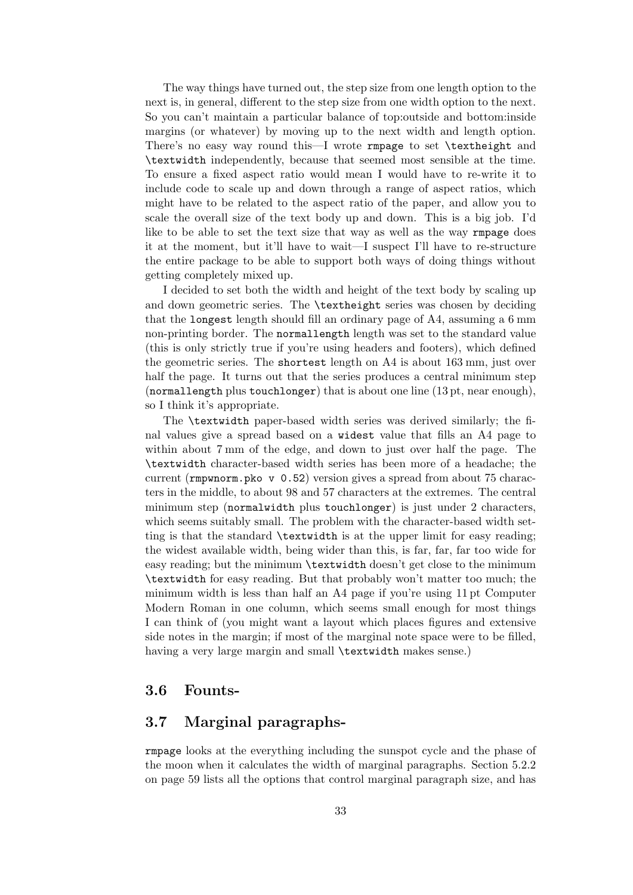The way things have turned out, the step size from one length option to the next is, in general, different to the step size from one width option to the next. So you can't maintain a particular balance of top:outside and bottom:inside margins (or whatever) by moving up to the next width and length option. There's no easy way round this—I wrote `rmpage` to set `\textheight` and `\textwidth` independently, because that seemed most sensible at the time. To ensure a fixed aspect ratio would mean I would have to re-write it to include code to scale up and down through a range of aspect ratios, which might have to be related to the aspect ratio of the paper, and allow you to scale the overall size of the text body up and down. This is a big job. I'd like to be able to set the text size that way as well as the way `rmpage` does it at the moment, but it'll have to wait—I suspect I'll have to re-structure the entire package to be able to support both ways of doing things without getting completely mixed up.

I decided to set both the width and height of the text body by scaling up and down geometric series. The `\textheight` series was chosen by deciding that the `longest` length should fill an ordinary page of A4, assuming a 6 mm non-printing border. The `normallength` length was set to the standard value (this is only strictly true if you're using headers and footers), which defined the geometric series. The `shortest` length on A4 is about 163 mm, just over half the page. It turns out that the series produces a central minimum step (`normallength` plus `touchlonger`) that is about one line (13 pt, near enough), so I think it's appropriate.

The `\textwidth` paper-based width series was derived similarly; the final values give a spread based on a `widest` value that fills an A4 page to within about 7 mm of the edge, and down to just over half the page. The `\textwidth` character-based width series has been more of a headache; the current (`rmpwnorm.pko v 0.52`) version gives a spread from about 75 characters in the middle, to about 98 and 57 characters at the extremes. The central minimum step (`normalwidth` plus `touchlonger`) is just under 2 characters, which seems suitably small. The problem with the character-based width setting is that the standard `\textwidth` is at the upper limit for easy reading; the widest available width, being wider than this, is far, far, far too wide for easy reading; but the minimum `\textwidth` doesn't get close to the minimum `\textwidth` for easy reading. But that probably won't matter too much; the minimum width is less than half an A4 page if you're using 11 pt Computer Modern Roman in one column, which seems small enough for most things I can think of (you might want a layout which places figures and extensive side notes in the margin; if most of the marginal note space were to be filled, having a very large margin and small `\textwidth` makes sense.)

### 3.6 Founts-

### 3.7 Marginal paragraphs-

`rmpage` looks at the everything including the sunspot cycle and the phase of the moon when it calculates the width of marginal paragraphs. Section 5.2.2 on page 59 lists all the options that control marginal paragraph size, and has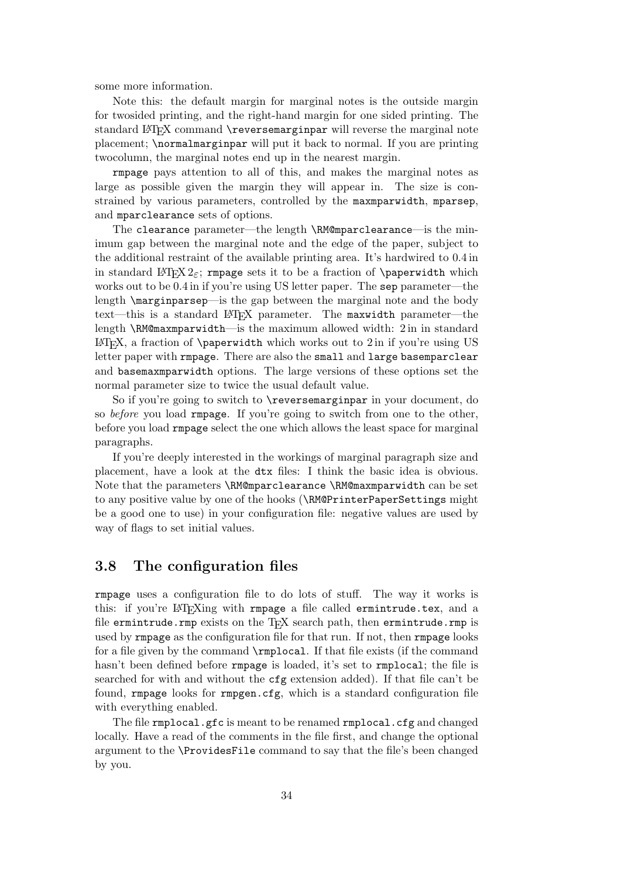some more information.

Note this: the default margin for marginal notes is the outside margin for twosided printing, and the right-hand margin for one sided printing. The standard LaTeX command `\reversemarginpar` will reverse the marginal note placement; `\normalmarginpar` will put it back to normal. If you are printing twocolumn, the marginal notes end up in the nearest margin.

`rmpage` pays attention to all of this, and makes the marginal notes as large as possible given the margin they will appear in. The size is constrained by various parameters, controlled by the `maxmparwidth`, `mparsep`, and `mparclearance` sets of options.

The `clearance` parameter—the length `\RM@mparclearance`—is the minimum gap between the marginal note and the edge of the paper, subject to the additional restraint of the available printing area. It's hardwired to 0.4 in in standard LaTeX $2_\varepsilon$; `rmpage` sets it to be a fraction of `\paperwidth` which works out to be 0.4 in if you're using US letter paper. The `sep` parameter—the length `\marginparsep`—is the gap between the marginal note and the body text—this is a standard LaTeX parameter. The `maxwidth` parameter—the length `\RM@maxmparwidth`—is the maximum allowed width: 2 in in standard LaTeX, a fraction of `\paperwidth` which works out to 2 in if you're using US letter paper with `rmpage`. There are also the `small` and `large` `basemparclear` and `basemaxmparwidth` options. The large versions of these options set the normal parameter size to twice the usual default value.

So if you're going to switch to `\reversemarginpar` in your document, do so *before* you load `rmpage`. If you're going to switch from one to the other, before you load `rmpage` select the one which allows the least space for marginal paragraphs.

If you're deeply interested in the workings of marginal paragraph size and placement, have a look at the `dtx` files: I think the basic idea is obvious. Note that the parameters `\RM@mparclearance` `\RM@maxmparwidth` can be set to any positive value by one of the hooks (`\RM@PrinterPaperSettings` might be a good one to use) in your configuration file: negative values are used by way of flags to set initial values.

## 3.8 The configuration files

`rmpage` uses a configuration file to do lots of stuff. The way it works is this: if you're LaTeXing with `rmpage` a file called `ermintrude.tex`, and a file `ermintrude.rmp` exists on the TeX search path, then `ermintrude.rmp` is used by `rmpage` as the configuration file for that run. If not, then `rmpage` looks for a file given by the command `\rmplocal`. If that file exists (if the command hasn't been defined before `rmpage` is loaded, it's set to `rmplocal`; the file is searched for with and without the `cfg` extension added). If that file can't be found, `rmpage` looks for `rmpgen.cfg`, which is a standard configuration file with everything enabled.

The file `rmplocal.gfc` is meant to be renamed `rmplocal.cfg` and changed locally. Have a read of the comments in the file first, and change the optional argument to the `\ProvidesFile` command to say that the file's been changed by you.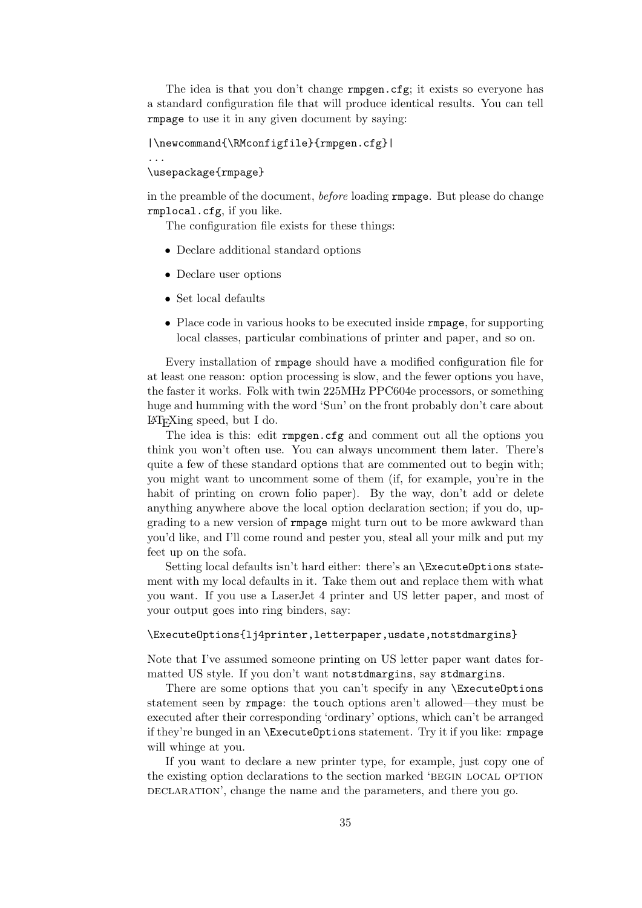The idea is that you don't change `rmpgen.cfg`; it exists so everyone has a standard configuration file that will produce identical results. You can tell `rmpage` to use it in any given document by saying:

```
|\newcommand{\RMconfigfile}{rmpgen.cfg}|
...
\usepackage{rmpage}
```

in the preamble of the document, *before* loading `rmpage`. But please do change `rmplocal.cfg`, if you like.

The configuration file exists for these things:

- Declare additional standard options
- Declare user options
- Set local defaults
- Place code in various hooks to be executed inside `rmpage`, for supporting local classes, particular combinations of printer and paper, and so on.

Every installation of `rmpage` should have a modified configuration file for at least one reason: option processing is slow, and the fewer options you have, the faster it works. Folk with twin 225MHz PPC604e processors, or something huge and humming with the word 'Sun' on the front probably don't care about LaTeXing speed, but I do.

The idea is this: edit `rmpgen.cfg` and comment out all the options you think you won't often use. You can always uncomment them later. There's quite a few of these standard options that are commented out to begin with; you might want to uncomment some of them (if, for example, you're in the habit of printing on crown folio paper). By the way, don't add or delete anything anywhere above the local option declaration section; if you do, upgrading to a new version of `rmpage` might turn out to be more awkward than you'd like, and I'll come round and pester you, steal all your milk and put my feet up on the sofa.

Setting local defaults isn't hard either: there's an `\ExecuteOptions` statement with my local defaults in it. Take them out and replace them with what you want. If you use a LaserJet 4 printer and US letter paper, and most of your output goes into ring binders, say:

```
\ExecuteOptions{lj4printer,letterpaper,usdate,notstdmargins}
```

Note that I've assumed someone printing on US letter paper want dates formatted US style. If you don't want `notstdmargins`, say `stdmargins`.

There are some options that you can't specify in any `\ExecuteOptions` statement seen by `rmpage`: the `touch` options aren't allowed—they must be executed after their corresponding 'ordinary' options, which can't be arranged if they're bunged in an `\ExecuteOptions` statement. Try it if you like: `rmpage` will whinge at you.

If you want to declare a new printer type, for example, just copy one of the existing option declarations to the section marked 'BEGIN LOCAL OPTION DECLARATION', change the name and the parameters, and there you go.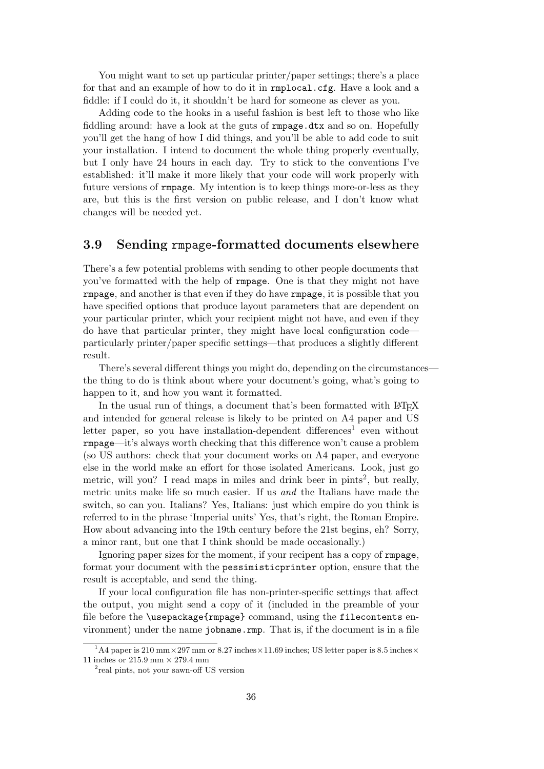You might want to set up particular printer/paper settings; there's a place for that and an example of how to do it in `rmplocal.cfg`. Have a look and a fiddle: if I could do it, it shouldn't be hard for someone as clever as you.

Adding code to the hooks in a useful fashion is best left to those who like fiddling around: have a look at the guts of `rmpage.dtx` and so on. Hopefully you'll get the hang of how I did things, and you'll be able to add code to suit your installation. I intend to document the whole thing properly eventually, but I only have 24 hours in each day. Try to stick to the conventions I've established: it'll make it more likely that your code will work properly with future versions of `rmpage`. My intention is to keep things more-or-less as they are, but this is the first version on public release, and I don't know what changes will be needed yet.

### 3.9 Sending rmpage-formatted documents elsewhere

There's a few potential problems with sending to other people documents that you've formatted with the help of `rmpage`. One is that they might not have `rmpage`, and another is that even if they do have `rmpage`, it is possible that you have specified options that produce layout parameters that are dependent on your particular printer, which your recipient might not have, and even if they do have that particular printer, they might have local configuration code—particularly printer/paper specific settings—that produces a slightly different result.

There's several different things you might do, depending on the circumstances—the thing to do is think about where your document's going, what's going to happen to it, and how you want it formatted.

In the usual run of things, a document that's been formatted with LaTeX and intended for general release is likely to be printed on A4 paper and US letter paper, so you have installation-dependent differences[1] even without `rmpage`—it's always worth checking that this difference won't cause a problem (so US authors: check that your document works on A4 paper, and everyone else in the world make an effort for those isolated Americans. Look, just go metric, will you? I read maps in miles and drink beer in pints[2], but really, metric units make life so much easier. If us *and* the Italians have made the switch, so can you. Italians? Yes, Italians: just which empire do you think is referred to in the phrase 'Imperial units' Yes, that's right, the Roman Empire. How about advancing into the 19th century before the 21st begins, eh? Sorry, a minor rant, but one that I think should be made occasionally.)

Ignoring paper sizes for the moment, if your recipent has a copy of `rmpage`, format your document with the `pessimisticprinter` option, ensure that the result is acceptable, and send the thing.

If your local configuration file has non-printer-specific settings that affect the output, you might send a copy of it (included in the preamble of your file before the `\usepackage{rmpage}` command, using the `filecontents` environment) under the name `jobname.rmp`. That is, if the document is in a file

---

[1] A4 paper is 210 mm × 297 mm or 8.27 inches × 11.69 inches; US letter paper is 8.5 inches × 11 inches or 215.9 mm × 279.4 mm

[2] real pints, not your sawn-off US version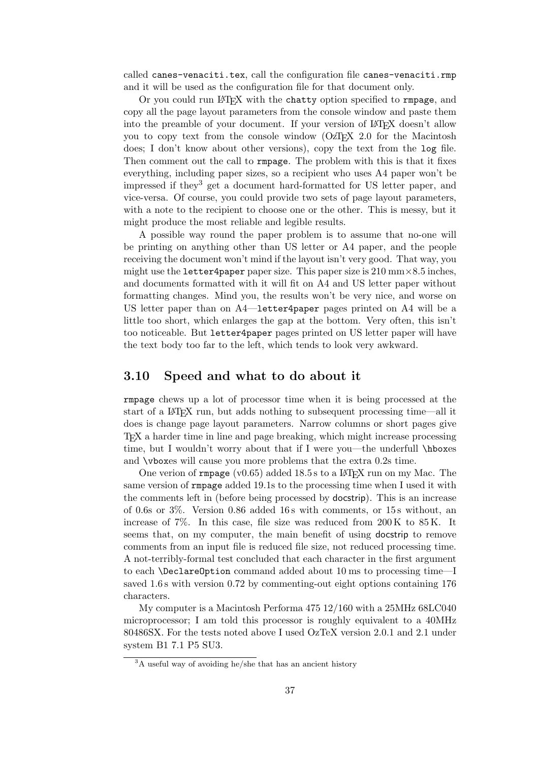called `canes-venaciti.tex`, call the configuration file `canes-venaciti.rmp` and it will be used as the configuration file for that document only.

Or you could run LaTeX with the `chatty` option specified to `rmpage`, and copy all the page layout parameters from the console window and paste them into the preamble of your document. If your version of LaTeX doesn't allow you to copy text from the console window (OzTeX 2.0 for the Macintosh does; I don't know about other versions), copy the text from the `log` file. Then comment out the call to `rmpage`. The problem with this is that it fixes everything, including paper sizes, so a recipient who uses A4 paper won't be impressed if they[3] get a document hard-formatted for US letter paper, and vice-versa. Of course, you could provide two sets of page layout parameters, with a note to the recipient to choose one or the other. This is messy, but it might produce the most reliable and legible results.

A possible way round the paper problem is to assume that no-one will be printing on anything other than US letter or A4 paper, and the people receiving the document won't mind if the layout isn't very good. That way, you might use the `letter4paper` paper size. This paper size is 210 mm×8.5 inches, and documents formatted with it will fit on A4 and US letter paper without formatting changes. Mind you, the results won't be very nice, and worse on US letter paper than on A4—`letter4paper` pages printed on A4 will be a little too short, which enlarges the gap at the bottom. Very often, this isn't too noticeable. But `letter4paper` pages printed on US letter paper will have the text body too far to the left, which tends to look very awkward.

## 3.10 Speed and what to do about it

`rmpage` chews up a lot of processor time when it is being processed at the start of a LaTeX run, but adds nothing to subsequent processing time—all it does is change page layout parameters. Narrow columns or short pages give TeX a harder time in line and page breaking, which might increase processing time, but I wouldn't worry about that if I were you—the underfull `\hbox`es and `\vbox`es will cause you more problems that the extra 0.2s time.

One verion of `rmpage` (v0.65) added 18.5 s to a LaTeX run on my Mac. The same version of `rmpage` added 19.1s to the processing time when I used it with the comments left in (before being processed by docstrip). This is an increase of 0.6s or 3%. Version 0.86 added 16 s with comments, or 15 s without, an increase of 7%. In this case, file size was reduced from 200 K to 85 K. It seems that, on my computer, the main benefit of using docstrip to remove comments from an input file is reduced file size, not reduced processing time. A not-terribly-formal test concluded that each character in the first argument to each `\DeclareOption` command added about 10 ms to processing time—I saved 1.6 s with version 0.72 by commenting-out eight options containing 176 characters.

My computer is a Macintosh Performa 475 12/160 with a 25MHz 68LC040 microprocessor; I am told this processor is roughly equivalent to a 40MHz 80486SX. For the tests noted above I used OzTeX version 2.0.1 and 2.1 under system B1 7.1 P5 SU3.

---

[3] A useful way of avoiding he/she that has an ancient history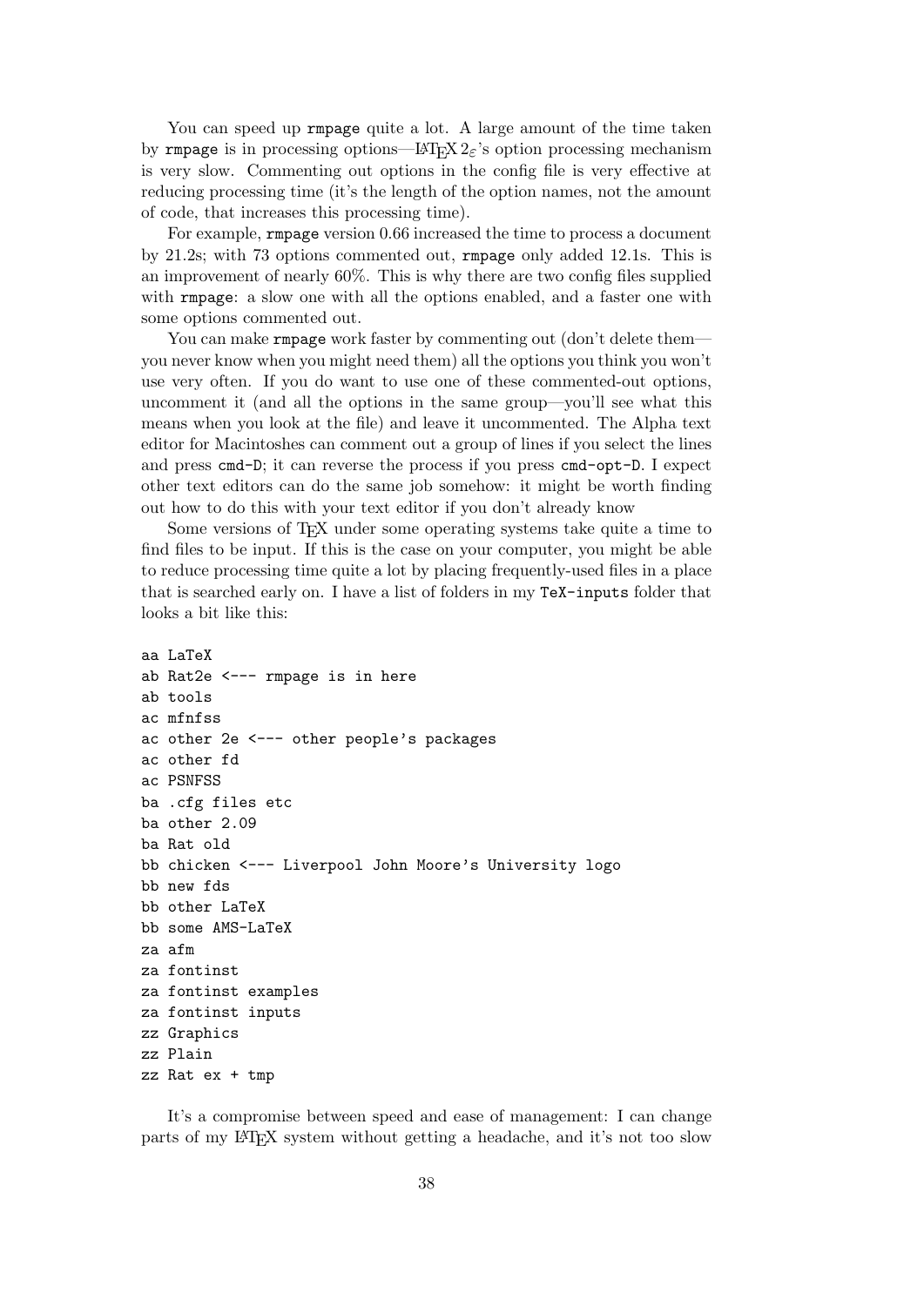You can speed up `rmpage` quite a lot. A large amount of the time taken by `rmpage` is in processing options—LaTeX $2_\varepsilon$'s option processing mechanism is very slow. Commenting out options in the config file is very effective at reducing processing time (it's the length of the option names, not the amount of code, that increases this processing time).

For example, `rmpage` version 0.66 increased the time to process a document by 21.2s; with 73 options commented out, `rmpage` only added 12.1s. This is an improvement of nearly 60%. This is why there are two config files supplied with `rmpage`: a slow one with all the options enabled, and a faster one with some options commented out.

You can make `rmpage` work faster by commenting out (don't delete them—you never know when you might need them) all the options you think you won't use very often. If you do want to use one of these commented-out options, uncomment it (and all the options in the same group—you'll see what this means when you look at the file) and leave it uncommented. The Alpha text editor for Macintoshes can comment out a group of lines if you select the lines and press `cmd-D`; it can reverse the process if you press `cmd-opt-D`. I expect other text editors can do the same job somehow: it might be worth finding out how to do this with your text editor if you don't already know

Some versions of TeX under some operating systems take quite a time to find files to be input. If this is the case on your computer, you might be able to reduce processing time quite a lot by placing frequently-used files in a place that is searched early on. I have a list of folders in my `TeX-inputs` folder that looks a bit like this:

```
aa LaTeX
ab Rat2e <--- rmpage is in here
ab tools
ac mfnfss
ac other 2e <--- other people's packages
ac other fd
ac PSNFSS
ba .cfg files etc
ba other 2.09
ba Rat old
bb chicken <--- Liverpool John Moore's University logo
bb new fds
bb other LaTeX
bb some AMS-LaTeX
za afm
za fontinst
za fontinst examples
za fontinst inputs
zz Graphics
zz Plain
zz Rat ex + tmp
```

It's a compromise between speed and ease of management: I can change parts of my LaTeX system without getting a headache, and it's not too slow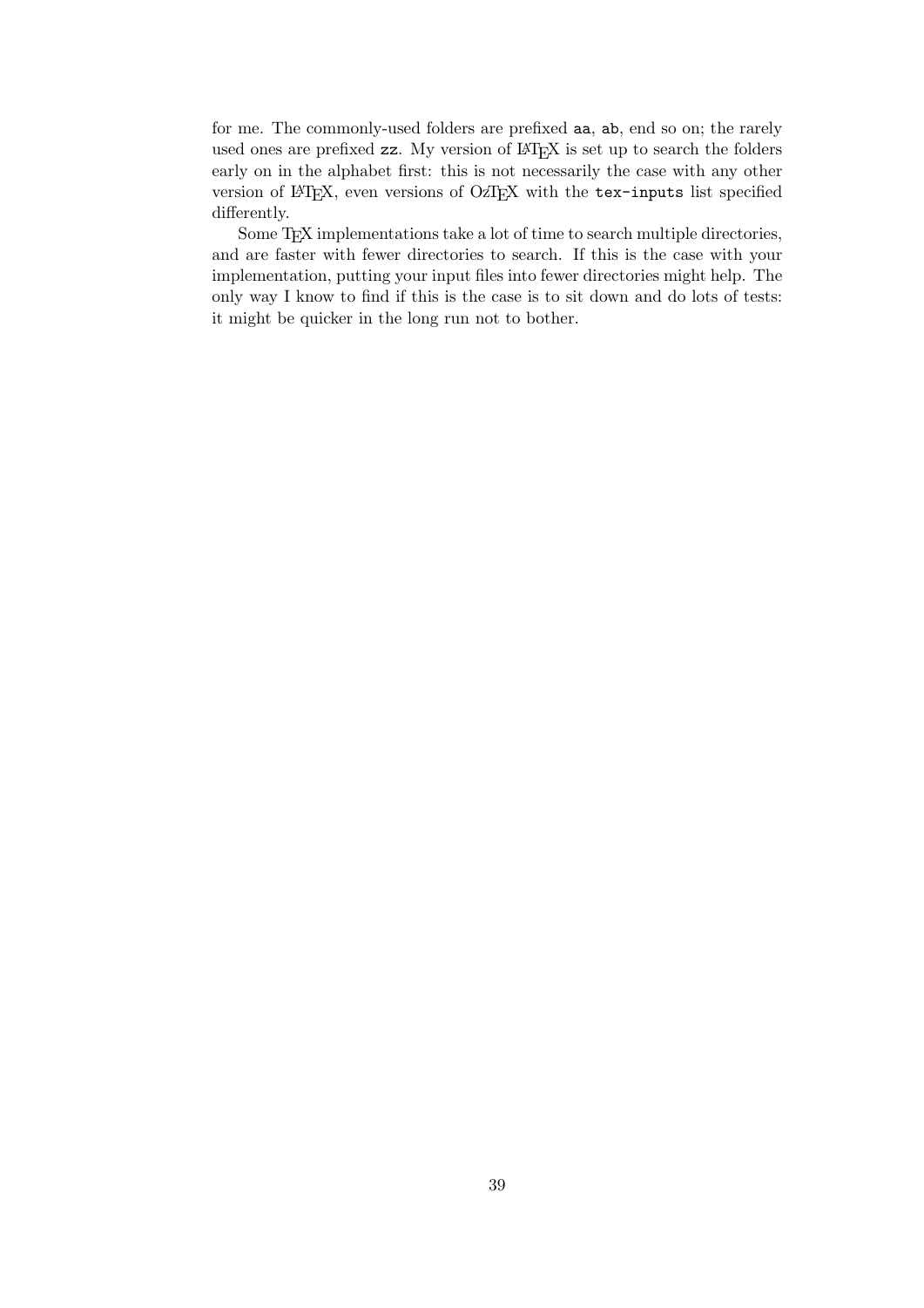for me. The commonly-used folders are prefixed `aa`, `ab`, end so on; the rarely used ones are prefixed `zz`. My version of LaTeX is set up to search the folders early on in the alphabet first: this is not necessarily the case with any other version of LaTeX, even versions of OzTeX with the `tex-inputs` list specified differently.

Some TeX implementations take a lot of time to search multiple directories, and are faster with fewer directories to search. If this is the case with your implementation, putting your input files into fewer directories might help. The only way I know to find if this is the case is to sit down and do lots of tests: it might be quicker in the long run not to bother.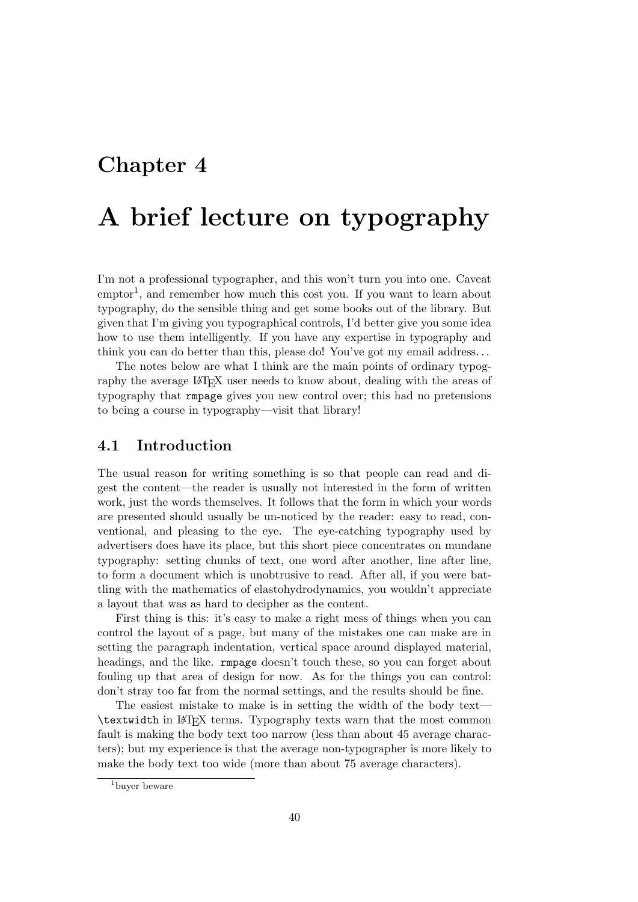# Chapter 4

# A brief lecture on typography

I'm not a professional typographer, and this won't turn you into one. Caveat emptor[1], and remember how much this cost you. If you want to learn about typography, do the sensible thing and get some books out of the library. But given that I'm giving you typographical controls, I'd better give you some idea how to use them intelligently. If you have any expertise in typography and think you can do better than this, please do! You've got my email address...

The notes below are what I think are the main points of ordinary typography the average LaTeX user needs to know about, dealing with the areas of typography that `rmpage` gives you new control over; this had no pretensions to being a course in typography—visit that library!

## 4.1 Introduction

The usual reason for writing something is so that people can read and digest the content—the reader is usually not interested in the form of written work, just the words themselves. It follows that the form in which your words are presented should usually be un-noticed by the reader: easy to read, conventional, and pleasing to the eye. The eye-catching typography used by advertisers does have its place, but this short piece concentrates on mundane typography: setting chunks of text, one word after another, line after line, to form a document which is unobtrusive to read. After all, if you were battling with the mathematics of elastohydrodynamics, you wouldn't appreciate a layout that was as hard to decipher as the content.

First thing is this: it's easy to make a right mess of things when you can control the layout of a page, but many of the mistakes one can make are in setting the paragraph indentation, vertical space around displayed material, headings, and the like. `rmpage` doesn't touch these, so you can forget about fouling up that area of design for now. As for the things you can control: don't stray too far from the normal settings, and the results should be fine.

The easiest mistake to make is in setting the width of the body text—`\textwidth` in LaTeX terms. Typography texts warn that the most common fault is making the body text too narrow (less than about 45 average characters); but my experience is that the average non-typographer is more likely to make the body text too wide (more than about 75 average characters).

[1] buyer beware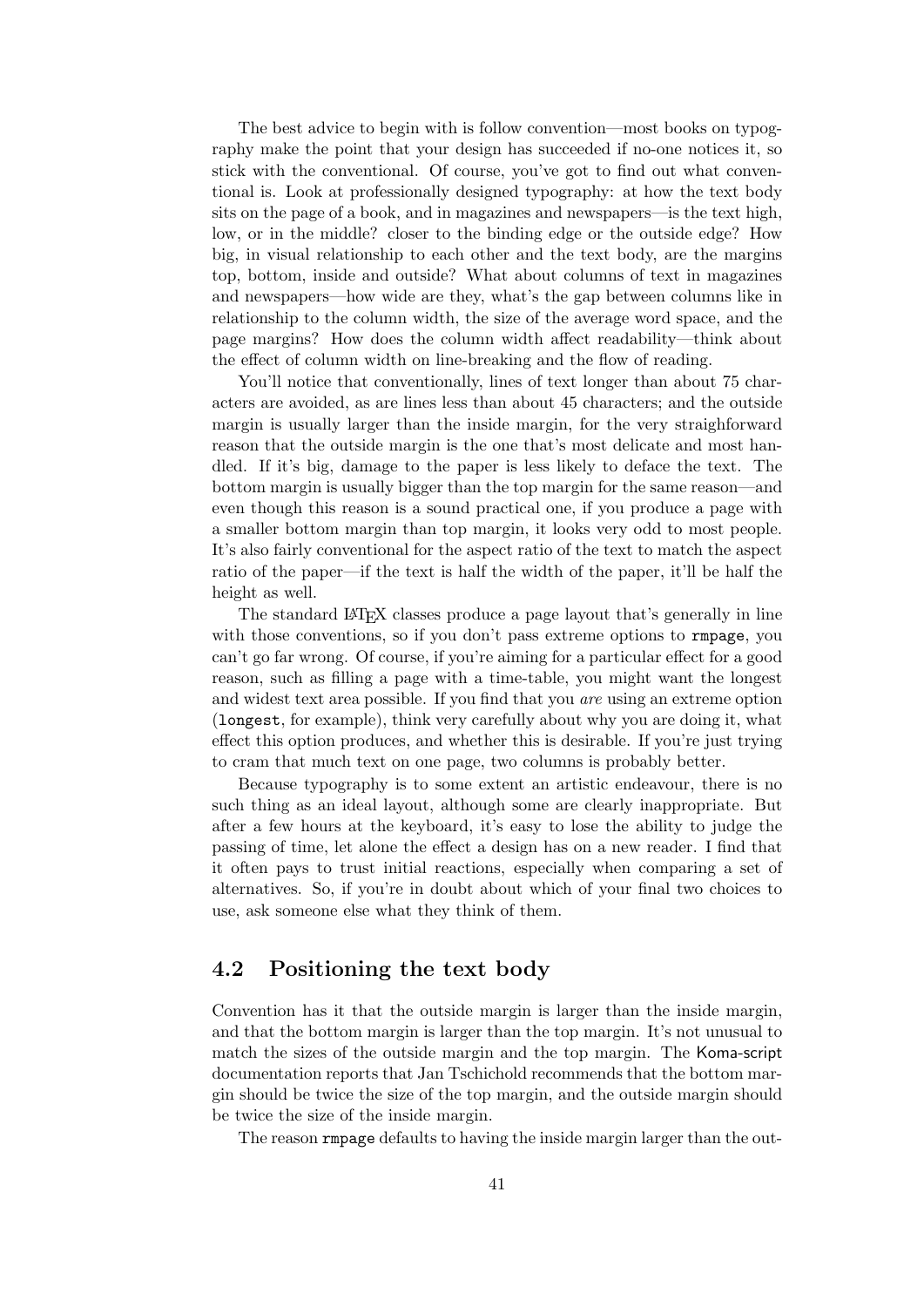The best advice to begin with is follow convention—most books on typography make the point that your design has succeeded if no-one notices it, so stick with the conventional. Of course, you've got to find out what conventional is. Look at professionally designed typography: at how the text body sits on the page of a book, and in magazines and newspapers—is the text high, low, or in the middle? closer to the binding edge or the outside edge? How big, in visual relationship to each other and the text body, are the margins top, bottom, inside and outside? What about columns of text in magazines and newspapers—how wide are they, what's the gap between columns like in relationship to the column width, the size of the average word space, and the page margins? How does the column width affect readability—think about the effect of column width on line-breaking and the flow of reading.

You'll notice that conventionally, lines of text longer than about 75 characters are avoided, as are lines less than about 45 characters; and the outside margin is usually larger than the inside margin, for the very straighforward reason that the outside margin is the one that's most delicate and most handled. If it's big, damage to the paper is less likely to deface the text. The bottom margin is usually bigger than the top margin for the same reason—and even though this reason is a sound practical one, if you produce a page with a smaller bottom margin than top margin, it looks very odd to most people. It's also fairly conventional for the aspect ratio of the text to match the aspect ratio of the paper—if the text is half the width of the paper, it'll be half the height as well.

The standard LaTeX classes produce a page layout that's generally in line with those conventions, so if you don't pass extreme options to `rmpage`, you can't go far wrong. Of course, if you're aiming for a particular effect for a good reason, such as filling a page with a time-table, you might want the longest and widest text area possible. If you find that you *are* using an extreme option (`longest`, for example), think very carefully about why you are doing it, what effect this option produces, and whether this is desirable. If you're just trying to cram that much text on one page, two columns is probably better.

Because typography is to some extent an artistic endeavour, there is no such thing as an ideal layout, although some are clearly inappropriate. But after a few hours at the keyboard, it's easy to lose the ability to judge the passing of time, let alone the effect a design has on a new reader. I find that it often pays to trust initial reactions, especially when comparing a set of alternatives. So, if you're in doubt about which of your final two choices to use, ask someone else what they think of them.

## 4.2 Positioning the text body

Convention has it that the outside margin is larger than the inside margin, and that the bottom margin is larger than the top margin. It's not unusual to match the sizes of the outside margin and the top margin. The Koma-script documentation reports that Jan Tschichold recommends that the bottom margin should be twice the size of the top margin, and the outside margin should be twice the size of the inside margin.

The reason `rmpage` defaults to having the inside margin larger than the out-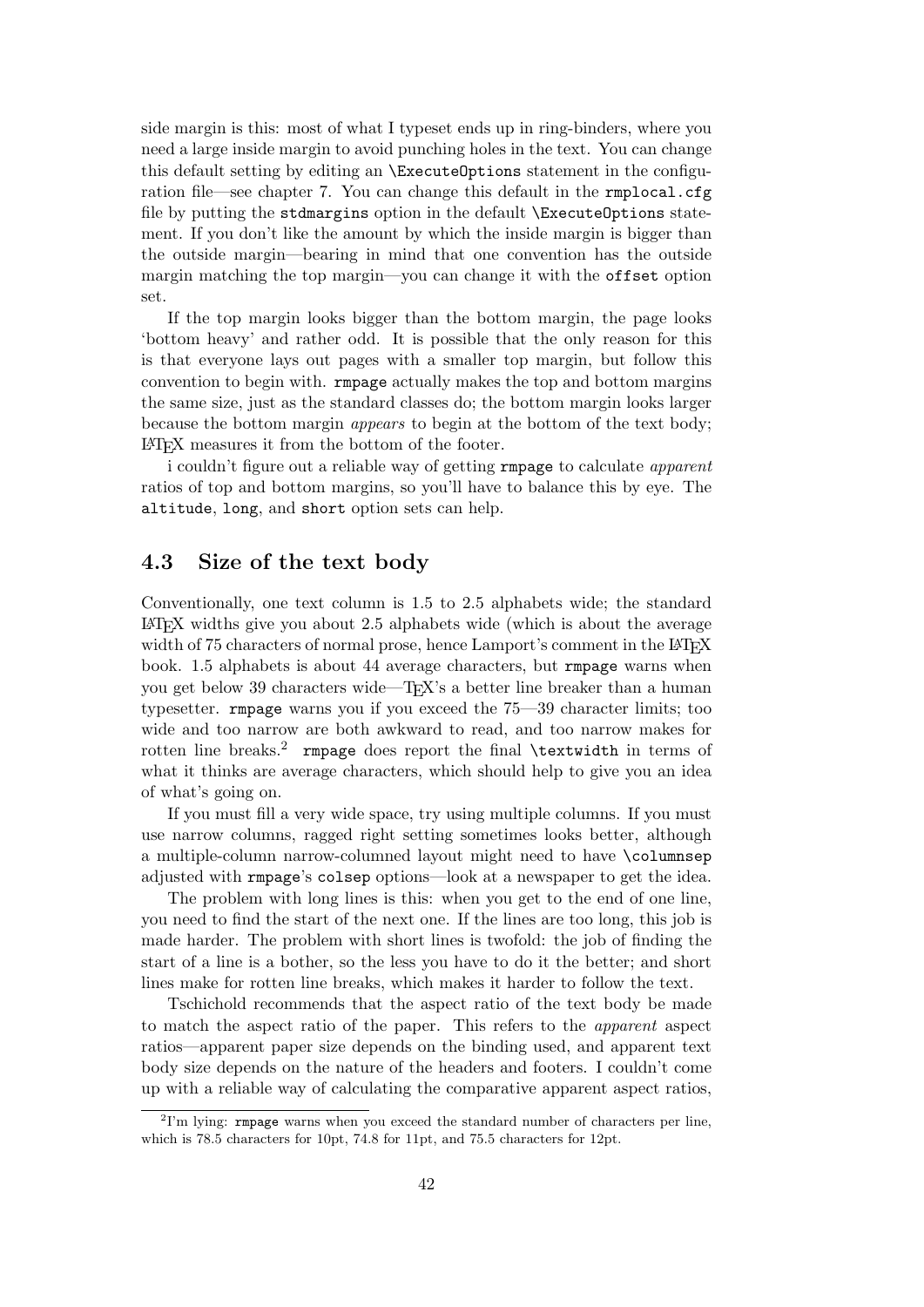side margin is this: most of what I typeset ends up in ring-binders, where you need a large inside margin to avoid punching holes in the text. You can change this default setting by editing an `\ExecuteOptions` statement in the configuration file—see chapter 7. You can change this default in the `rmplocal.cfg` file by putting the `stdmargins` option in the default `\ExecuteOptions` statement. If you don't like the amount by which the inside margin is bigger than the outside margin—bearing in mind that one convention has the outside margin matching the top margin—you can change it with the `offset` option set.

If the top margin looks bigger than the bottom margin, the page looks 'bottom heavy' and rather odd. It is possible that the only reason for this is that everyone lays out pages with a smaller top margin, but follow this convention to begin with. `rmpage` actually makes the top and bottom margins the same size, just as the standard classes do; the bottom margin looks larger because the bottom margin *appears* to begin at the bottom of the text body; LaTeX measures it from the bottom of the footer.

i couldn't figure out a reliable way of getting `rmpage` to calculate *apparent* ratios of top and bottom margins, so you'll have to balance this by eye. The `altitude`, `long`, and `short` option sets can help.

## 4.3 Size of the text body

Conventionally, one text column is 1.5 to 2.5 alphabets wide; the standard LaTeX widths give you about 2.5 alphabets wide (which is about the average width of 75 characters of normal prose, hence Lamport's comment in the LaTeX book. 1.5 alphabets is about 44 average characters, but `rmpage` warns when you get below 39 characters wide—TeX's a better line breaker than a human typesetter. `rmpage` warns you if you exceed the 75—39 character limits; too wide and too narrow are both awkward to read, and too narrow makes for rotten line breaks.[2] `rmpage` does report the final `\textwidth` in terms of what it thinks are average characters, which should help to give you an idea of what's going on.

If you must fill a very wide space, try using multiple columns. If you must use narrow columns, ragged right setting sometimes looks better, although a multiple-column narrow-columned layout might need to have `\columnsep` adjusted with `rmpage`'s `colsep` options—look at a newspaper to get the idea.

The problem with long lines is this: when you get to the end of one line, you need to find the start of the next one. If the lines are too long, this job is made harder. The problem with short lines is twofold: the job of finding the start of a line is a bother, so the less you have to do it the better; and short lines make for rotten line breaks, which makes it harder to follow the text.

Tschichold recommends that the aspect ratio of the text body be made to match the aspect ratio of the paper. This refers to the *apparent* aspect ratios—apparent paper size depends on the binding used, and apparent text body size depends on the nature of the headers and footers. I couldn't come up with a reliable way of calculating the comparative apparent aspect ratios,

---

[2] I'm lying: `rmpage` warns when you exceed the standard number of characters per line, which is 78.5 characters for 10pt, 74.8 for 11pt, and 75.5 characters for 12pt.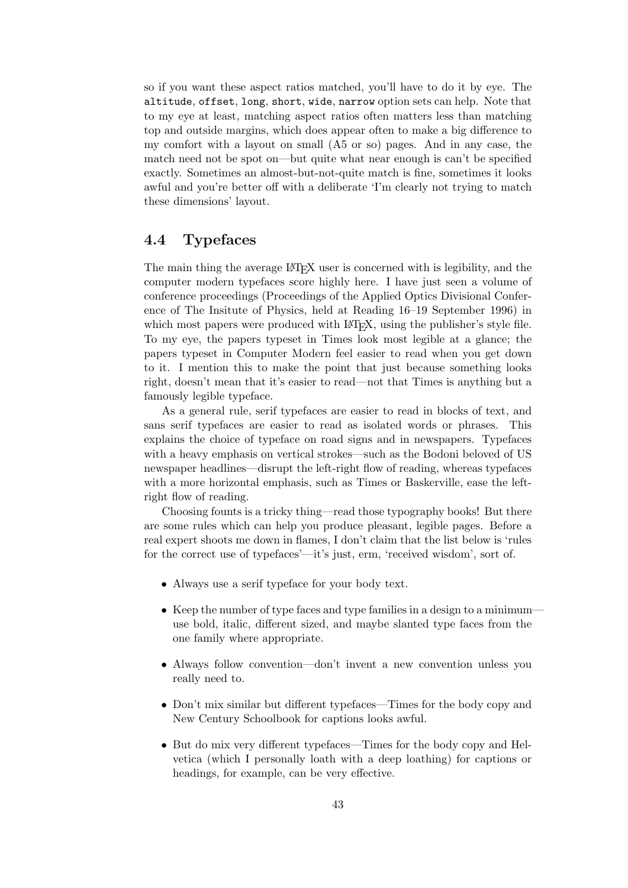so if you want these aspect ratios matched, you'll have to do it by eye. The `altitude`, `offset`, `long`, `short`, `wide`, `narrow` option sets can help. Note that to my eye at least, matching aspect ratios often matters less than matching top and outside margins, which does appear often to make a big difference to my comfort with a layout on small (A5 or so) pages. And in any case, the match need not be spot on—but quite what near enough is can't be specified exactly. Sometimes an almost-but-not-quite match is fine, sometimes it looks awful and you're better off with a deliberate 'I'm clearly not trying to match these dimensions' layout.

## 4.4 Typefaces

The main thing the average LaTeX user is concerned with is legibility, and the computer modern typefaces score highly here. I have just seen a volume of conference proceedings (Proceedings of the Applied Optics Divisional Conference of The Insitute of Physics, held at Reading 16–19 September 1996) in which most papers were produced with LaTeX, using the publisher's style file. To my eye, the papers typeset in Times look most legible at a glance; the papers typeset in Computer Modern feel easier to read when you get down to it. I mention this to make the point that just because something looks right, doesn't mean that it's easier to read—not that Times is anything but a famously legible typeface.

As a general rule, serif typefaces are easier to read in blocks of text, and sans serif typefaces are easier to read as isolated words or phrases. This explains the choice of typeface on road signs and in newspapers. Typefaces with a heavy emphasis on vertical strokes—such as the Bodoni beloved of US newspaper headlines—disrupt the left-right flow of reading, whereas typefaces with a more horizontal emphasis, such as Times or Baskerville, ease the left-right flow of reading.

Choosing founts is a tricky thing—read those typography books! But there are some rules which can help you produce pleasant, legible pages. Before a real expert shoots me down in flames, I don't claim that the list below is 'rules for the correct use of typefaces'—it's just, erm, 'received wisdom', sort of.

- Always use a serif typeface for your body text.
- Keep the number of type faces and type families in a design to a minimum—use bold, italic, different sized, and maybe slanted type faces from the one family where appropriate.
- Always follow convention—don't invent a new convention unless you really need to.
- Don't mix similar but different typefaces—Times for the body copy and New Century Schoolbook for captions looks awful.
- But do mix very different typefaces—Times for the body copy and Helvetica (which I personally loath with a deep loathing) for captions or headings, for example, can be very effective.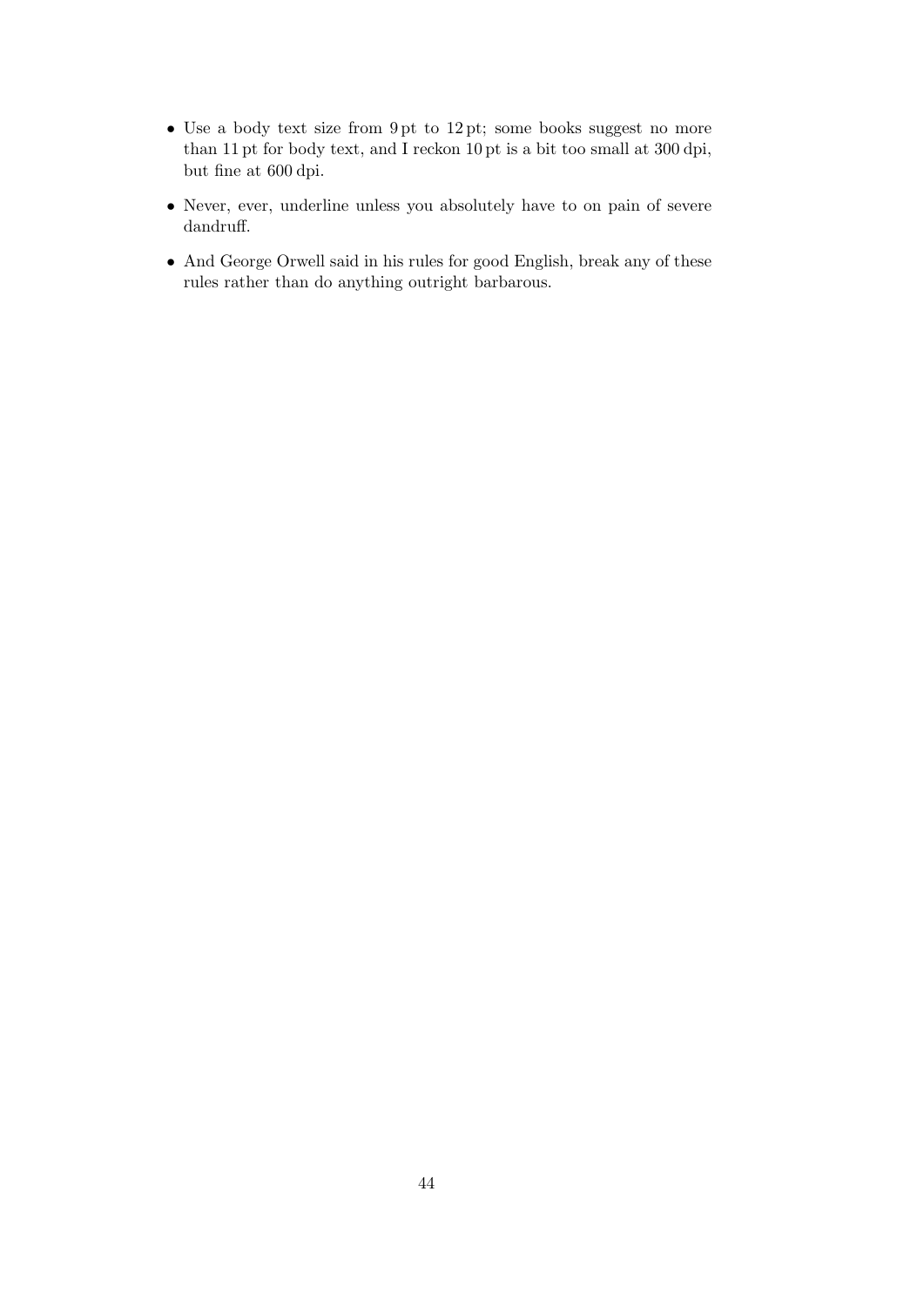- Use a body text size from 9 pt to 12 pt; some books suggest no more than 11 pt for body text, and I reckon 10 pt is a bit too small at 300 dpi, but fine at 600 dpi.
- Never, ever, underline unless you absolutely have to on pain of severe dandruff.
- And George Orwell said in his rules for good English, break any of these rules rather than do anything outright barbarous.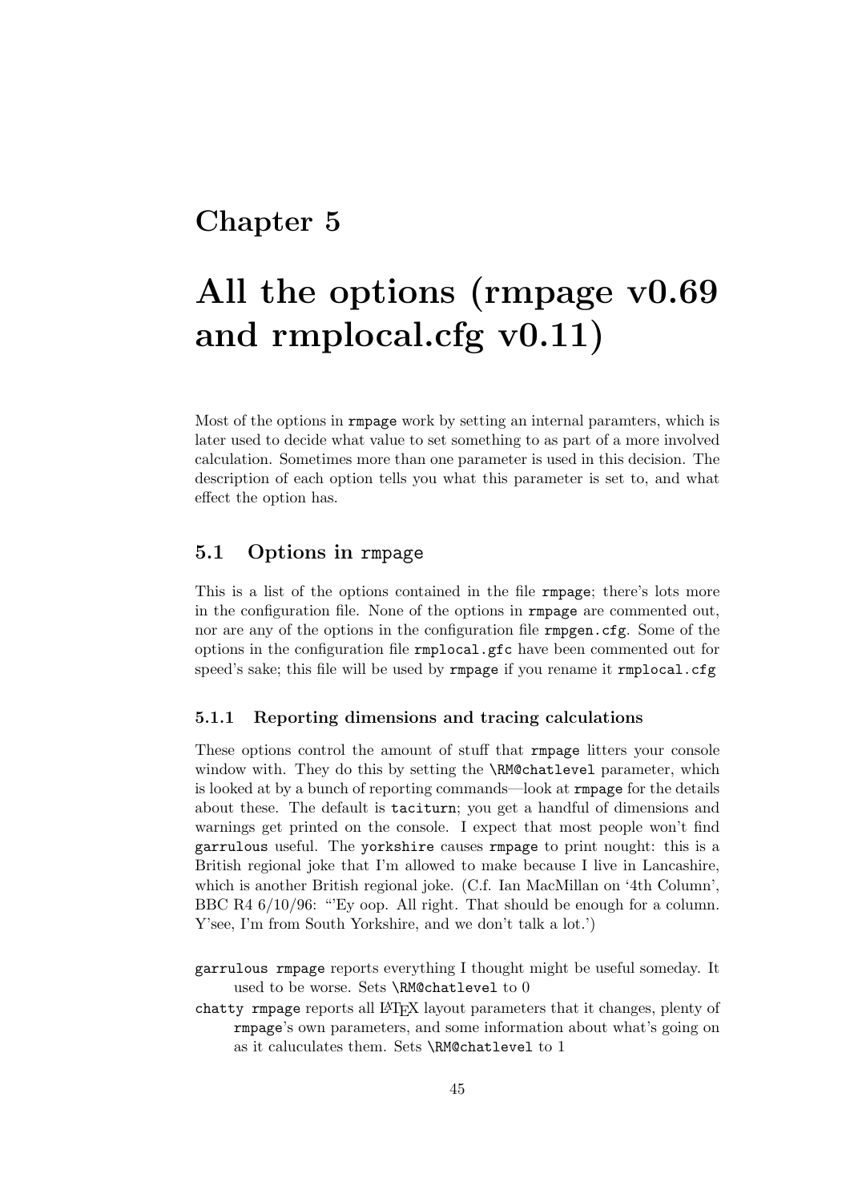# Chapter 5

# All the options (rmpage v0.69 and rmplocal.cfg v0.11)

Most of the options in `rmpage` work by setting an internal paramters, which is later used to decide what value to set something to as part of a more involved calculation. Sometimes more than one parameter is used in this decision. The description of each option tells you what this parameter is set to, and what effect the option has.

## 5.1 Options in `rmpage`

This is a list of the options contained in the file `rmpage`; there's lots more in the configuration file. None of the options in `rmpage` are commented out, nor are any of the options in the configuration file `rmpgen.cfg`. Some of the options in the configuration file `rmplocal.gfc` have been commented out for speed's sake; this file will be used by `rmpage` if you rename it `rmplocal.cfg`

### 5.1.1 Reporting dimensions and tracing calculations

These options control the amount of stuff that `rmpage` litters your console window with. They do this by setting the `\RM@chatlevel` parameter, which is looked at by a bunch of reporting commands—look at `rmpage` for the details about these. The default is `taciturn`; you get a handful of dimensions and warnings get printed on the console. I expect that most people won't find `garrulous` useful. The `yorkshire` causes `rmpage` to print nought: this is a British regional joke that I'm allowed to make because I live in Lancashire, which is another British regional joke. (C.f. Ian MacMillan on '4th Column', BBC R4 6/10/96: "'Ey oop. All right. That should be enough for a column. Y'see, I'm from South Yorkshire, and we don't talk a lot.')

`garrulous` `rmpage` reports everything I thought might be useful someday. It used to be worse. Sets `\RM@chatlevel` to 0

`chatty` `rmpage` reports all LaTeX layout parameters that it changes, plenty of `rmpage`'s own parameters, and some information about what's going on as it caluculates them. Sets `\RM@chatlevel` to 1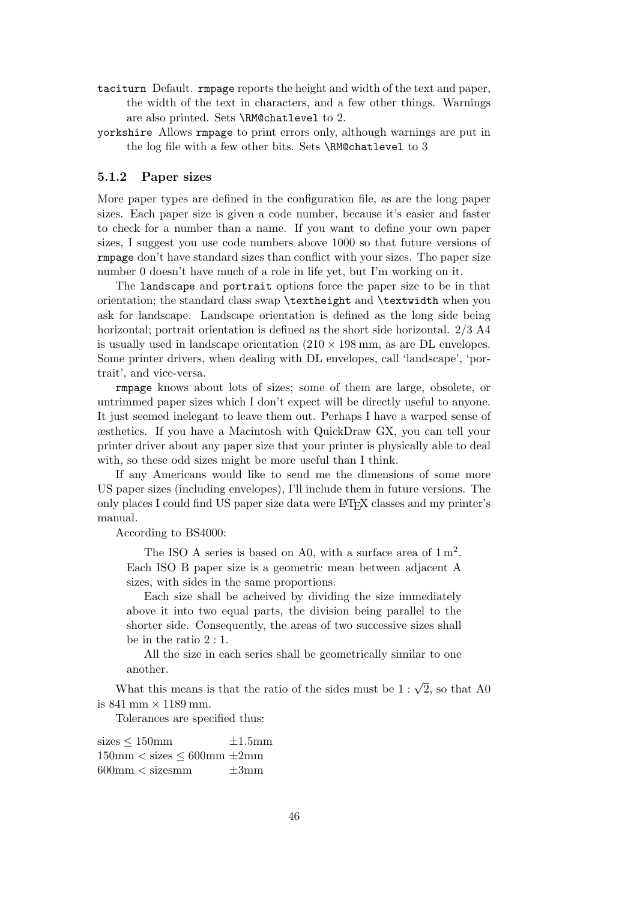`taciturn` Default. `rmpage` reports the height and width of the text and paper, the width of the text in characters, and a few other things. Warnings are also printed. Sets `\RM@chatlevel` to 2.

`yorkshire` Allows `rmpage` to print errors only, although warnings are put in the log file with a few other bits. Sets `\RM@chatlevel` to 3

### 5.1.2 Paper sizes

More paper types are defined in the configuration file, as are the long paper sizes. Each paper size is given a code number, because it's easier and faster to check for a number than a name. If you want to define your own paper sizes, I suggest you use code numbers above 1000 so that future versions of `rmpage` don't have standard sizes than conflict with your sizes. The paper size number 0 doesn't have much of a role in life yet, but I'm working on it.

The `landscape` and `portrait` options force the paper size to be in that orientation; the standard class swap `\textheight` and `\textwidth` when you ask for landscape. Landscape orientation is defined as the long side being horizontal; portrait orientation is defined as the short side horizontal. 2/3 A4 is usually used in landscape orientation ($210 \times 198$ mm, as are DL envelopes. Some printer drivers, when dealing with DL envelopes, call 'landscape', 'portrait', and vice-versa.

`rmpage` knows about lots of sizes; some of them are large, obsolete, or untrimmed paper sizes which I don't expect will be directly useful to anyone. It just seemed inelegant to leave them out. Perhaps I have a warped sense of æsthetics. If you have a Macintosh with QuickDraw GX, you can tell your printer driver about any paper size that your printer is physically able to deal with, so these odd sizes might be more useful than I think.

If any Americans would like to send me the dimensions of some more US paper sizes (including envelopes), I'll include them in future versions. The only places I could find US paper size data were LaTeX classes and my printer's manual.

According to BS4000:

> The ISO A series is based on A0, with a surface area of $1\,\mathrm{m}^2$. Each ISO B paper size is a geometric mean between adjacent A sizes, with sides in the same proportions.
>
> Each size shall be acheived by dividing the size immediately above it into two equal parts, the division being parallel to the shorter side. Consequently, the areas of two successive sizes shall be in the ratio $2 : 1$.
>
> All the size in each series shall be geometrically similar to one another.

What this means is that the ratio of the sides must be $1 : \sqrt{2}$, so that A0 is $841\,\mathrm{mm} \times 1189\,\mathrm{mm}$.

Tolerances are specified thus:

| | |
|---|---|
| sizes $\leq$ 150mm | $\pm$1.5mm |
| 150mm $<$ sizes $\leq$ 600mm | $\pm$2mm |
| 600mm $<$ sizesmm | $\pm$3mm |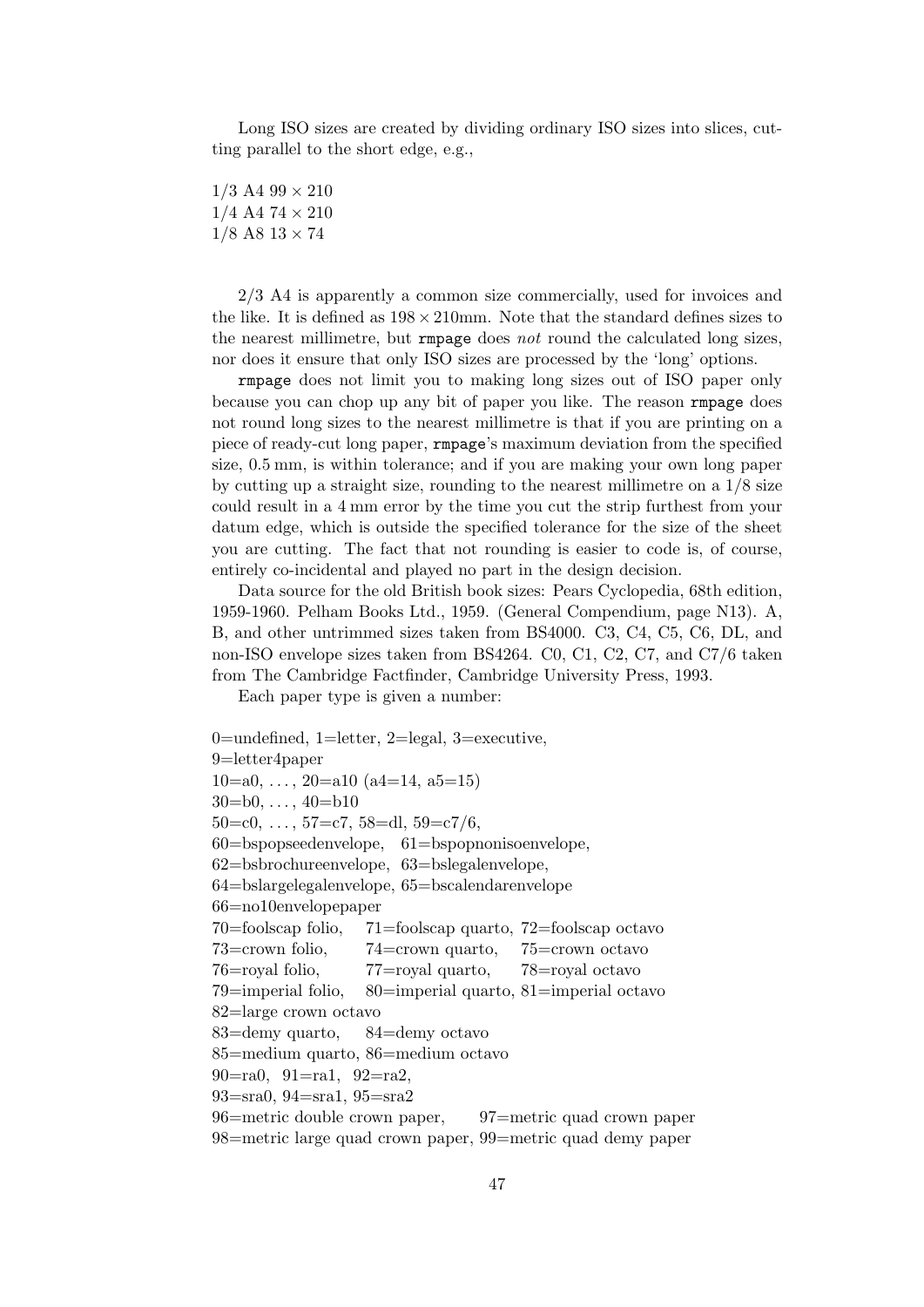Long ISO sizes are created by dividing ordinary ISO sizes into slices, cutting parallel to the short edge, e.g.,

1/3 A4 $99 \times 210$  
1/4 A4 $74 \times 210$  
1/8 A8 $13 \times 74$

2/3 A4 is apparently a common size commercially, used for invoices and the like. It is defined as $198 \times 210$mm. Note that the standard defines sizes to the nearest millimetre, but `rmpage` does *not* round the calculated long sizes, nor does it ensure that only ISO sizes are processed by the 'long' options.

`rmpage` does not limit you to making long sizes out of ISO paper only because you can chop up any bit of paper you like. The reason `rmpage` does not round long sizes to the nearest millimetre is that if you are printing on a piece of ready-cut long paper, `rmpage`'s maximum deviation from the specified size, 0.5 mm, is within tolerance; and if you are making your own long paper by cutting up a straight size, rounding to the nearest millimetre on a 1/8 size could result in a 4 mm error by the time you cut the strip furthest from your datum edge, which is outside the specified tolerance for the size of the sheet you are cutting. The fact that not rounding is easier to code is, of course, entirely co-incidental and played no part in the design decision.

Data source for the old British book sizes: Pears Cyclopedia, 68th edition, 1959-1960. Pelham Books Ltd., 1959. (General Compendium, page N13). A, B, and other untrimmed sizes taken from BS4000. C3, C4, C5, C6, DL, and non-ISO envelope sizes taken from BS4264. C0, C1, C2, C7, and C7/6 taken from The Cambridge Factfinder, Cambridge University Press, 1993.

Each paper type is given a number:

0=undefined, 1=letter, 2=legal, 3=executive,  
9=letter4paper  
10=a0, …, 20=a10 (a4=14, a5=15)  
30=b0, …, 40=b10  
50=c0, …, 57=c7, 58=dl, 59=c7/6,  
60=bspopseedenvelope, 61=bspopnonisoenvelope,  
62=bsbrochureenvelope, 63=bslegalenvelope,  
64=bslargelegalenvelope, 65=bscalendarenvelope  
66=no10envelopepaper  
70=foolscap folio, 71=foolscap quarto, 72=foolscap octavo  
73=crown folio, 74=crown quarto, 75=crown octavo  
76=royal folio, 77=royal quarto, 78=royal octavo  
79=imperial folio, 80=imperial quarto, 81=imperial octavo  
82=large crown octavo  
83=demy quarto, 84=demy octavo  
85=medium quarto, 86=medium octavo  
90=ra0, 91=ra1, 92=ra2,  
93=sra0, 94=sra1, 95=sra2  
96=metric double crown paper, 97=metric quad crown paper  
98=metric large quad crown paper, 99=metric quad demy paper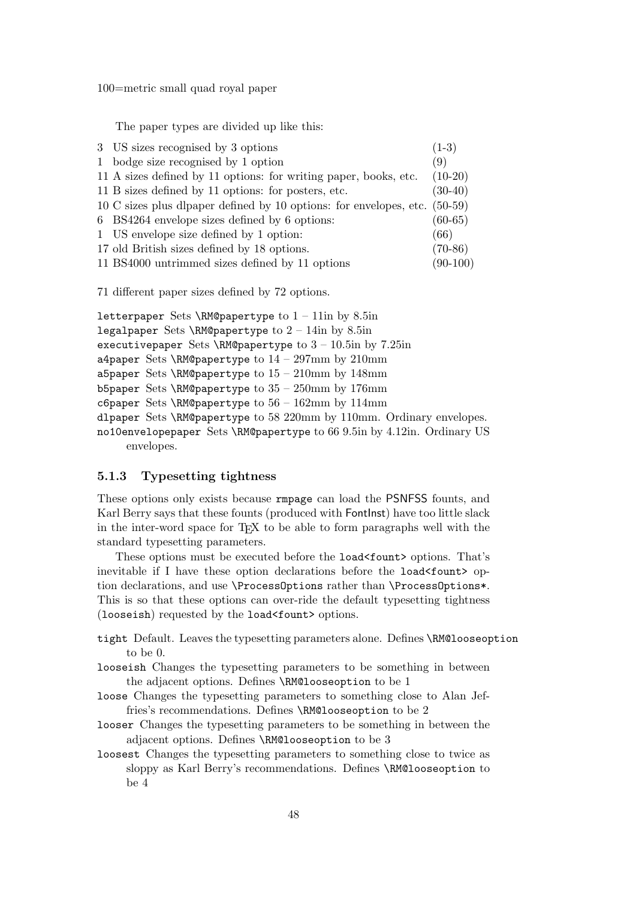100=metric small quad royal paper

The paper types are divided up like this:

| | | |
|---|---|---|
| 3 | US sizes recognised by 3 options | (1-3) |
| 1 | bodge size recognised by 1 option | (9) |
| 11 | A sizes defined by 11 options: for writing paper, books, etc. | (10-20) |
| 11 | B sizes defined by 11 options: for posters, etc. | (30-40) |
| 10 | C sizes plus dlpaper defined by 10 options: for envelopes, etc. | (50-59) |
| 6 | BS4264 envelope sizes defined by 6 options: | (60-65) |
| 1 | US envelope size defined by 1 option: | (66) |
| 17 | old British sizes defined by 18 options. | (70-86) |
| 11 | BS4000 untrimmed sizes defined by 11 options | (90-100) |

71 different paper sizes defined by 72 options.

`letterpaper` Sets `\RM@papertype` to 1 – 11in by 8.5in
`legalpaper` Sets `\RM@papertype` to 2 – 14in by 8.5in
`executivepaper` Sets `\RM@papertype` to 3 – 10.5in by 7.25in
`a4paper` Sets `\RM@papertype` to 14 – 297mm by 210mm
`a5paper` Sets `\RM@papertype` to 15 – 210mm by 148mm
`b5paper` Sets `\RM@papertype` to 35 – 250mm by 176mm
`c6paper` Sets `\RM@papertype` to 56 – 162mm by 114mm
`dlpaper` Sets `\RM@papertype` to 58 220mm by 110mm. Ordinary envelopes.
`no10envelopepaper` Sets `\RM@papertype` to 66 9.5in by 4.12in. Ordinary US envelopes.

### 5.1.3 Typesetting tightness

These options only exists because `rmpage` can load the PSNFSS founts, and Karl Berry says that these founts (produced with FontInst) have too little slack in the inter-word space for TEX to be able to form paragraphs well with the standard typesetting parameters.

These options must be executed before the `load<fount>` options. That's inevitable if I have these option declarations before the `load<fount>` option declarations, and use `\ProcessOptions` rather than `\ProcessOptions*`. This is so that these options can over-ride the default typesetting tightness (`looseish`) requested by the `load<fount>` options.

`tight` Default. Leaves the typesetting parameters alone. Defines `\RM@looseoption` to be 0.

`looseish` Changes the typesetting parameters to be something in between the adjacent options. Defines `\RM@looseoption` to be 1

`loose` Changes the typesetting parameters to something close to Alan Jeffries's recommendations. Defines `\RM@looseoption` to be 2

`looser` Changes the typesetting parameters to be something in between the adjacent options. Defines `\RM@looseoption` to be 3

`loosest` Changes the typesetting parameters to something close to twice as sloppy as Karl Berry's recommendations. Defines `\RM@looseoption` to be 4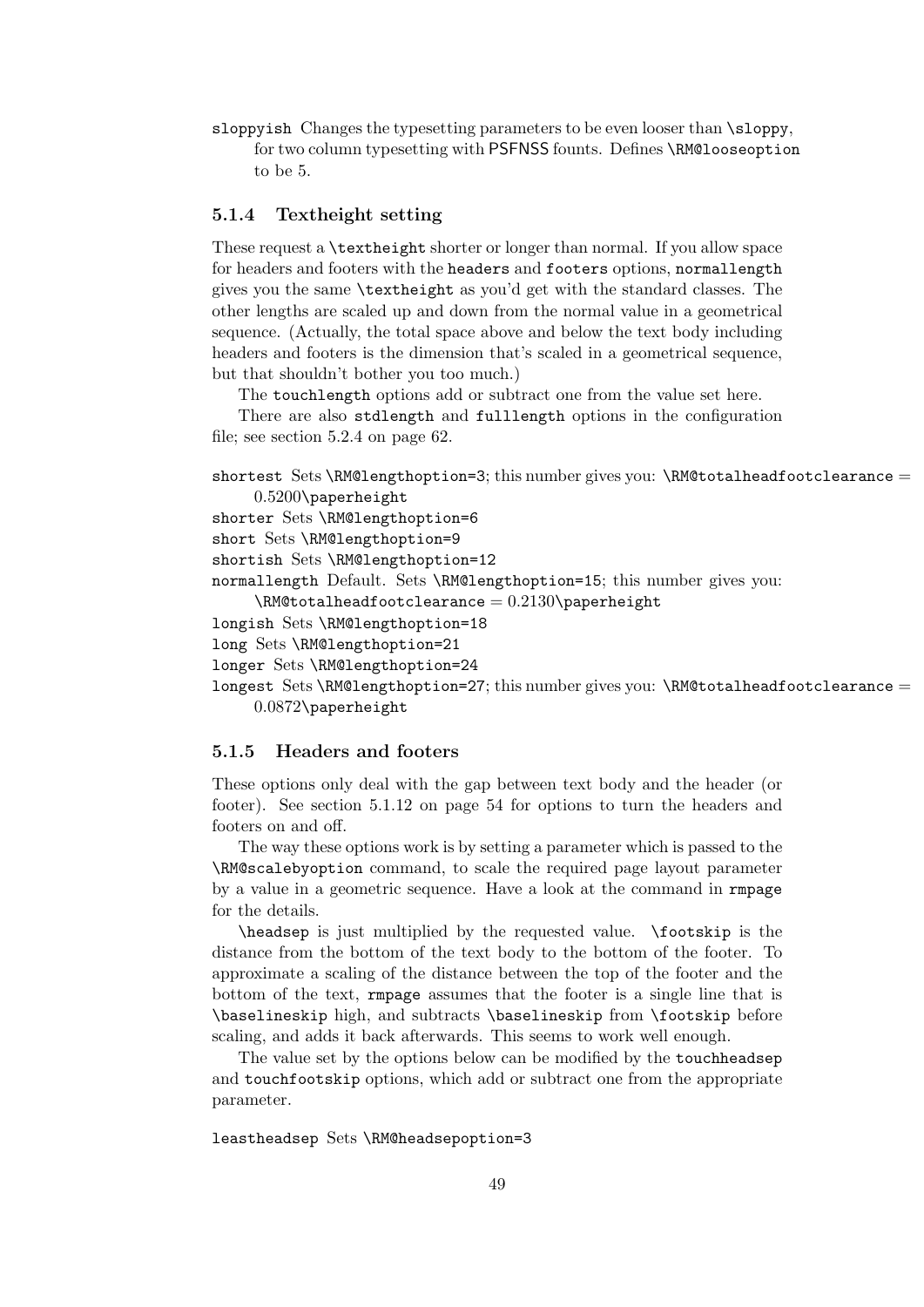`sloppyish` Changes the typesetting parameters to be even looser than `\sloppy`, for two column typesetting with PSFNSS founts. Defines `\RM@looseoption` to be 5.

### 5.1.4 Textheight setting

These request a `\textheight` shorter or longer than normal. If you allow space for headers and footers with the `headers` and `footers` options, `normallength` gives you the same `\textheight` as you'd get with the standard classes. The other lengths are scaled up and down from the normal value in a geometrical sequence. (Actually, the total space above and below the text body including headers and footers is the dimension that's scaled in a geometrical sequence, but that shouldn't bother you too much.)

The `touchlength` options add or subtract one from the value set here.

There are also `stdlength` and `fulllength` options in the configuration file; see section 5.2.4 on page 62.

`shortest` Sets `\RM@lengthoption=3`; this number gives you: `\RM@totalheadfootclearance` = 0.5200`\paperheight`

`shorter` Sets `\RM@lengthoption=6`

`short` Sets `\RM@lengthoption=9`

`shortish` Sets `\RM@lengthoption=12`

`normallength` Default. Sets `\RM@lengthoption=15`; this number gives you: `\RM@totalheadfootclearance` = 0.2130`\paperheight`

`longish` Sets `\RM@lengthoption=18`

`long` Sets `\RM@lengthoption=21`

`longer` Sets `\RM@lengthoption=24`

`longest` Sets `\RM@lengthoption=27`; this number gives you: `\RM@totalheadfootclearance` = 0.0872`\paperheight`

### 5.1.5 Headers and footers

These options only deal with the gap between text body and the header (or footer). See section 5.1.12 on page 54 for options to turn the headers and footers on and off.

The way these options work is by setting a parameter which is passed to the `\RM@scalebyoption` command, to scale the required page layout parameter by a value in a geometric sequence. Have a look at the command in `rmpage` for the details.

`\headsep` is just multiplied by the requested value. `\footskip` is the distance from the bottom of the text body to the bottom of the footer. To approximate a scaling of the distance between the top of the footer and the bottom of the text, `rmpage` assumes that the footer is a single line that is `\baselineskip` high, and subtracts `\baselineskip` from `\footskip` before scaling, and adds it back afterwards. This seems to work well enough.

The value set by the options below can be modified by the `touchheadsep` and `touchfootskip` options, which add or subtract one from the appropriate parameter.

`leastheadsep` Sets `\RM@headsepoption=3`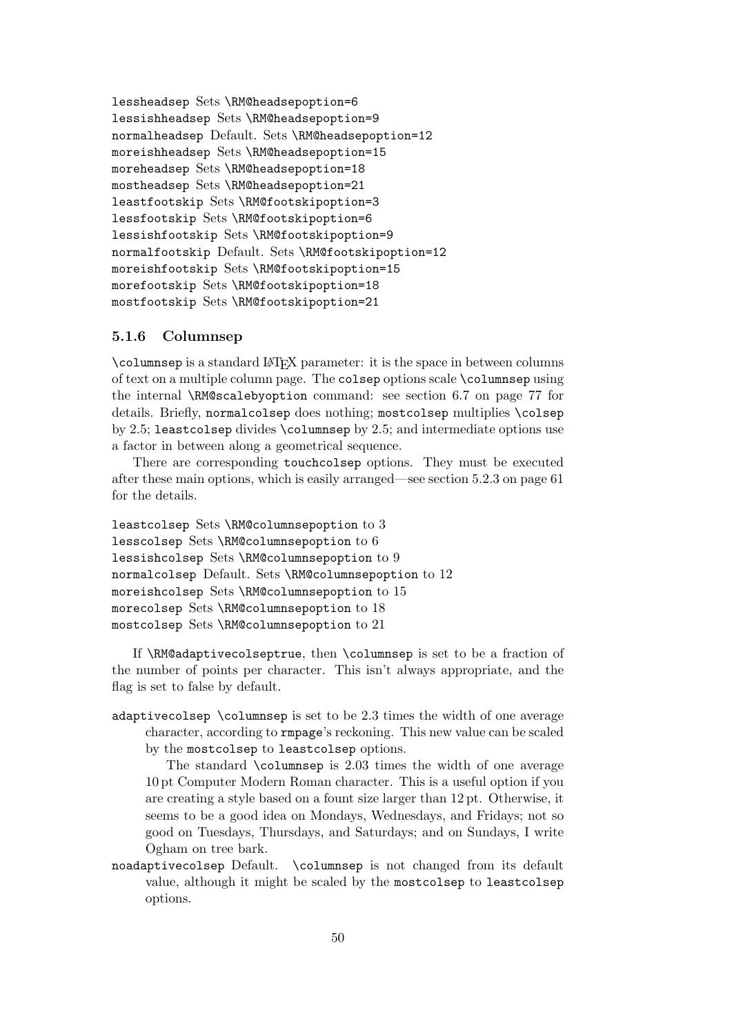`lessheadsep` Sets `\RM@headsepoption=6`
`lessishheadsep` Sets `\RM@headsepoption=9`
`normalheadsep` Default. Sets `\RM@headsepoption=12`
`moreishheadsep` Sets `\RM@headsepoption=15`
`moreheadsep` Sets `\RM@headsepoption=18`
`mostheadsep` Sets `\RM@headsepoption=21`
`leastfootskip` Sets `\RM@footskipoption=3`
`lessfootskip` Sets `\RM@footskipoption=6`
`lessishfootskip` Sets `\RM@footskipoption=9`
`normalfootskip` Default. Sets `\RM@footskipoption=12`
`moreishfootskip` Sets `\RM@footskipoption=15`
`morefootskip` Sets `\RM@footskipoption=18`
`mostfootskip` Sets `\RM@footskipoption=21`

### 5.1.6 Columnsep

`\columnsep` is a standard LaTeX parameter: it is the space in between columns of text on a multiple column page. The `colsep` options scale `\columnsep` using the internal `\RM@scalebyoption` command: see section 6.7 on page 77 for details. Briefly, `normalcolsep` does nothing; `mostcolsep` multiplies `\colsep` by 2.5; `leastcolsep` divides `\columnsep` by 2.5; and intermediate options use a factor in between along a geometrical sequence.

There are corresponding `touchcolsep` options. They must be executed after these main options, which is easily arranged—see section 5.2.3 on page 61 for the details.

`leastcolsep` Sets `\RM@columnsepoption` to 3
`lesscolsep` Sets `\RM@columnsepoption` to 6
`lessishcolsep` Sets `\RM@columnsepoption` to 9
`normalcolsep` Default. Sets `\RM@columnsepoption` to 12
`moreishcolsep` Sets `\RM@columnsepoption` to 15
`morecolsep` Sets `\RM@columnsepoption` to 18
`mostcolsep` Sets `\RM@columnsepoption` to 21

If `\RM@adaptivecolseptrue`, then `\columnsep` is set to be a fraction of the number of points per character. This isn't always appropriate, and the flag is set to false by default.

`adaptivecolsep` `\columnsep` is set to be 2.3 times the width of one average character, according to `rmpage`'s reckoning. This new value can be scaled by the `mostcolsep` to `leastcolsep` options.

The standard `\columnsep` is 2.03 times the width of one average 10 pt Computer Modern Roman character. This is a useful option if you are creating a style based on a fount size larger than 12 pt. Otherwise, it seems to be a good idea on Mondays, Wednesdays, and Fridays; not so good on Tuesdays, Thursdays, and Saturdays; and on Sundays, I write Ogham on tree bark.

`noadaptivecolsep` Default. `\columnsep` is not changed from its default value, although it might be scaled by the `mostcolsep` to `leastcolsep` options.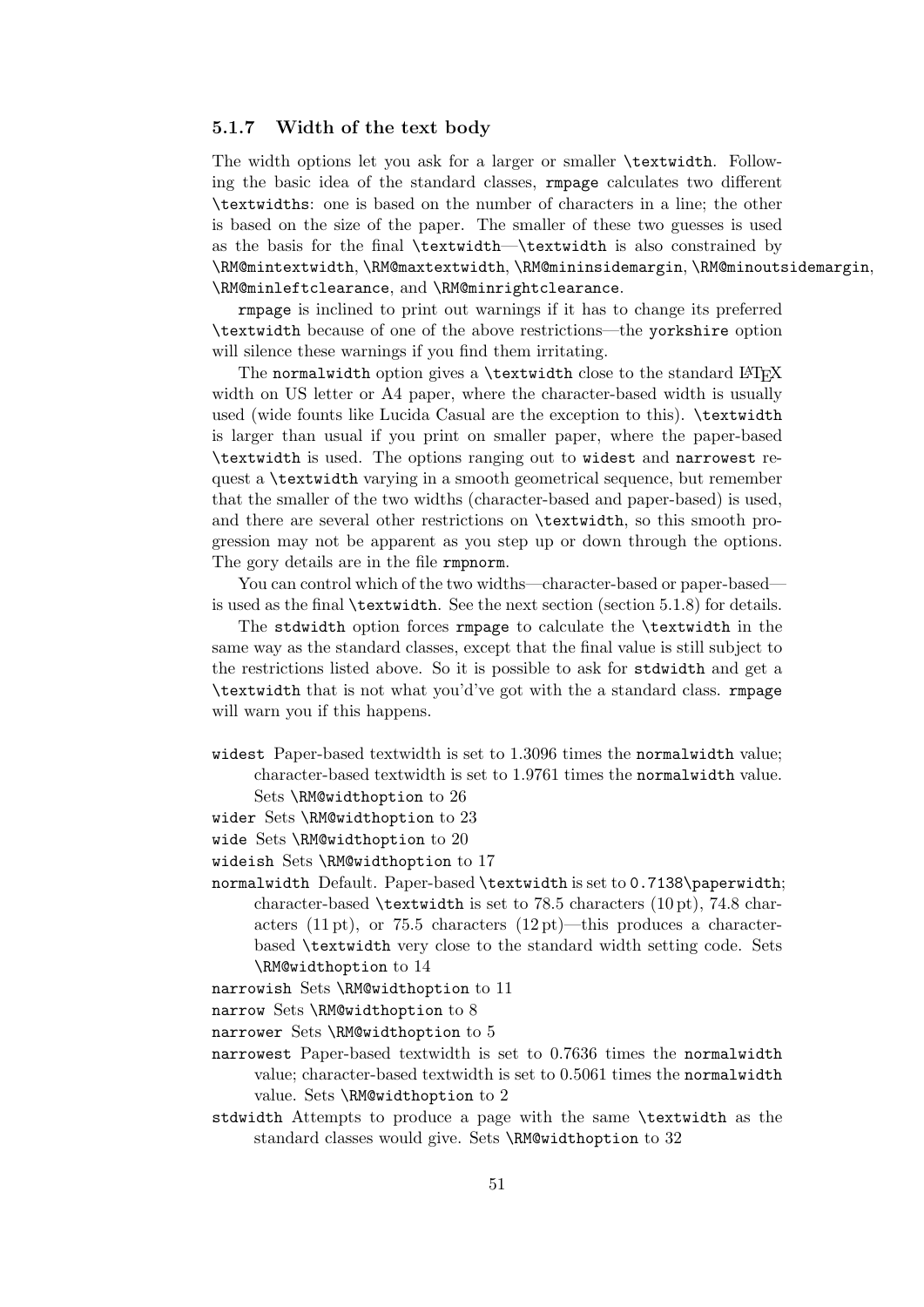### 5.1.7 Width of the text body

The width options let you ask for a larger or smaller `\textwidth`. Following the basic idea of the standard classes, `rmpage` calculates two different `\textwidths`: one is based on the number of characters in a line; the other is based on the size of the paper. The smaller of these two guesses is used as the basis for the final `\textwidth`—`\textwidth` is also constrained by `\RM@mintextwidth`, `\RM@maxtextwidth`, `\RM@mininsidemargin`, `\RM@minoutsidemargin`, `\RM@minleftclearance`, and `\RM@minrightclearance`.

`rmpage` is inclined to print out warnings if it has to change its preferred `\textwidth` because of one of the above restrictions—the `yorkshire` option will silence these warnings if you find them irritating.

The `normalwidth` option gives a `\textwidth` close to the standard LaTeX width on US letter or A4 paper, where the character-based width is usually used (wide founts like Lucida Casual are the exception to this). `\textwidth` is larger than usual if you print on smaller paper, where the paper-based `\textwidth` is used. The options ranging out to `widest` and `narrowest` request a `\textwidth` varying in a smooth geometrical sequence, but remember that the smaller of the two widths (character-based and paper-based) is used, and there are several other restrictions on `\textwidth`, so this smooth progression may not be apparent as you step up or down through the options. The gory details are in the file `rmpnorm`.

You can control which of the two widths—character-based or paper-based—is used as the final `\textwidth`. See the next section (section 5.1.8) for details.

The `stdwidth` option forces `rmpage` to calculate the `\textwidth` in the same way as the standard classes, except that the final value is still subject to the restrictions listed above. So it is possible to ask for `stdwidth` and get a `\textwidth` that is not what you'd've got with the a standard class. `rmpage` will warn you if this happens.

`widest` Paper-based textwidth is set to 1.3096 times the `normalwidth` value; character-based textwidth is set to 1.9761 times the `normalwidth` value. Sets `\RM@widthoption` to 26

`wider` Sets `\RM@widthoption` to 23

`wide` Sets `\RM@widthoption` to 20

`wideish` Sets `\RM@widthoption` to 17

`normalwidth` Default. Paper-based `\textwidth` is set to `0.7138\paperwidth`; character-based `\textwidth` is set to 78.5 characters (10 pt), 74.8 characters (11 pt), or 75.5 characters (12 pt)—this produces a character-based `\textwidth` very close to the standard width setting code. Sets `\RM@widthoption` to 14

`narrowish` Sets `\RM@widthoption` to 11

`narrow` Sets `\RM@widthoption` to 8

`narrower` Sets `\RM@widthoption` to 5

`narrowest` Paper-based textwidth is set to 0.7636 times the `normalwidth` value; character-based textwidth is set to 0.5061 times the `normalwidth` value. Sets `\RM@widthoption` to 2

`stdwidth` Attempts to produce a page with the same `\textwidth` as the standard classes would give. Sets `\RM@widthoption` to 32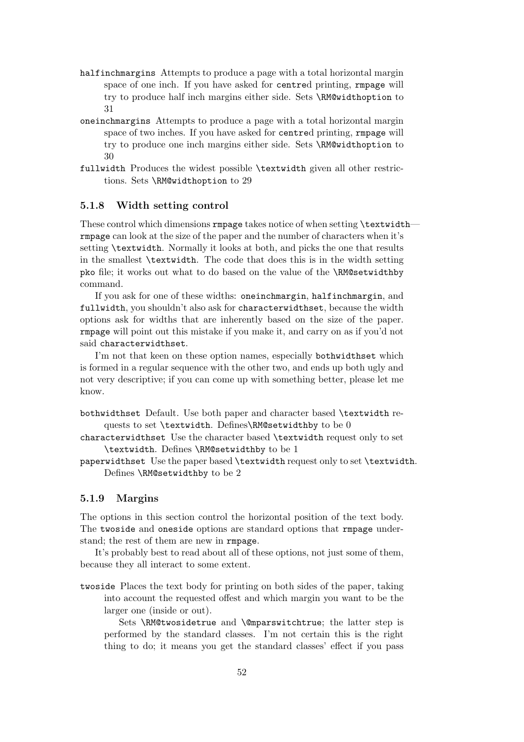`halfinchmargins` Attempts to produce a page with a total horizontal margin space of one inch. If you have asked for `centre`d printing, `rmpage` will try to produce half inch margins either side. Sets `\RM@widthoption` to 31

`oneinchmargins` Attempts to produce a page with a total horizontal margin space of two inches. If you have asked for `centre`d printing, `rmpage` will try to produce one inch margins either side. Sets `\RM@widthoption` to 30

`fullwidth` Produces the widest possible `\textwidth` given all other restrictions. Sets `\RM@widthoption` to 29

### 5.1.8 Width setting control

These control which dimensions `rmpage` takes notice of when setting `\textwidth`—`rmpage` can look at the size of the paper and the number of characters when it's setting `\textwidth`. Normally it looks at both, and picks the one that results in the smallest `\textwidth`. The code that does this is in the width setting `pko` file; it works out what to do based on the value of the `\RM@setwidthby` command.

If you ask for one of these widths: `oneinchmargin`, `halfinchmargin`, and `fullwidth`, you shouldn't also ask for `characterwidthset`, because the width options ask for widths that are inherently based on the size of the paper. `rmpage` will point out this mistake if you make it, and carry on as if you'd not said `characterwidthset`.

I'm not that keen on these option names, especially `bothwidthset` which is formed in a regular sequence with the other two, and ends up both ugly and not very descriptive; if you can come up with something better, please let me know.

`bothwidthset` Default. Use both paper and character based `\textwidth` requests to set `\textwidth`. Defines`\RM@setwidthby` to be 0

`characterwidthset` Use the character based `\textwidth` request only to set `\textwidth`. Defines `\RM@setwidthby` to be 1

`paperwidthset` Use the paper based `\textwidth` request only to set `\textwidth`. Defines `\RM@setwidthby` to be 2

### 5.1.9 Margins

The options in this section control the horizontal position of the text body. The `twoside` and `oneside` options are standard options that `rmpage` understand; the rest of them are new in `rmpage`.

It's probably best to read about all of these options, not just some of them, because they all interact to some extent.

`twoside` Places the text body for printing on both sides of the paper, taking into account the requested offest and which margin you want to be the larger one (inside or out).

Sets `\RM@twosidetrue` and `\@mparswitchtrue`; the latter step is performed by the standard classes. I'm not certain this is the right thing to do; it means you get the standard classes' effect if you pass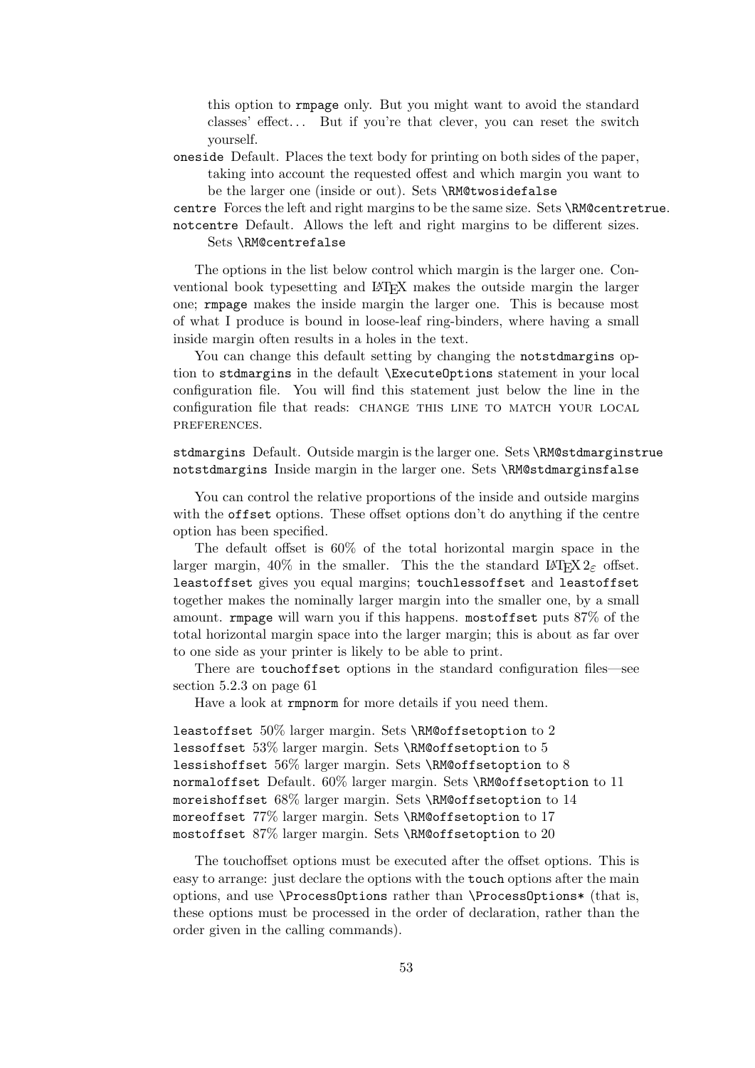this option to `rmpage` only. But you might want to avoid the standard classes' effect... But if you're that clever, you can reset the switch yourself.

`oneside` Default. Places the text body for printing on both sides of the paper, taking into account the requested offest and which margin you want to be the larger one (inside or out). Sets `\RM@twosidefalse`

`centre` Forces the left and right margins to be the same size. Sets `\RM@centretrue`.

`notcentre` Default. Allows the left and right margins to be different sizes. Sets `\RM@centrefalse`

The options in the list below control which margin is the larger one. Conventional book typesetting and LaTeX makes the outside margin the larger one; `rmpage` makes the inside margin the larger one. This is because most of what I produce is bound in loose-leaf ring-binders, where having a small inside margin often results in a holes in the text.

You can change this default setting by changing the `notstdmargins` option to `stdmargins` in the default `\ExecuteOptions` statement in your local configuration file. You will find this statement just below the line in the configuration file that reads: CHANGE THIS LINE TO MATCH YOUR LOCAL PREFERENCES.

`stdmargins` Default. Outside margin is the larger one. Sets `\RM@stdmarginstrue`

`notstdmargins` Inside margin in the larger one. Sets `\RM@stdmarginsfalse`

You can control the relative proportions of the inside and outside margins with the `offset` options. These offset options don't do anything if the centre option has been specified.

The default offset is 60% of the total horizontal margin space in the larger margin, 40% in the smaller. This the the standard LaTeX $2_\varepsilon$ offset. `leastoffset` gives you equal margins; `touchlessoffset` and `leastoffset` together makes the nominally larger margin into the smaller one, by a small amount. `rmpage` will warn you if this happens. `mostoffset` puts 87% of the total horizontal margin space into the larger margin; this is about as far over to one side as your printer is likely to be able to print.

There are `touchoffset` options in the standard configuration files—see section 5.2.3 on page 61

Have a look at `rmpnorm` for more details if you need them.

`leastoffset` 50% larger margin. Sets `\RM@offsetoption` to 2
`lessoffset` 53% larger margin. Sets `\RM@offsetoption` to 5
`lessishoffset` 56% larger margin. Sets `\RM@offsetoption` to 8
`normaloffset` Default. 60% larger margin. Sets `\RM@offsetoption` to 11
`moreishoffset` 68% larger margin. Sets `\RM@offsetoption` to 14
`moreoffset` 77% larger margin. Sets `\RM@offsetoption` to 17
`mostoffset` 87% larger margin. Sets `\RM@offsetoption` to 20

The touchoffset options must be executed after the offset options. This is easy to arrange: just declare the options with the `touch` options after the main options, and use `\ProcessOptions` rather than `\ProcessOptions*` (that is, these options must be processed in the order of declaration, rather than the order given in the calling commands).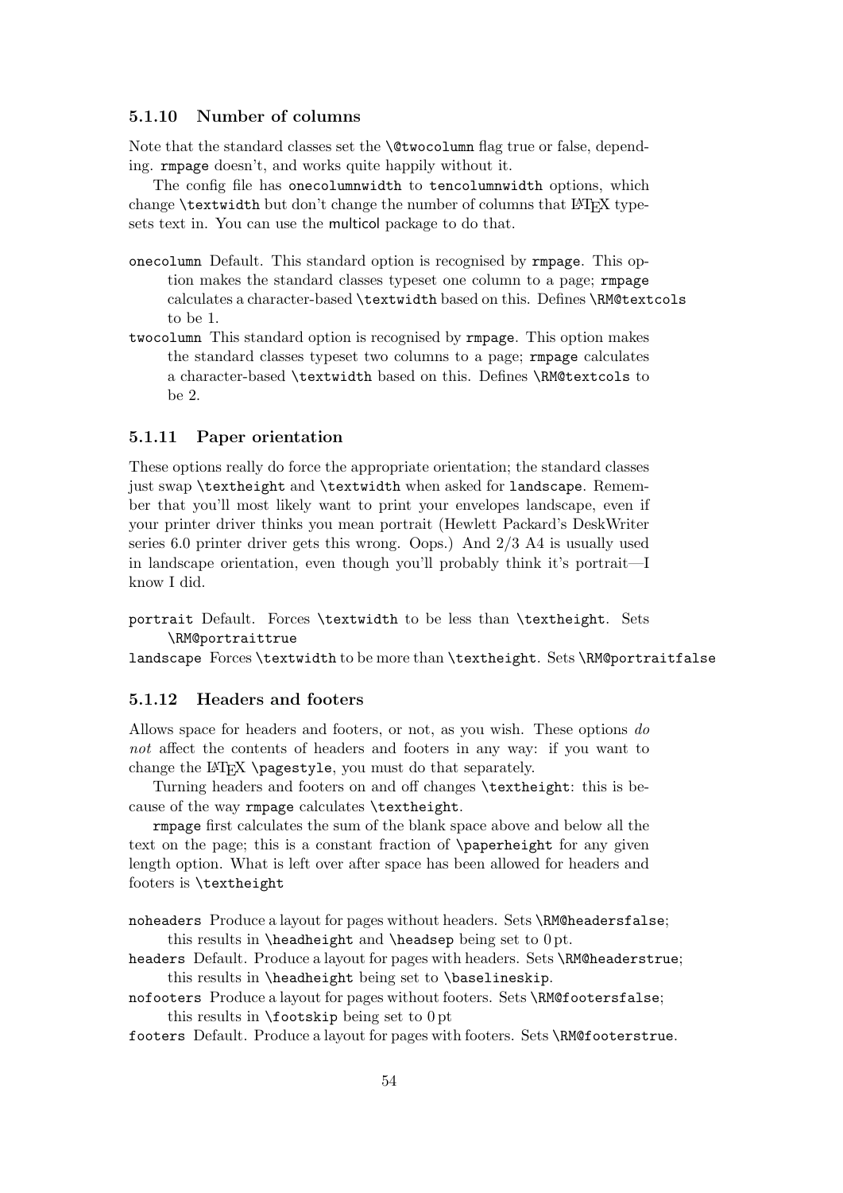### 5.1.10 Number of columns

Note that the standard classes set the `\@twocolumn` flag true or false, depending. `rmpage` doesn't, and works quite happily without it.

The config file has `onecolumnwidth` to `tencolumnwidth` options, which change `\textwidth` but don't change the number of columns that LaTeX typesets text in. You can use the multicol package to do that.

`onecolumn` Default. This standard option is recognised by `rmpage`. This option makes the standard classes typeset one column to a page; `rmpage` calculates a character-based `\textwidth` based on this. Defines `\RM@textcols` to be 1.

`twocolumn` This standard option is recognised by `rmpage`. This option makes the standard classes typeset two columns to a page; `rmpage` calculates a character-based `\textwidth` based on this. Defines `\RM@textcols` to be 2.

### 5.1.11 Paper orientation

These options really do force the appropriate orientation; the standard classes just swap `\textheight` and `\textwidth` when asked for `landscape`. Remember that you'll most likely want to print your envelopes landscape, even if your printer driver thinks you mean portrait (Hewlett Packard's DeskWriter series 6.0 printer driver gets this wrong. Oops.) And 2/3 A4 is usually used in landscape orientation, even though you'll probably think it's portrait—I know I did.

`portrait` Default. Forces `\textwidth` to be less than `\textheight`. Sets `\RM@portraittrue`

`landscape` Forces `\textwidth` to be more than `\textheight`. Sets `\RM@portraitfalse`

### 5.1.12 Headers and footers

Allows space for headers and footers, or not, as you wish. These options *do not* affect the contents of headers and footers in any way: if you want to change the LaTeX `\pagestyle`, you must do that separately.

Turning headers and footers on and off changes `\textheight`: this is because of the way `rmpage` calculates `\textheight`.

`rmpage` first calculates the sum of the blank space above and below all the text on the page; this is a constant fraction of `\paperheight` for any given length option. What is left over after space has been allowed for headers and footers is `\textheight`

`noheaders` Produce a layout for pages without headers. Sets `\RM@headersfalse`; this results in `\headheight` and `\headsep` being set to 0 pt.

`headers` Default. Produce a layout for pages with headers. Sets `\RM@headerstrue`; this results in `\headheight` being set to `\baselineskip`.

`nofooters` Produce a layout for pages without footers. Sets `\RM@footersfalse`; this results in `\footskip` being set to 0 pt

`footers` Default. Produce a layout for pages with footers. Sets `\RM@footerstrue`.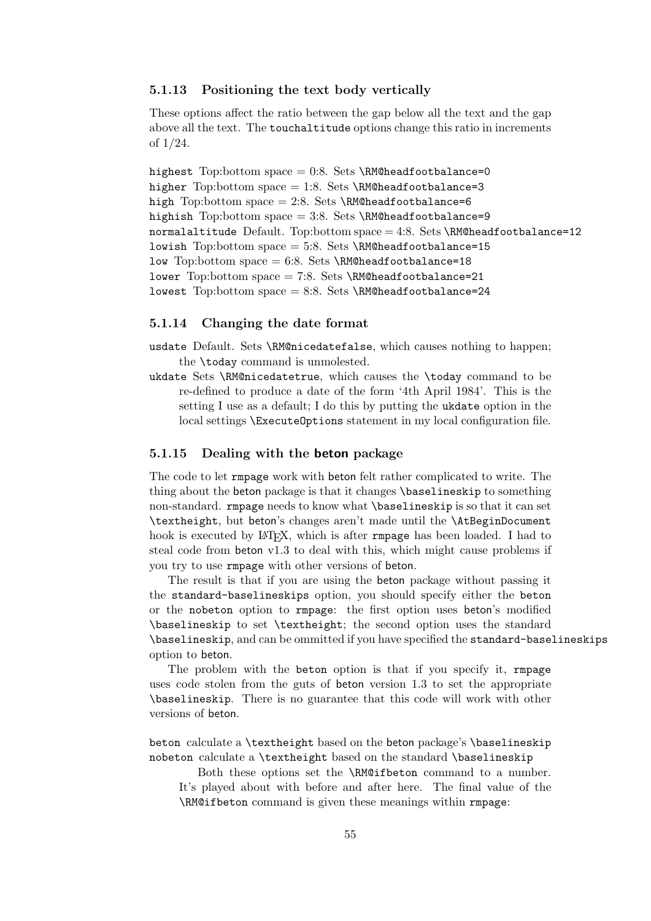#### 5.1.13 Positioning the text body vertically

These options affect the ratio between the gap below all the text and the gap above all the text. The `touchaltitude` options change this ratio in increments of 1/24.

`highest` Top:bottom space = 0:8. Sets `\RM@headfootbalance=0`
`higher` Top:bottom space = 1:8. Sets `\RM@headfootbalance=3`
`high` Top:bottom space = 2:8. Sets `\RM@headfootbalance=6`
`highish` Top:bottom space = 3:8. Sets `\RM@headfootbalance=9`
`normalaltitude` Default. Top:bottom space = 4:8. Sets `\RM@headfootbalance=12`
`lowish` Top:bottom space = 5:8. Sets `\RM@headfootbalance=15`
`low` Top:bottom space = 6:8. Sets `\RM@headfootbalance=18`
`lower` Top:bottom space = 7:8. Sets `\RM@headfootbalance=21`
`lowest` Top:bottom space = 8:8. Sets `\RM@headfootbalance=24`

#### 5.1.14 Changing the date format

`usdate` Default. Sets `\RM@nicedatefalse`, which causes nothing to happen; the `\today` command is unmolested.

`ukdate` Sets `\RM@nicedatetrue`, which causes the `\today` command to be re-defined to produce a date of the form '4th April 1984'. This is the setting I use as a default; I do this by putting the `ukdate` option in the local settings `\ExecuteOptions` statement in my local configuration file.

#### 5.1.15 Dealing with the beton package

The code to let `rmpage` work with beton felt rather complicated to write. The thing about the beton package is that it changes `\baselineskip` to something non-standard. `rmpage` needs to know what `\baselineskip` is so that it can set `\textheight`, but beton's changes aren't made until the `\AtBeginDocument` hook is executed by LaTeX, which is after `rmpage` has been loaded. I had to steal code from `beton` v1.3 to deal with this, which might cause problems if you try to use `rmpage` with other versions of beton.

The result is that if you are using the beton package without passing it the `standard-baselineskips` option, you should specify either the `beton` or the `nobeton` option to `rmpage`: the first option uses beton's modified `\baselineskip` to set `\textheight`; the second option uses the standard `\baselineskip`, and can be ommitted if you have specified the `standard-baselineskips` option to beton.

The problem with the `beton` option is that if you specify it, `rmpage` uses code stolen from the guts of beton version 1.3 to set the appropriate `\baselineskip`. There is no guarantee that this code will work with other versions of beton.

`beton` calculate a `\textheight` based on the beton package's `\baselineskip`
`nobeton` calculate a `\textheight` based on the standard `\baselineskip`

Both these options set the `\RM@ifbeton` command to a number. It's played about with before and after here. The final value of the `\RM@ifbeton` command is given these meanings within `rmpage`: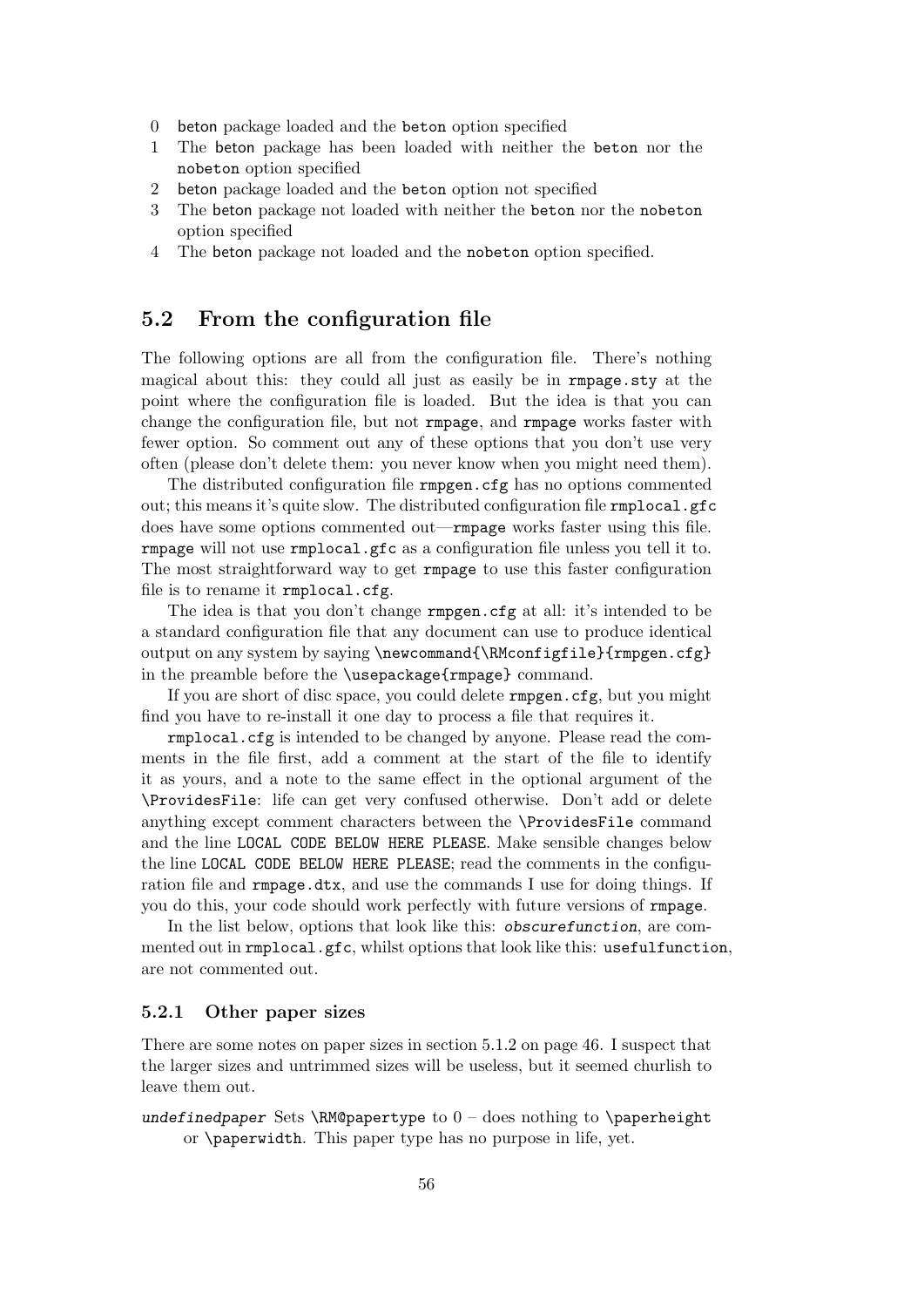0 `beton` package loaded and the `beton` option specified
1 The `beton` package has been loaded with neither the `beton` nor the `nobeton` option specified
2 `beton` package loaded and the `beton` option not specified
3 The `beton` package not loaded with neither the `beton` nor the `nobeton` option specified
4 The `beton` package not loaded and the `nobeton` option specified.

## 5.2 From the configuration file

The following options are all from the configuration file. There's nothing magical about this: they could all just as easily be in `rmpage.sty` at the point where the configuration file is loaded. But the idea is that you can change the configuration file, but not `rmpage`, and `rmpage` works faster with fewer option. So comment out any of these options that you don't use very often (please don't delete them: you never know when you might need them).

The distributed configuration file `rmpgen.cfg` has no options commented out; this means it's quite slow. The distributed configuration file `rmplocal.gfc` does have some options commented out—`rmpage` works faster using this file. `rmpage` will not use `rmplocal.gfc` as a configuration file unless you tell it to. The most straightforward way to get `rmpage` to use this faster configuration file is to rename it `rmplocal.cfg`.

The idea is that you don't change `rmpgen.cfg` at all: it's intended to be a standard configuration file that any document can use to produce identical output on any system by saying `\newcommand{\RMconfigfile}{rmpgen.cfg}` in the preamble before the `\usepackage{rmpage}` command.

If you are short of disc space, you could delete `rmpgen.cfg`, but you might find you have to re-install it one day to process a file that requires it.

`rmplocal.cfg` is intended to be changed by anyone. Please read the comments in the file first, add a comment at the start of the file to identify it as yours, and a note to the same effect in the optional argument of the `\ProvidesFile`: life can get very confused otherwise. Don't add or delete anything except comment characters between the `\ProvidesFile` command and the line `LOCAL CODE BELOW HERE PLEASE`. Make sensible changes below the line `LOCAL CODE BELOW HERE PLEASE`; read the comments in the configuration file and `rmpage.dtx`, and use the commands I use for doing things. If you do this, your code should work perfectly with future versions of `rmpage`.

In the list below, options that look like this: *`obscurefunction`*, are commented out in `rmplocal.gfc`, whilst options that look like this: `usefulfunction`, are not commented out.

### 5.2.1 Other paper sizes

There are some notes on paper sizes in section 5.1.2 on page 46. I suspect that the larger sizes and untrimmed sizes will be useless, but it seemed churlish to leave them out.

*`undefinedpaper`* Sets `\RM@papertype` to 0 – does nothing to `\paperheight` or `\paperwidth`. This paper type has no purpose in life, yet.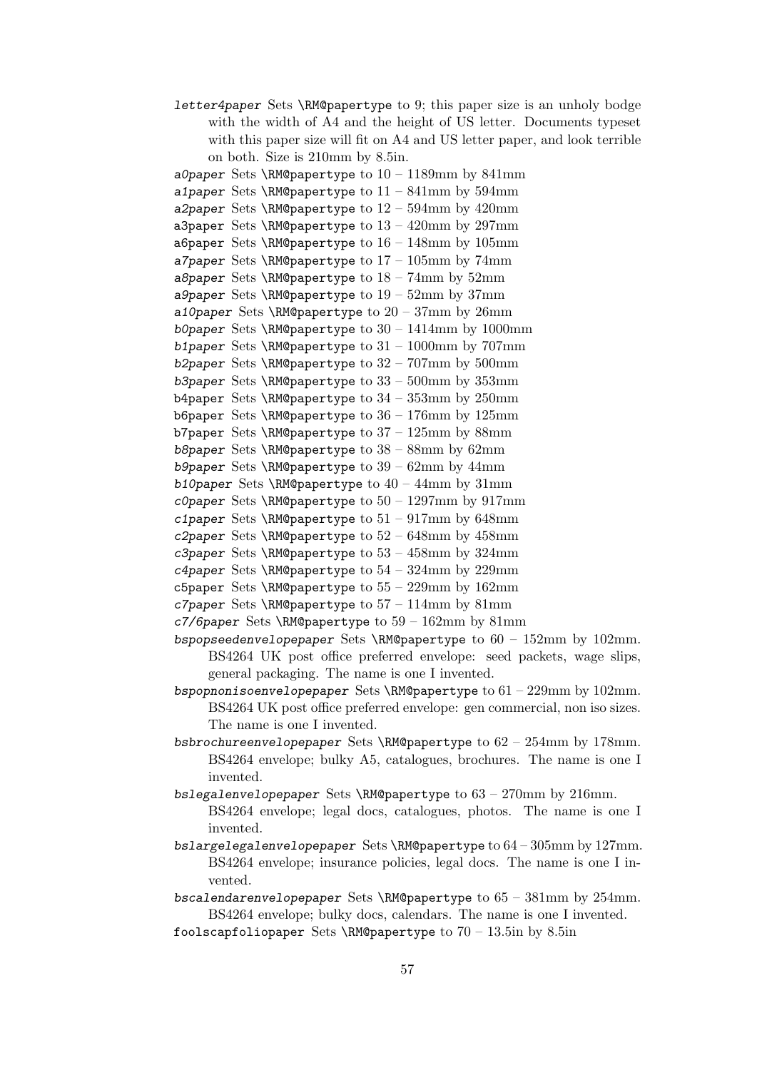*letter4paper* Sets `\RM@papertype` to 9; this paper size is an unholy bodge with the width of A4 and the height of US letter. Documents typeset with this paper size will fit on A4 and US letter paper, and look terrible on both. Size is 210mm by 8.5in.

*a0paper* Sets `\RM@papertype` to 10 – 1189mm by 841mm

*a1paper* Sets `\RM@papertype` to 11 – 841mm by 594mm

*a2paper* Sets `\RM@papertype` to 12 – 594mm by 420mm

a3paper Sets `\RM@papertype` to 13 – 420mm by 297mm

a6paper Sets `\RM@papertype` to 16 – 148mm by 105mm

*a7paper* Sets `\RM@papertype` to 17 – 105mm by 74mm

*a8paper* Sets `\RM@papertype` to 18 – 74mm by 52mm

*a9paper* Sets `\RM@papertype` to 19 – 52mm by 37mm

*a10paper* Sets `\RM@papertype` to 20 – 37mm by 26mm

*b0paper* Sets `\RM@papertype` to 30 – 1414mm by 1000mm

*b1paper* Sets `\RM@papertype` to 31 – 1000mm by 707mm

*b2paper* Sets `\RM@papertype` to 32 – 707mm by 500mm

*b3paper* Sets `\RM@papertype` to 33 – 500mm by 353mm

b4paper Sets `\RM@papertype` to 34 – 353mm by 250mm

b6paper Sets `\RM@papertype` to 36 – 176mm by 125mm

b7paper Sets `\RM@papertype` to 37 – 125mm by 88mm

*b8paper* Sets `\RM@papertype` to 38 – 88mm by 62mm

*b9paper* Sets `\RM@papertype` to 39 – 62mm by 44mm

*b10paper* Sets `\RM@papertype` to 40 – 44mm by 31mm

*c0paper* Sets `\RM@papertype` to 50 – 1297mm by 917mm

*c1paper* Sets `\RM@papertype` to 51 – 917mm by 648mm

*c2paper* Sets `\RM@papertype` to 52 – 648mm by 458mm

*c3paper* Sets `\RM@papertype` to 53 – 458mm by 324mm

*c4paper* Sets `\RM@papertype` to 54 – 324mm by 229mm

c5paper Sets `\RM@papertype` to 55 – 229mm by 162mm

*c7paper* Sets `\RM@papertype` to 57 – 114mm by 81mm

*c7/6paper* Sets `\RM@papertype` to 59 – 162mm by 81mm

*bspopseedenvelopepaper* Sets `\RM@papertype` to 60 – 152mm by 102mm. BS4264 UK post office preferred envelope: seed packets, wage slips, general packaging. The name is one I invented.

*bspopnonisoenvelopepaper* Sets `\RM@papertype` to 61 – 229mm by 102mm. BS4264 UK post office preferred envelope: gen commercial, non iso sizes. The name is one I invented.

*bsbrochureenvelopepaper* Sets `\RM@papertype` to 62 – 254mm by 178mm. BS4264 envelope; bulky A5, catalogues, brochures. The name is one I invented.

*bslegalenvelopepaper* Sets `\RM@papertype` to 63 – 270mm by 216mm. BS4264 envelope; legal docs, catalogues, photos. The name is one I invented.

*bslargelegalenvelopepaper* Sets `\RM@papertype` to 64 – 305mm by 127mm. BS4264 envelope; insurance policies, legal docs. The name is one I invented.

*bscalendarenvelopepaper* Sets `\RM@papertype` to 65 – 381mm by 254mm. BS4264 envelope; bulky docs, calendars. The name is one I invented.

foolscapfoliopaper Sets `\RM@papertype` to 70 – 13.5in by 8.5in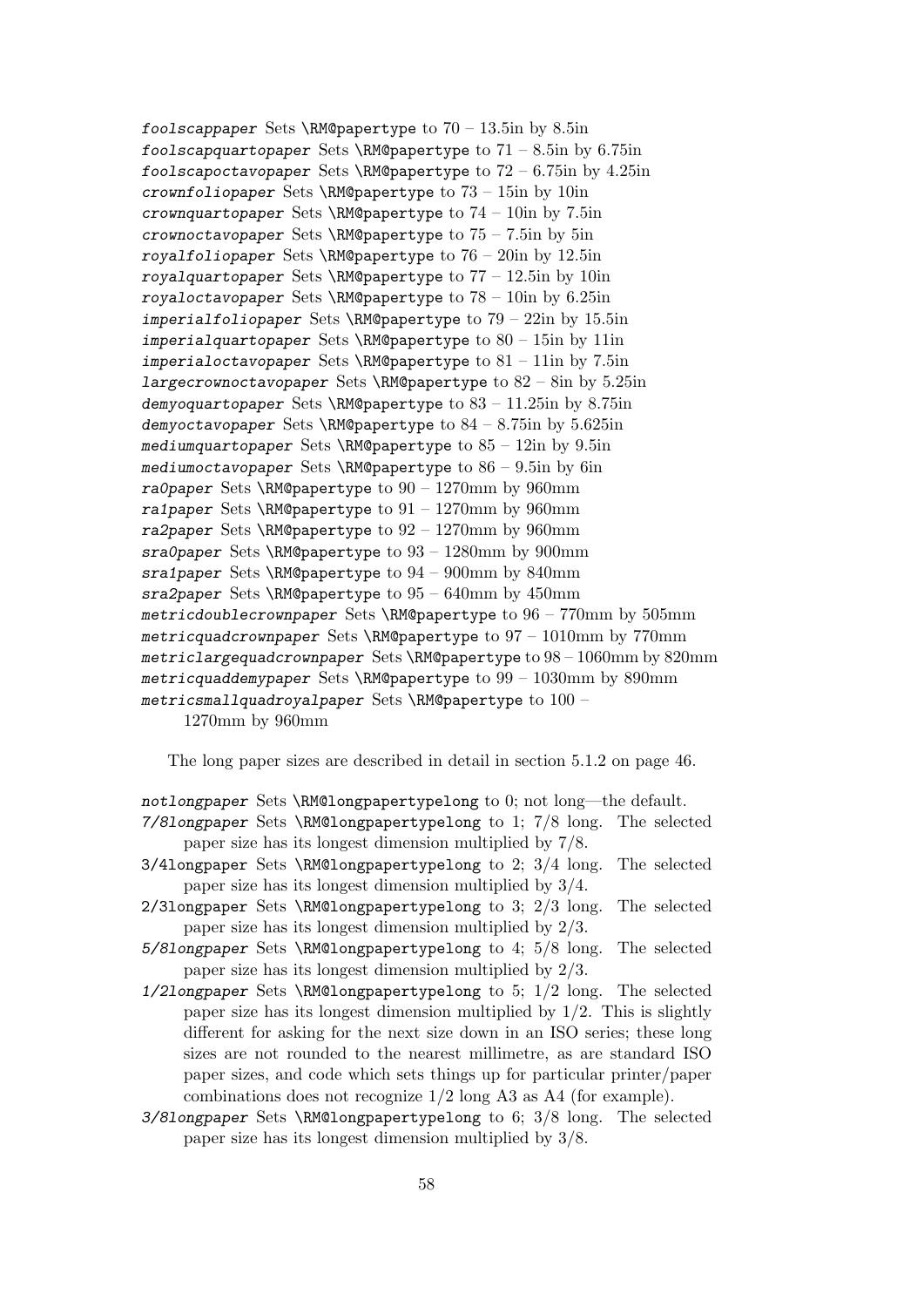*foolscappaper* Sets `\RM@papertype` to 70 – 13.5in by 8.5in
*foolscapquartopaper* Sets `\RM@papertype` to 71 – 8.5in by 6.75in
*foolscapoctavopaper* Sets `\RM@papertype` to 72 – 6.75in by 4.25in
*crownfoliopaper* Sets `\RM@papertype` to 73 – 15in by 10in
*crownquartopaper* Sets `\RM@papertype` to 74 – 10in by 7.5in
*crownoctavopaper* Sets `\RM@papertype` to 75 – 7.5in by 5in
*royalfoliopaper* Sets `\RM@papertype` to 76 – 20in by 12.5in
*royalquartopaper* Sets `\RM@papertype` to 77 – 12.5in by 10in
*royaloctavopaper* Sets `\RM@papertype` to 78 – 10in by 6.25in
*imperialfoliopaper* Sets `\RM@papertype` to 79 – 22in by 15.5in
*imperialquartopaper* Sets `\RM@papertype` to 80 – 15in by 11in
*imperialoctavopaper* Sets `\RM@papertype` to 81 – 11in by 7.5in
*largecrownoctavopaper* Sets `\RM@papertype` to 82 – 8in by 5.25in
*demyoquartopaper* Sets `\RM@papertype` to 83 – 11.25in by 8.75in
*demyoctavopaper* Sets `\RM@papertype` to 84 – 8.75in by 5.625in
*mediumquartopaper* Sets `\RM@papertype` to 85 – 12in by 9.5in
*mediumoctavopaper* Sets `\RM@papertype` to 86 – 9.5in by 6in
*ra0paper* Sets `\RM@papertype` to 90 – 1270mm by 960mm
*ra1paper* Sets `\RM@papertype` to 91 – 1270mm by 960mm
*ra2paper* Sets `\RM@papertype` to 92 – 1270mm by 960mm
*sra0paper* Sets `\RM@papertype` to 93 – 1280mm by 900mm
*sra1paper* Sets `\RM@papertype` to 94 – 900mm by 840mm
*sra2paper* Sets `\RM@papertype` to 95 – 640mm by 450mm
*metricdoublecrownpaper* Sets `\RM@papertype` to 96 – 770mm by 505mm
*metricquadcrownpaper* Sets `\RM@papertype` to 97 – 1010mm by 770mm
*metriclargequadcrownpaper* Sets `\RM@papertype` to 98 – 1060mm by 820mm
*metricquaddemypaper* Sets `\RM@papertype` to 99 – 1030mm by 890mm
*metricsmallquadroyalpaper* Sets `\RM@papertype` to 100 – 1270mm by 960mm

The long paper sizes are described in detail in section 5.1.2 on page 46.

*notlongpaper* Sets `\RM@longpapertypelong` to 0; not long—the default.

*7/8longpaper* Sets `\RM@longpapertypelong` to 1; 7/8 long. The selected paper size has its longest dimension multiplied by 7/8.

*3/4longpaper* Sets `\RM@longpapertypelong` to 2; 3/4 long. The selected paper size has its longest dimension multiplied by 3/4.

*2/3longpaper* Sets `\RM@longpapertypelong` to 3; 2/3 long. The selected paper size has its longest dimension multiplied by 2/3.

*5/8longpaper* Sets `\RM@longpapertypelong` to 4; 5/8 long. The selected paper size has its longest dimension multiplied by 2/3.

*1/2longpaper* Sets `\RM@longpapertypelong` to 5; 1/2 long. The selected paper size has its longest dimension multiplied by 1/2. This is slightly different for asking for the next size down in an ISO series; these long sizes are not rounded to the nearest millimetre, as are standard ISO paper sizes, and code which sets things up for particular printer/paper combinations does not recognize 1/2 long A3 as A4 (for example).

*3/8longpaper* Sets `\RM@longpapertypelong` to 6; 3/8 long. The selected paper size has its longest dimension multiplied by 3/8.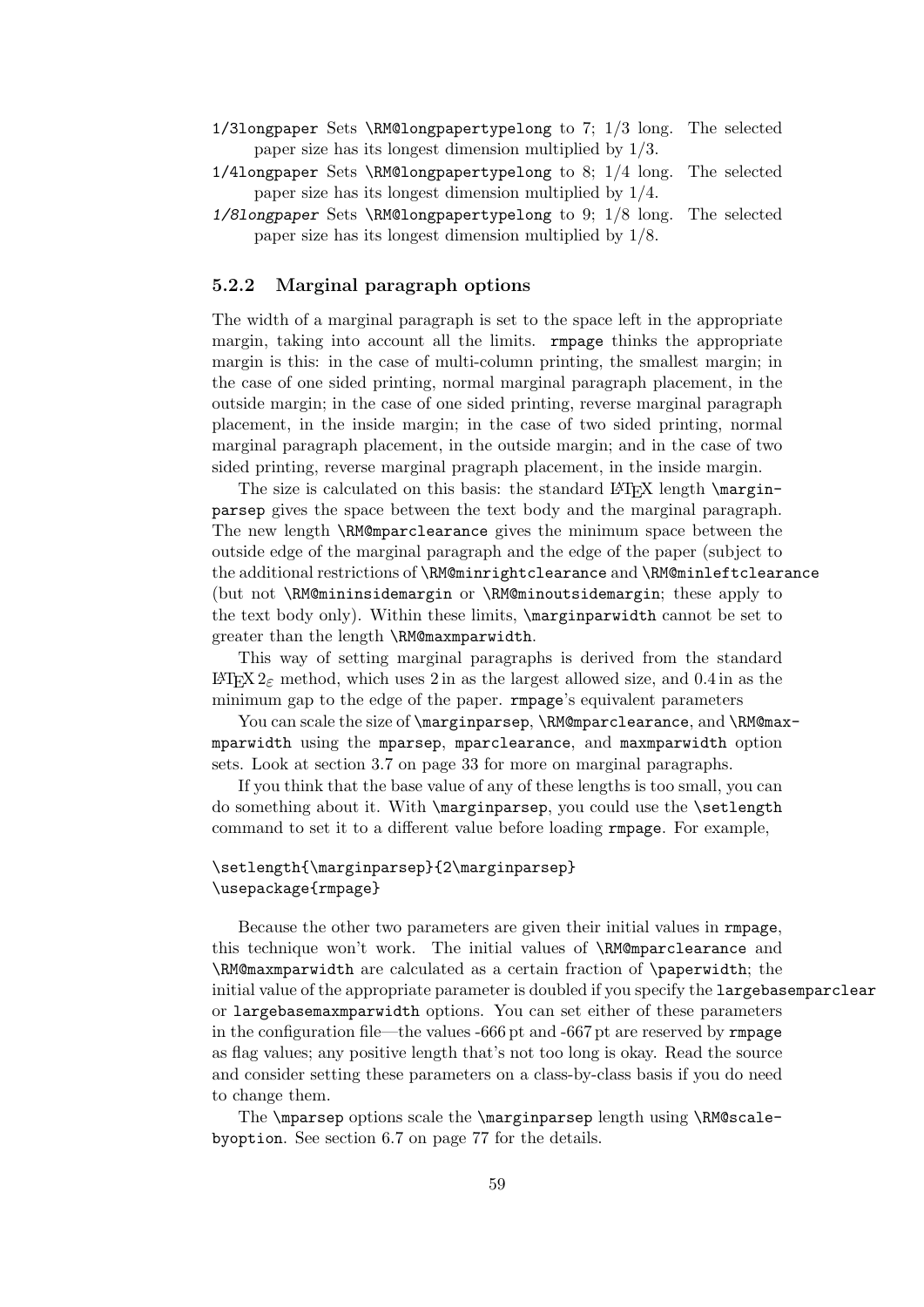`1/3longpaper` Sets `\RM@longpapertypelong` to 7; 1/3 long. The selected paper size has its longest dimension multiplied by 1/3.

`1/4longpaper` Sets `\RM@longpapertypelong` to 8; 1/4 long. The selected paper size has its longest dimension multiplied by 1/4.

*`1/8longpaper`* Sets `\RM@longpapertypelong` to 9; 1/8 long. The selected paper size has its longest dimension multiplied by 1/8.

### 5.2.2 Marginal paragraph options

The width of a marginal paragraph is set to the space left in the appropriate margin, taking into account all the limits. `rmpage` thinks the appropriate margin is this: in the case of multi-column printing, the smallest margin; in the case of one sided printing, normal marginal paragraph placement, in the outside margin; in the case of one sided printing, reverse marginal paragraph placement, in the inside margin; in the case of two sided printing, normal marginal paragraph placement, in the outside margin; and in the case of two sided printing, reverse marginal pragraph placement, in the inside margin.

The size is calculated on this basis: the standard LaTeX length `\marginparsep` gives the space between the text body and the marginal paragraph. The new length `\RM@mparclearance` gives the minimum space between the outside edge of the marginal paragraph and the edge of the paper (subject to the additional restrictions of `\RM@minrightclearance` and `\RM@minleftclearance` (but not `\RM@mininsidemargin` or `\RM@minoutsidemargin`; these apply to the text body only). Within these limits, `\marginparwidth` cannot be set to greater than the length `\RM@maxmparwidth`.

This way of setting marginal paragraphs is derived from the standard LaTeX $2_\varepsilon$ method, which uses 2 in as the largest allowed size, and 0.4 in as the minimum gap to the edge of the paper. `rmpage`'s equivalent parameters

You can scale the size of `\marginparsep`, `\RM@mparclearance`, and `\RM@maxmparwidth` using the `mparsep`, `mparclearance`, and `maxmparwidth` option sets. Look at section 3.7 on page 33 for more on marginal paragraphs.

If you think that the base value of any of these lengths is too small, you can do something about it. With `\marginparsep`, you could use the `\setlength` command to set it to a different value before loading `rmpage`. For example,

```
\setlength{\marginparsep}{2\marginparsep}
\usepackage{rmpage}
```

Because the other two parameters are given their initial values in `rmpage`, this technique won't work. The initial values of `\RM@mparclearance` and `\RM@maxmparwidth` are calculated as a certain fraction of `\paperwidth`; the initial value of the appropriate parameter is doubled if you specify the `largebasemparclear` or `largebasemaxmparwidth` options. You can set either of these parameters in the configuration file—the values -666 pt and -667 pt are reserved by `rmpage` as flag values; any positive length that's not too long is okay. Read the source and consider setting these parameters on a class-by-class basis if you do need to change them.

The `\mparsep` options scale the `\marginparsep` length using `\RM@scalebyoption`. See section 6.7 on page 77 for the details.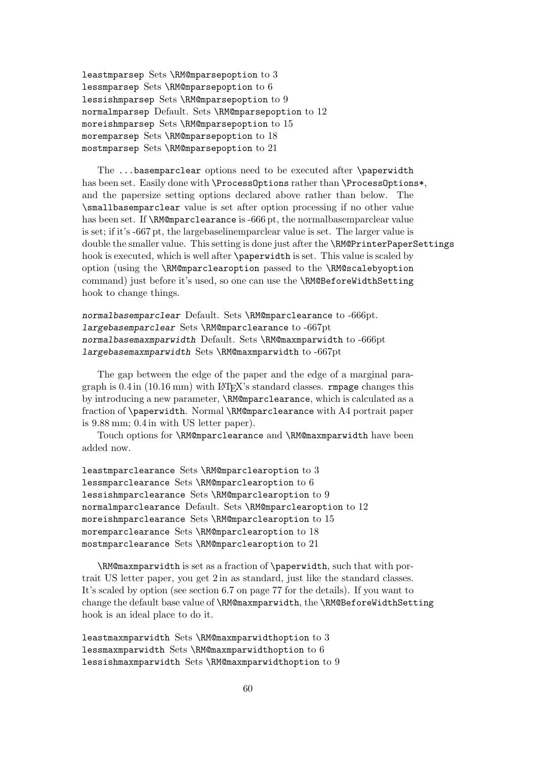`leastmparsep` Sets `\RM@mparsepoption` to 3
`lessmparsep` Sets `\RM@mparsepoption` to 6
`lessishmparsep` Sets `\RM@mparsepoption` to 9
`normalmparsep` Default. Sets `\RM@mparsepoption` to 12
`moreishmparsep` Sets `\RM@mparsepoption` to 15
`moremparsep` Sets `\RM@mparsepoption` to 18
`mostmparsep` Sets `\RM@mparsepoption` to 21

The `...basemparclear` options need to be executed after `\paperwidth` has been set. Easily done with `\ProcessOptions` rather than `\ProcessOptions*`, and the papersize setting options declared above rather than below. The `\smallbasemparclear` value is set after option processing if no other value has been set. If `\RM@mparclearance` is -666 pt, the normalbasemparclear value is set; if it's -667 pt, the largebaselinemparclear value is set. The larger value is double the smaller value. This setting is done just after the `\RM@PrinterPaperSettings` hook is executed, which is well after `\paperwidth` is set. This value is scaled by option (using the `\RM@mparclearoption` passed to the `\RM@scalebyoption` command) just before it's used, so one can use the `\RM@BeforeWidthSetting` hook to change things.

*`normalbasemparclear`* Default. Sets `\RM@mparclearance` to -666pt.
*`largebasemparclear`* Sets `\RM@mparclearance` to -667pt
*`normalbasemaxmparwidth`* Default. Sets `\RM@maxmparwidth` to -666pt
*`largebasemaxmparwidth`* Sets `\RM@maxmparwidth` to -667pt

The gap between the edge of the paper and the edge of a marginal paragraph is 0.4 in (10.16 mm) with LaTeX's standard classes. `rmpage` changes this by introducing a new parameter, `\RM@mparclearance`, which is calculated as a fraction of `\paperwidth`. Normal `\RM@mparclearance` with A4 portrait paper is 9.88 mm; 0.4 in with US letter paper).

Touch options for `\RM@mparclearance` and `\RM@maxmparwidth` have been added now.

`leastmparclearance` Sets `\RM@mparclearoption` to 3
`lessmparclearance` Sets `\RM@mparclearoption` to 6
`lessishmparclearance` Sets `\RM@mparclearoption` to 9
`normalmparclearance` Default. Sets `\RM@mparclearoption` to 12
`moreishmparclearance` Sets `\RM@mparclearoption` to 15
`moremparclearance` Sets `\RM@mparclearoption` to 18
`mostmparclearance` Sets `\RM@mparclearoption` to 21

`\RM@maxmparwidth` is set as a fraction of `\paperwidth`, such that with portrait US letter paper, you get 2 in as standard, just like the standard classes. It's scaled by option (see section 6.7 on page 77 for the details). If you want to change the default base value of `\RM@maxmparwidth`, the `\RM@BeforeWidthSetting` hook is an ideal place to do it.

`leastmaxmparwidth` Sets `\RM@maxmparwidthoption` to 3
`lessmaxmparwidth` Sets `\RM@maxmparwidthoption` to 6
`lessishmaxmparwidth` Sets `\RM@maxmparwidthoption` to 9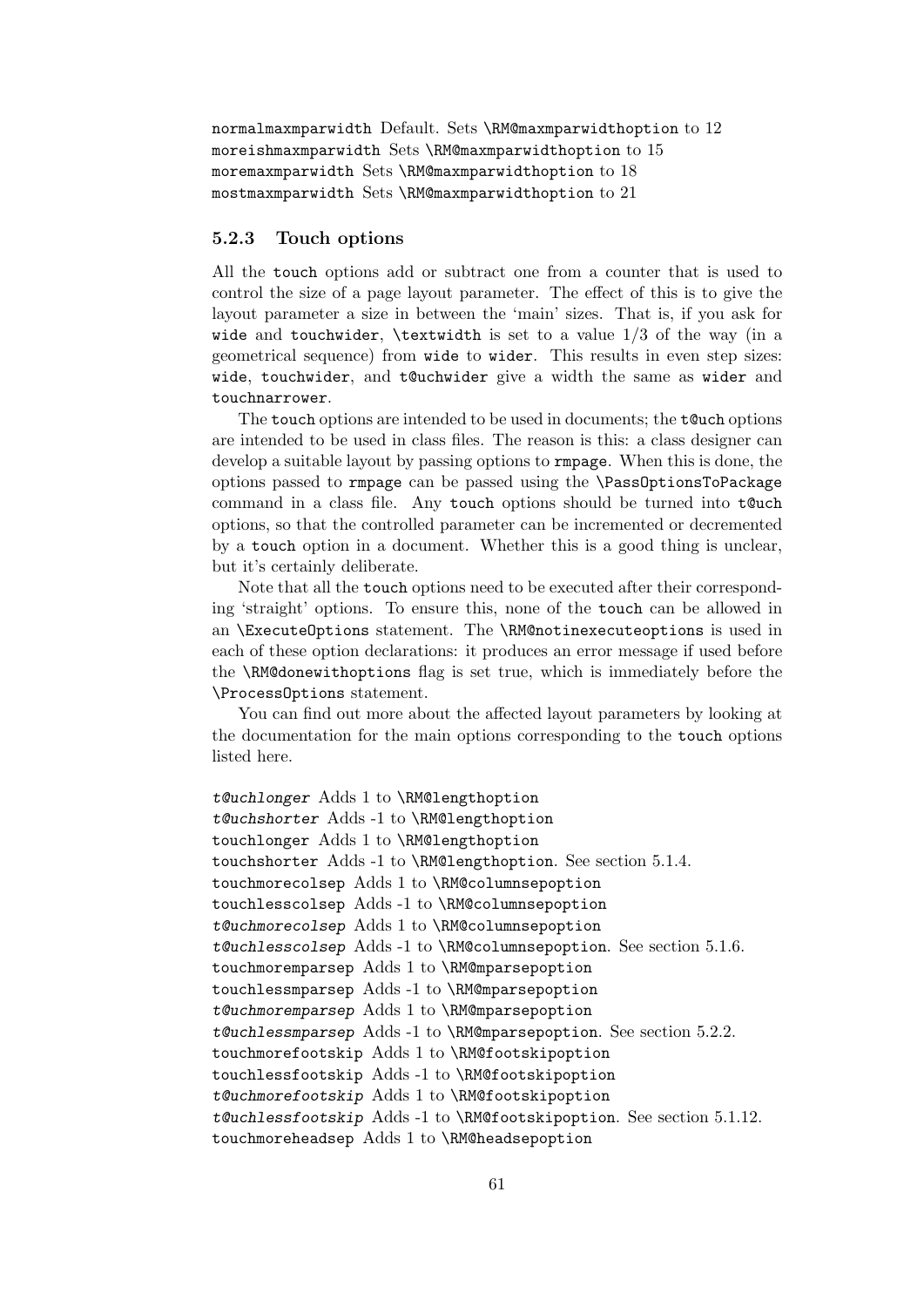`normalmaxmparwidth` Default. Sets `\RM@maxmparwidthoption` to 12
`moreishmaxmparwidth` Sets `\RM@maxmparwidthoption` to 15
`moremaxmparwidth` Sets `\RM@maxmparwidthoption` to 18
`mostmaxmparwidth` Sets `\RM@maxmparwidthoption` to 21

### 5.2.3 Touch options

All the `touch` options add or subtract one from a counter that is used to control the size of a page layout parameter. The effect of this is to give the layout parameter a size in between the 'main' sizes. That is, if you ask for `wide` and `touchwider`, `\textwidth` is set to a value 1/3 of the way (in a geometrical sequence) from `wide` to `wider`. This results in even step sizes: `wide`, `touchwider`, and `t@uchwider` give a width the same as `wider` and `touchnarrower`.

The `touch` options are intended to be used in documents; the `t@uch` options are intended to be used in class files. The reason is this: a class designer can develop a suitable layout by passing options to `rmpage`. When this is done, the options passed to `rmpage` can be passed using the `\PassOptionsToPackage` command in a class file. Any `touch` options should be turned into `t@uch` options, so that the controlled parameter can be incremented or decremented by a `touch` option in a document. Whether this is a good thing is unclear, but it's certainly deliberate.

Note that all the `touch` options need to be executed after their corresponding 'straight' options. To ensure this, none of the `touch` can be allowed in an `\ExecuteOptions` statement. The `\RM@notinexecuteoptions` is used in each of these option declarations: it produces an error message if used before the `\RM@donewithoptions` flag is set true, which is immediately before the `\ProcessOptions` statement.

You can find out more about the affected layout parameters by looking at the documentation for the main options corresponding to the `touch` options listed here.

*`t@uchlonger`* Adds 1 to `\RM@lengthoption`
*`t@uchshorter`* Adds -1 to `\RM@lengthoption`
`touchlonger` Adds 1 to `\RM@lengthoption`
`touchshorter` Adds -1 to `\RM@lengthoption`. See section 5.1.4.
`touchmorecolsep` Adds 1 to `\RM@columnsepoption`
`touchlesscolsep` Adds -1 to `\RM@columnsepoption`
*`t@uchmorecolsep`* Adds 1 to `\RM@columnsepoption`
*`t@uchlesscolsep`* Adds -1 to `\RM@columnsepoption`. See section 5.1.6.
`touchmoremparsep` Adds 1 to `\RM@mparsepoption`
`touchlessmparsep` Adds -1 to `\RM@mparsepoption`
*`t@uchmoremparsep`* Adds 1 to `\RM@mparsepoption`
*`t@uchlessmparsep`* Adds -1 to `\RM@mparsepoption`. See section 5.2.2.
`touchmorefootskip` Adds 1 to `\RM@footskipoption`
`touchlessfootskip` Adds -1 to `\RM@footskipoption`
*`t@uchmorefootskip`* Adds 1 to `\RM@footskipoption`
*`t@uchlessfootskip`* Adds -1 to `\RM@footskipoption`. See section 5.1.12.
`touchmoreheadsep` Adds 1 to `\RM@headsepoption`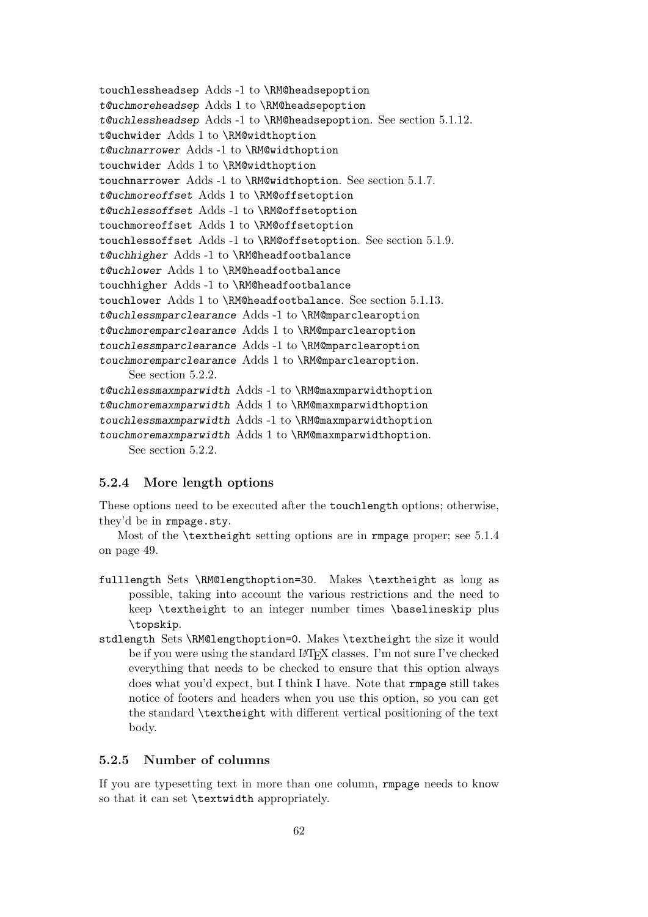`touchlessheadsep` Adds -1 to `\RM@headsepoption`
*`t@uchmoreheadsep`* Adds 1 to `\RM@headsepoption`
*`t@uchlessheadsep`* Adds -1 to `\RM@headsepoption`. See section 5.1.12.
`t@uchwider` Adds 1 to `\RM@widthoption`
*`t@uchnarrower`* Adds -1 to `\RM@widthoption`
`touchwider` Adds 1 to `\RM@widthoption`
`touchnarrower` Adds -1 to `\RM@widthoption`. See section 5.1.7.
*`t@uchmoreoffset`* Adds 1 to `\RM@offsetoption`
*`t@uchlessoffset`* Adds -1 to `\RM@offsetoption`
`touchmoreoffset` Adds 1 to `\RM@offsetoption`
`touchlessoffset` Adds -1 to `\RM@offsetoption`. See section 5.1.9.
*`t@uchhigher`* Adds -1 to `\RM@headfootbalance`
*`t@uchlower`* Adds 1 to `\RM@headfootbalance`
`touchhigher` Adds -1 to `\RM@headfootbalance`
`touchlower` Adds 1 to `\RM@headfootbalance`. See section 5.1.13.
*`t@uchlessmparclearance`* Adds -1 to `\RM@mparclearoption`
*`t@uchmoremparclearance`* Adds 1 to `\RM@mparclearoption`
*`touchlessmparclearance`* Adds -1 to `\RM@mparclearoption`
*`touchmoremparclearance`* Adds 1 to `\RM@mparclearoption`.
See section 5.2.2.
*`t@uchlessmaxmparwidth`* Adds -1 to `\RM@maxmparwidthoption`
*`t@uchmoremaxmparwidth`* Adds 1 to `\RM@maxmparwidthoption`
*`touchlessmaxmparwidth`* Adds -1 to `\RM@maxmparwidthoption`
*`touchmoremaxmparwidth`* Adds 1 to `\RM@maxmparwidthoption`.
See section 5.2.2.

### 5.2.4 More length options

These options need to be executed after the `touchlength` options; otherwise, they'd be in `rmpage.sty`.

Most of the `\textheight` setting options are in `rmpage` proper; see 5.1.4 on page 49.

`fulllength` Sets `\RM@lengthoption=30`. Makes `\textheight` as long as possible, taking into account the various restrictions and the need to keep `\textheight` to an integer number times `\baselineskip` plus `\topskip`.

`stdlength` Sets `\RM@lengthoption=0`. Makes `\textheight` the size it would be if you were using the standard LaTeX classes. I'm not sure I've checked everything that needs to be checked to ensure that this option always does what you'd expect, but I think I have. Note that `rmpage` still takes notice of footers and headers when you use this option, so you can get the standard `\textheight` with different vertical positioning of the text body.

### 5.2.5 Number of columns

If you are typesetting text in more than one column, `rmpage` needs to know so that it can set `\textwidth` appropriately.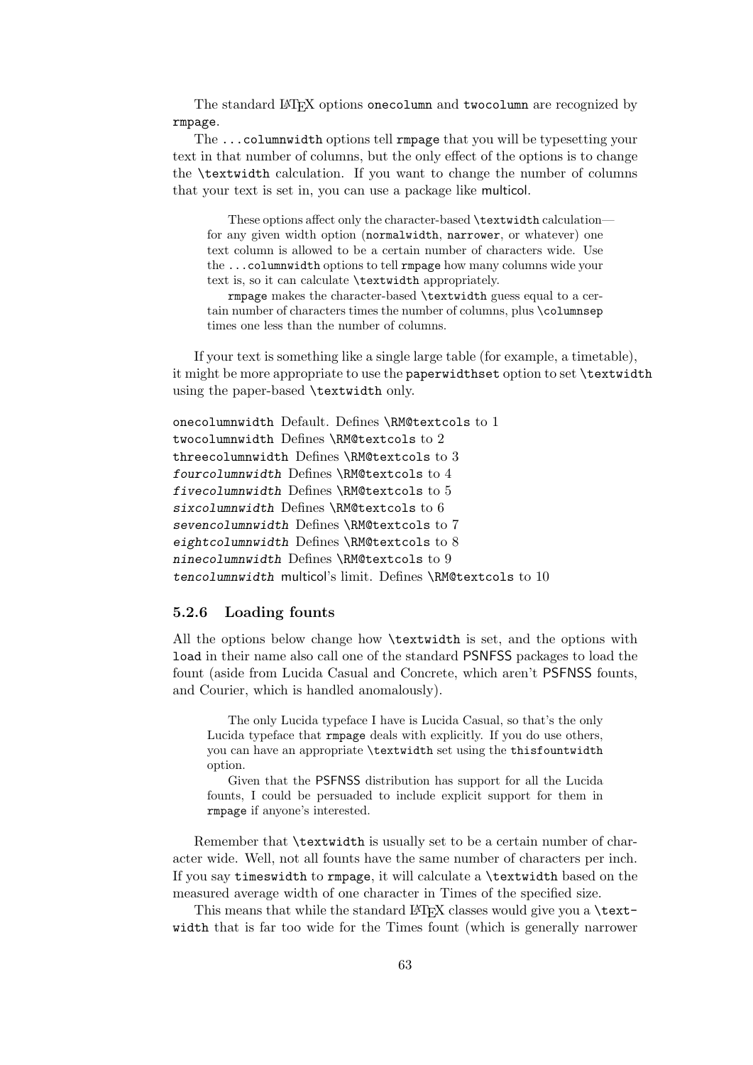The standard LaTeX options `onecolumn` and `twocolumn` are recognized by `rmpage`.

The `...columnwidth` options tell `rmpage` that you will be typesetting your text in that number of columns, but the only effect of the options is to change the `\textwidth` calculation. If you want to change the number of columns that your text is set in, you can use a package like multicol.

> These options affect only the character-based `\textwidth` calculation—for any given width option (`normalwidth`, `narrower`, or whatever) one text column is allowed to be a certain number of characters wide. Use the `...columnwidth` options to tell `rmpage` how many columns wide your text is, so it can calculate `\textwidth` appropriately.
>
> `rmpage` makes the character-based `\textwidth` guess equal to a certain number of characters times the number of columns, plus `\columnsep` times one less than the number of columns.

If your text is something like a single large table (for example, a timetable), it might be more appropriate to use the `paperwidthset` option to set `\textwidth` using the paper-based `\textwidth` only.

`onecolumnwidth` Default. Defines `\RM@textcols` to 1
`twocolumnwidth` Defines `\RM@textcols` to 2
`threecolumnwidth` Defines `\RM@textcols` to 3
*`fourcolumnwidth`* Defines `\RM@textcols` to 4
*`fivecolumnwidth`* Defines `\RM@textcols` to 5
*`sixcolumnwidth`* Defines `\RM@textcols` to 6
*`sevencolumnwidth`* Defines `\RM@textcols` to 7
*`eightcolumnwidth`* Defines `\RM@textcols` to 8
*`ninecolumnwidth`* Defines `\RM@textcols` to 9
*`tencolumnwidth`* multicol's limit. Defines `\RM@textcols` to 10

### 5.2.6 Loading founts

All the options below change how `\textwidth` is set, and the options with `load` in their name also call one of the standard PSNFSS packages to load the fount (aside from Lucida Casual and Concrete, which aren't PSFNSS founts, and Courier, which is handled anomalously).

> The only Lucida typeface I have is Lucida Casual, so that's the only Lucida typeface that `rmpage` deals with explicitly. If you do use others, you can have an appropriate `\textwidth` set using the `thisfountwidth` option.
>
> Given that the PSFNSS distribution has support for all the Lucida founts, I could be persuaded to include explicit support for them in `rmpage` if anyone's interested.

Remember that `\textwidth` is usually set to be a certain number of character wide. Well, not all founts have the same number of characters per inch. If you say `timeswidth` to `rmpage`, it will calculate a `\textwidth` based on the measured average width of one character in Times of the specified size.

This means that while the standard LaTeX classes would give you a `\textwidth` that is far too wide for the Times fount (which is generally narrower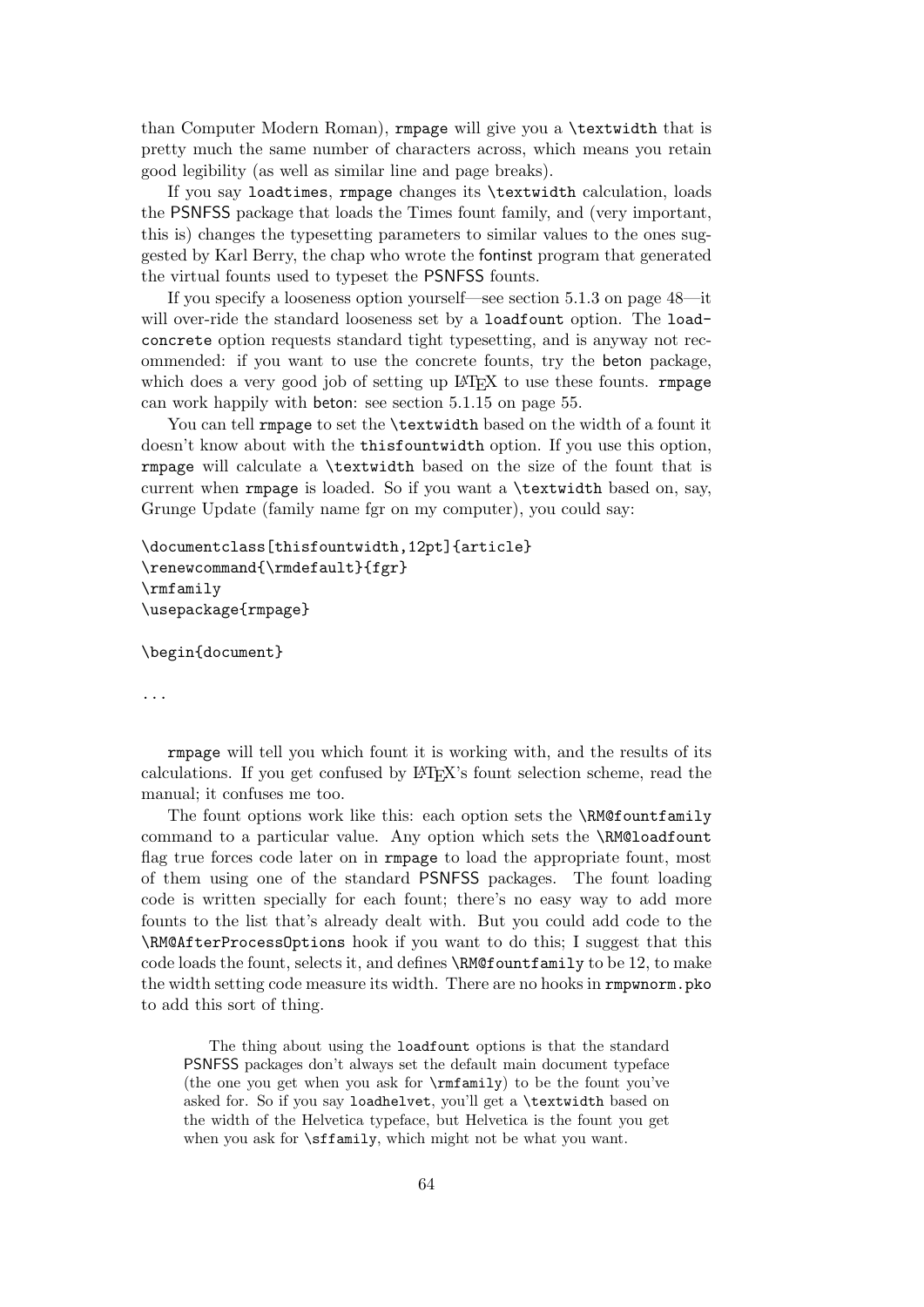than Computer Modern Roman), `rmpage` will give you a `\textwidth` that is pretty much the same number of characters across, which means you retain good legibility (as well as similar line and page breaks).

If you say `loadtimes`, `rmpage` changes its `\textwidth` calculation, loads the PSNFSS package that loads the Times fount family, and (very important, this is) changes the typesetting parameters to similar values to the ones suggested by Karl Berry, the chap who wrote the fontinst program that generated the virtual founts used to typeset the PSNFSS founts.

If you specify a looseness option yourself—see section 5.1.3 on page 48—it will over-ride the standard looseness set by a `loadfount` option. The `loadconcrete` option requests standard tight typesetting, and is anyway not recommended: if you want to use the concrete founts, try the beton package, which does a very good job of setting up LaTeX to use these founts. `rmpage` can work happily with beton: see section 5.1.15 on page 55.

You can tell `rmpage` to set the `\textwidth` based on the width of a fount it doesn't know about with the `thisfountwidth` option. If you use this option, `rmpage` will calculate a `\textwidth` based on the size of the fount that is current when `rmpage` is loaded. So if you want a `\textwidth` based on, say, Grunge Update (family name fgr on my computer), you could say:

```
\documentclass[thisfountwidth,12pt]{article}
\renewcommand{\rmdefault}{fgr}
\rmfamily
\usepackage{rmpage}

\begin{document}

...
```

`rmpage` will tell you which fount it is working with, and the results of its calculations. If you get confused by LaTeX's fount selection scheme, read the manual; it confuses me too.

The fount options work like this: each option sets the `\RM@fountfamily` command to a particular value. Any option which sets the `\RM@loadfount` flag true forces code later on in `rmpage` to load the appropriate fount, most of them using one of the standard PSNFSS packages. The fount loading code is written specially for each fount; there's no easy way to add more founts to the list that's already dealt with. But you could add code to the `\RM@AfterProcessOptions` hook if you want to do this; I suggest that this code loads the fount, selects it, and defines `\RM@fountfamily` to be 12, to make the width setting code measure its width. There are no hooks in `rmpwnorm.pko` to add this sort of thing.

> The thing about using the `loadfount` options is that the standard PSNFSS packages don't always set the default main document typeface (the one you get when you ask for `\rmfamily`) to be the fount you've asked for. So if you say `loadhelvet`, you'll get a `\textwidth` based on the width of the Helvetica typeface, but Helvetica is the fount you get when you ask for `\sffamily`, which might not be what you want.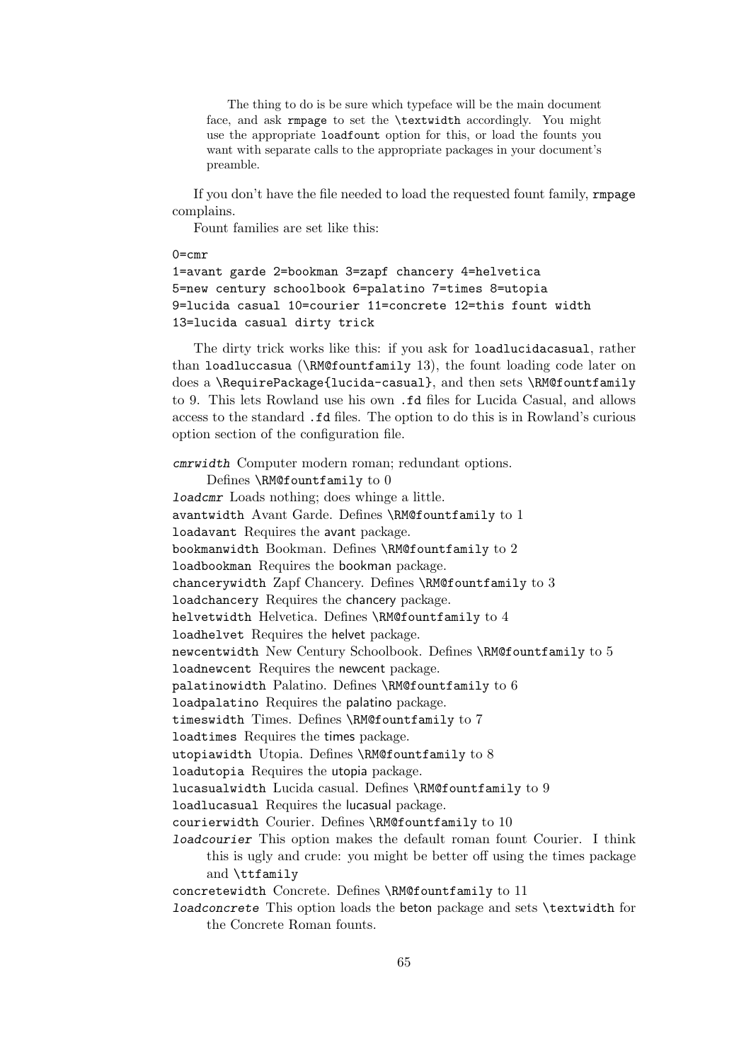> The thing to do is be sure which typeface will be the main document face, and ask `rmpage` to set the `\textwidth` accordingly. You might use the appropriate `loadfount` option for this, or load the founts you want with separate calls to the appropriate packages in your document's preamble.

If you don't have the file needed to load the requested fount family, `rmpage` complains.

Fount families are set like this:

```
0=cmr
1=avant garde 2=bookman 3=zapf chancery 4=helvetica
5=new century schoolbook 6=palatino 7=times 8=utopia
9=lucida casual 10=courier 11=concrete 12=this fount width
13=lucida casual dirty trick
```

The dirty trick works like this: if you ask for `loadlucidacasual`, rather than `loadluccasua` (`\RM@fountfamily` 13), the fount loading code later on does a `\RequirePackage{lucida-casual}`, and then sets `\RM@fountfamily` to 9. This lets Rowland use his own `.fd` files for Lucida Casual, and allows access to the standard `.fd` files. The option to do this is in Rowland's curious option section of the configuration file.

*`cmrwidth`* Computer modern roman; redundant options.
  Defines `\RM@fountfamily` to 0

*`loadcmr`* Loads nothing; does whinge a little.

`avantwidth` Avant Garde. Defines `\RM@fountfamily` to 1

`loadavant` Requires the avant package.

`bookmanwidth` Bookman. Defines `\RM@fountfamily` to 2

`loadbookman` Requires the bookman package.

`chancerywidth` Zapf Chancery. Defines `\RM@fountfamily` to 3

`loadchancery` Requires the chancery package.

`helvetwidth` Helvetica. Defines `\RM@fountfamily` to 4

`loadhelvet` Requires the helvet package.

`newcentwidth` New Century Schoolbook. Defines `\RM@fountfamily` to 5

`loadnewcent` Requires the newcent package.

`palatinowidth` Palatino. Defines `\RM@fountfamily` to 6

`loadpalatino` Requires the palatino package.

`timeswidth` Times. Defines `\RM@fountfamily` to 7

`loadtimes` Requires the times package.

`utopiawidth` Utopia. Defines `\RM@fountfamily` to 8

`loadutopia` Requires the utopia package.

`lucasualwidth` Lucida casual. Defines `\RM@fountfamily` to 9

`loadlucasual` Requires the lucasual package.

`courierwidth` Courier. Defines `\RM@fountfamily` to 10

*`loadcourier`* This option makes the default roman fount Courier. I think this is ugly and crude: you might be better off using the times package and `\ttfamily`

`concretewidth` Concrete. Defines `\RM@fountfamily` to 11

*`loadconcrete`* This option loads the beton package and sets `\textwidth` for the Concrete Roman founts.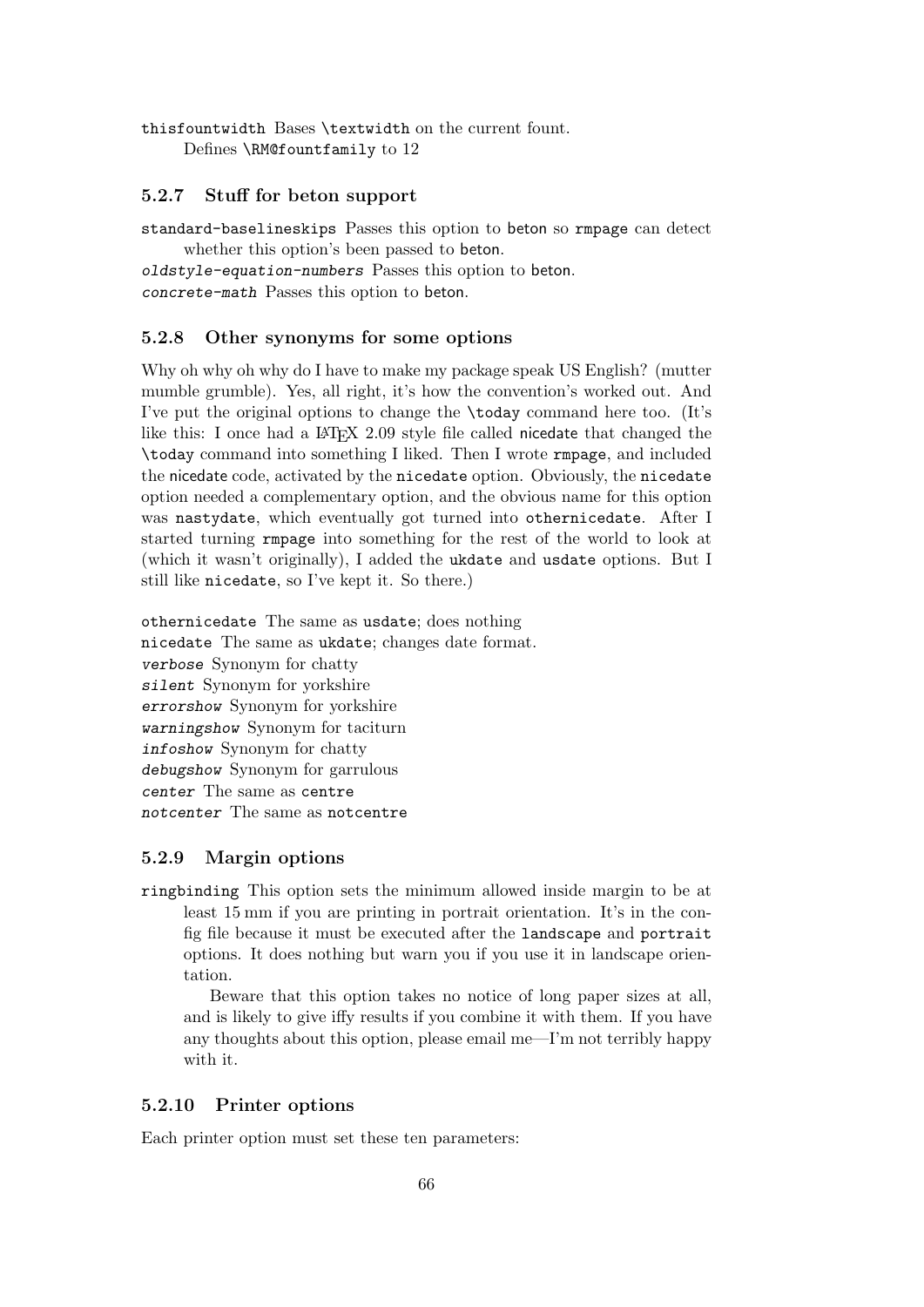`thisfountwidth` Bases `\textwidth` on the current fount.
Defines `\RM@fountfamily` to 12

### 5.2.7 Stuff for beton support

`standard-baselineskips` Passes this option to beton so `rmpage` can detect whether this option's been passed to beton.

*`oldstyle-equation-numbers`* Passes this option to beton.

*`concrete-math`* Passes this option to beton.

### 5.2.8 Other synonyms for some options

Why oh why oh why do I have to make my package speak US English? (mutter mumble grumble). Yes, all right, it's how the convention's worked out. And I've put the original options to change the `\today` command here too. (It's like this: I once had a LaTeX 2.09 style file called nicedate that changed the `\today` command into something I liked. Then I wrote `rmpage`, and included the nicedate code, activated by the `nicedate` option. Obviously, the `nicedate` option needed a complementary option, and the obvious name for this option was `nastydate`, which eventually got turned into `othernicedate`. After I started turning `rmpage` into something for the rest of the world to look at (which it wasn't originally), I added the `ukdate` and `usdate` options. But I still like `nicedate`, so I've kept it. So there.)

`othernicedate` The same as `usdate`; does nothing
`nicedate` The same as `ukdate`; changes date format.
*`verbose`* Synonym for chatty
*`silent`* Synonym for yorkshire
*`errorshow`* Synonym for yorkshire
*`warningshow`* Synonym for taciturn
*`infoshow`* Synonym for chatty
*`debugshow`* Synonym for garrulous
*`center`* The same as `centre`
*`notcenter`* The same as `notcentre`

### 5.2.9 Margin options

`ringbinding` This option sets the minimum allowed inside margin to be at least 15 mm if you are printing in portrait orientation. It's in the config file because it must be executed after the `landscape` and `portrait` options. It does nothing but warn you if you use it in landscape orientation.

Beware that this option takes no notice of long paper sizes at all, and is likely to give iffy results if you combine it with them. If you have any thoughts about this option, please email me—I'm not terribly happy with it.

### 5.2.10 Printer options

Each printer option must set these ten parameters: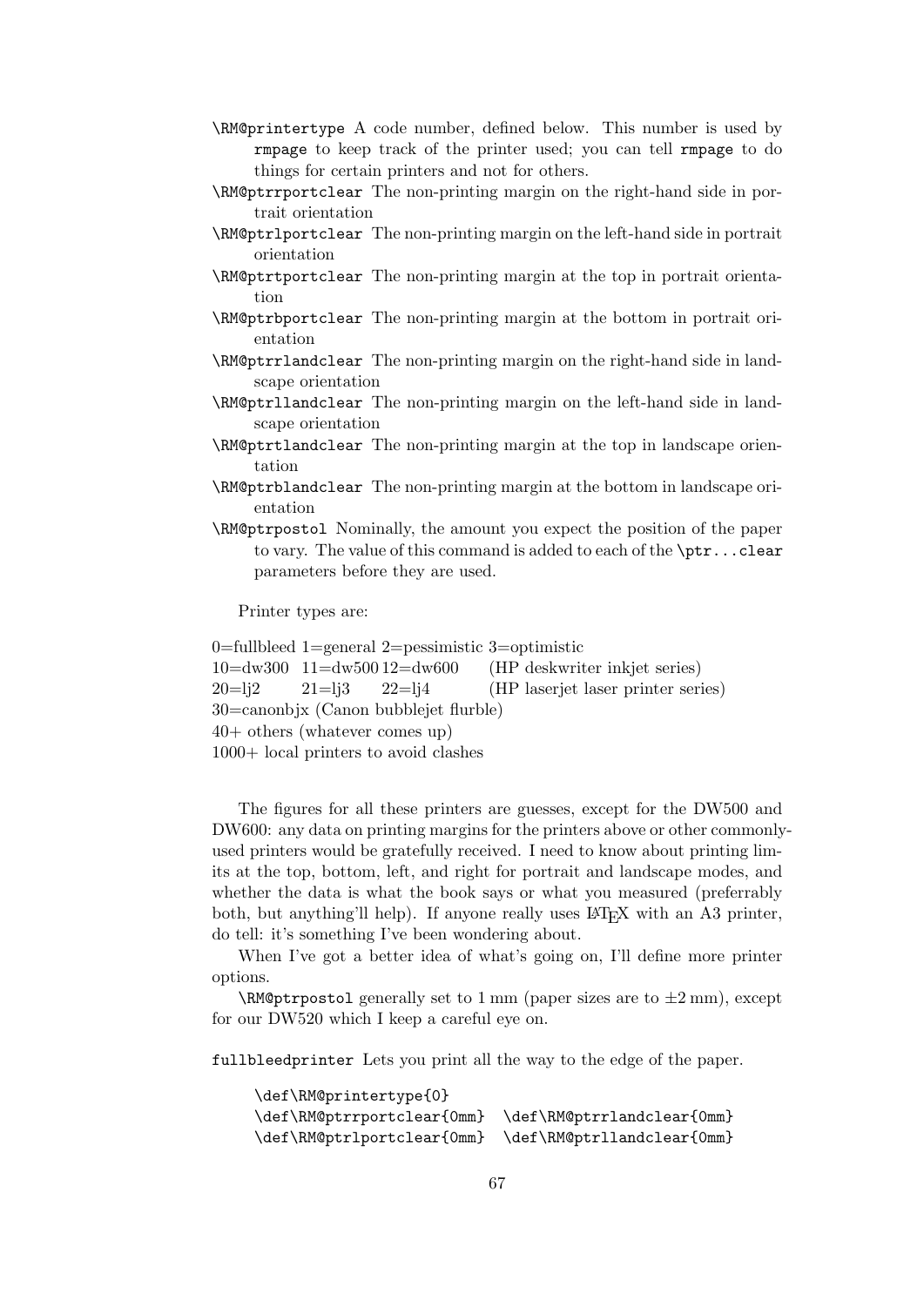`\RM@printertype` A code number, defined below. This number is used by `rmpage` to keep track of the printer used; you can tell `rmpage` to do things for certain printers and not for others.

`\RM@ptrrportclear` The non-printing margin on the right-hand side in portrait orientation

`\RM@ptrlportclear` The non-printing margin on the left-hand side in portrait orientation

`\RM@ptrtportclear` The non-printing margin at the top in portrait orientation

`\RM@ptrbportclear` The non-printing margin at the bottom in portrait orientation

`\RM@ptrrlandclear` The non-printing margin on the right-hand side in landscape orientation

`\RM@ptrllandclear` The non-printing margin on the left-hand side in landscape orientation

`\RM@ptrtlandclear` The non-printing margin at the top in landscape orientation

`\RM@ptrblandclear` The non-printing margin at the bottom in landscape orientation

`\RM@ptrpostol` Nominally, the amount you expect the position of the paper to vary. The value of this command is added to each of the `\ptr...clear` parameters before they are used.

Printer types are:

| | | | |
|---|---|---|---|
| 0=fullbleed | 1=general | 2=pessimistic | 3=optimistic |
| 10=dw300 | 11=dw500 | 12=dw600 | (HP deskwriter inkjet series) |
| 20=lj2 | 21=lj3 | 22=lj4 | (HP laserjet laser printer series) |

30=canonbjx (Canon bubblejet flurble)
40+ others (whatever comes up)
1000+ local printers to avoid clashes

The figures for all these printers are guesses, except for the DW500 and DW600: any data on printing margins for the printers above or other commonly-used printers would be gratefully received. I need to know about printing limits at the top, bottom, left, and right for portrait and landscape modes, and whether the data is what the book says or what you measured (preferrably both, but anything'll help). If anyone really uses LaTeX with an A3 printer, do tell: it's something I've been wondering about.

When I've got a better idea of what's going on, I'll define more printer options.

`\RM@ptrpostol` generally set to 1 mm (paper sizes are to ±2 mm), except for our DW520 which I keep a careful eye on.

`fullbleedprinter` Lets you print all the way to the edge of the paper.

```
\def\RM@printertype{0}
\def\RM@ptrrportclear{0mm}  \def\RM@ptrrlandclear{0mm}
\def\RM@ptrlportclear{0mm}  \def\RM@ptrllandclear{0mm}
```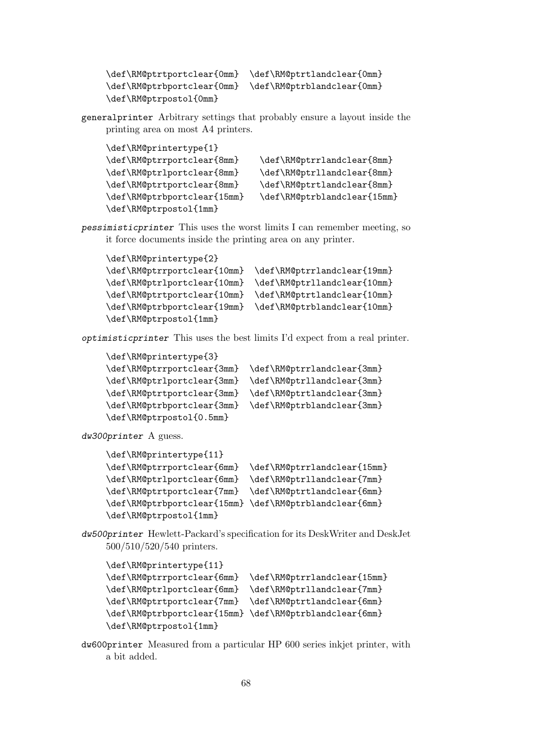```
\def\RM@ptrtportclear{0mm}  \def\RM@ptrtlandclear{0mm}
\def\RM@ptrbportclear{0mm}  \def\RM@ptrblandclear{0mm}
\def\RM@ptrpostol{0mm}
```

`generalprinter` Arbitrary settings that probably ensure a layout inside the printing area on most A4 printers.

```
\def\RM@printertype{1}
\def\RM@ptrrportclear{8mm}    \def\RM@ptrrlandclear{8mm}
\def\RM@ptrlportclear{8mm}    \def\RM@ptrllandclear{8mm}
\def\RM@ptrtportclear{8mm}    \def\RM@ptrtlandclear{8mm}
\def\RM@ptrbportclear{15mm}   \def\RM@ptrblandclear{15mm}
\def\RM@ptrpostol{1mm}
```

*pessimisticprinter* This uses the worst limits I can remember meeting, so it force documents inside the printing area on any printer.

```
\def\RM@printertype{2}
\def\RM@ptrrportclear{10mm}  \def\RM@ptrrlandclear{19mm}
\def\RM@ptrlportclear{10mm}  \def\RM@ptrllandclear{10mm}
\def\RM@ptrtportclear{10mm}  \def\RM@ptrtlandclear{10mm}
\def\RM@ptrbportclear{19mm}  \def\RM@ptrblandclear{10mm}
\def\RM@ptrpostol{1mm}
```

*optimisticprinter* This uses the best limits I'd expect from a real printer.

```
\def\RM@printertype{3}
\def\RM@ptrrportclear{3mm}  \def\RM@ptrrlandclear{3mm}
\def\RM@ptrlportclear{3mm}  \def\RM@ptrllandclear{3mm}
\def\RM@ptrtportclear{3mm}  \def\RM@ptrtlandclear{3mm}
\def\RM@ptrbportclear{3mm}  \def\RM@ptrblandclear{3mm}
\def\RM@ptrpostol{0.5mm}
```

*dw300printer* A guess.

```
\def\RM@printertype{11}
\def\RM@ptrrportclear{6mm}  \def\RM@ptrrlandclear{15mm}
\def\RM@ptrlportclear{6mm}  \def\RM@ptrllandclear{7mm}
\def\RM@ptrtportclear{7mm}  \def\RM@ptrtlandclear{6mm}
\def\RM@ptrbportclear{15mm} \def\RM@ptrblandclear{6mm}
\def\RM@ptrpostol{1mm}
```

*dw500printer* Hewlett-Packard's specification for its DeskWriter and DeskJet 500/510/520/540 printers.

```
\def\RM@printertype{11}
\def\RM@ptrrportclear{6mm}  \def\RM@ptrrlandclear{15mm}
\def\RM@ptrlportclear{6mm}  \def\RM@ptrllandclear{7mm}
\def\RM@ptrtportclear{7mm}  \def\RM@ptrtlandclear{6mm}
\def\RM@ptrbportclear{15mm} \def\RM@ptrblandclear{6mm}
\def\RM@ptrpostol{1mm}
```

`dw600printer` Measured from a particular HP 600 series inkjet printer, with a bit added.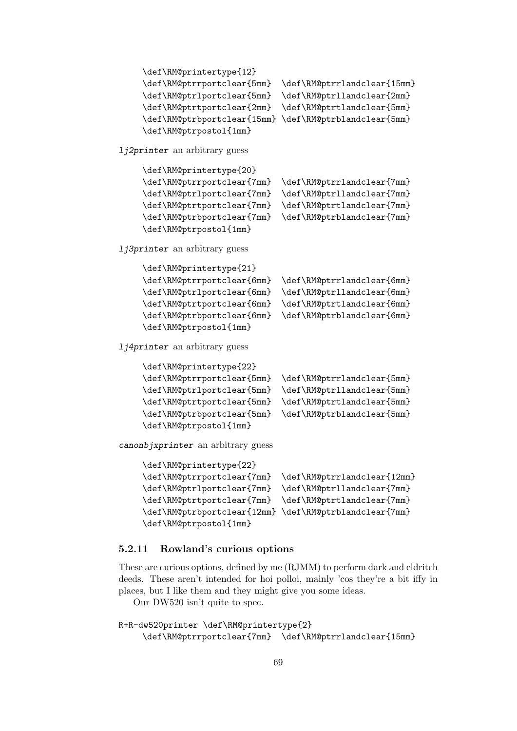```
\def\RM@printertype{12}
\def\RM@ptrrportclear{5mm}  \def\RM@ptrrlandclear{15mm}
\def\RM@ptrlportclear{5mm}  \def\RM@ptrllandclear{2mm}
\def\RM@ptrtportclear{2mm}  \def\RM@ptrtlandclear{5mm}
\def\RM@ptrbportclear{15mm} \def\RM@ptrblandclear{5mm}
\def\RM@ptrpostol{1mm}
```

*lj2printer* an arbitrary guess

```
\def\RM@printertype{20}
\def\RM@ptrrportclear{7mm}  \def\RM@ptrrlandclear{7mm}
\def\RM@ptrlportclear{7mm}  \def\RM@ptrllandclear{7mm}
\def\RM@ptrtportclear{7mm}  \def\RM@ptrtlandclear{7mm}
\def\RM@ptrbportclear{7mm}  \def\RM@ptrblandclear{7mm}
\def\RM@ptrpostol{1mm}
```

*lj3printer* an arbitrary guess

```
\def\RM@printertype{21}
\def\RM@ptrrportclear{6mm}  \def\RM@ptrrlandclear{6mm}
\def\RM@ptrlportclear{6mm}  \def\RM@ptrllandclear{6mm}
\def\RM@ptrtportclear{6mm}  \def\RM@ptrtlandclear{6mm}
\def\RM@ptrbportclear{6mm}  \def\RM@ptrblandclear{6mm}
\def\RM@ptrpostol{1mm}
```

*lj4printer* an arbitrary guess

```
\def\RM@printertype{22}
\def\RM@ptrrportclear{5mm}  \def\RM@ptrrlandclear{5mm}
\def\RM@ptrlportclear{5mm}  \def\RM@ptrllandclear{5mm}
\def\RM@ptrtportclear{5mm}  \def\RM@ptrtlandclear{5mm}
\def\RM@ptrbportclear{5mm}  \def\RM@ptrblandclear{5mm}
\def\RM@ptrpostol{1mm}
```

*canonbjxprinter* an arbitrary guess

```
\def\RM@printertype{22}
\def\RM@ptrrportclear{7mm}  \def\RM@ptrrlandclear{12mm}
\def\RM@ptrlportclear{7mm}  \def\RM@ptrllandclear{7mm}
\def\RM@ptrtportclear{7mm}  \def\RM@ptrtlandclear{7mm}
\def\RM@ptrbportclear{12mm} \def\RM@ptrblandclear{7mm}
\def\RM@ptrpostol{1mm}
```

### 5.2.11 Rowland's curious options

These are curious options, defined by me (RJMM) to perform dark and eldritch deeds. These aren't intended for hoi polloi, mainly 'cos they're a bit iffy in places, but I like them and they might give you some ideas.

Our DW520 isn't quite to spec.

```
R+R-dw520printer \def\RM@printertype{2}
    \def\RM@ptrrportclear{7mm}  \def\RM@ptrrlandclear{15mm}
```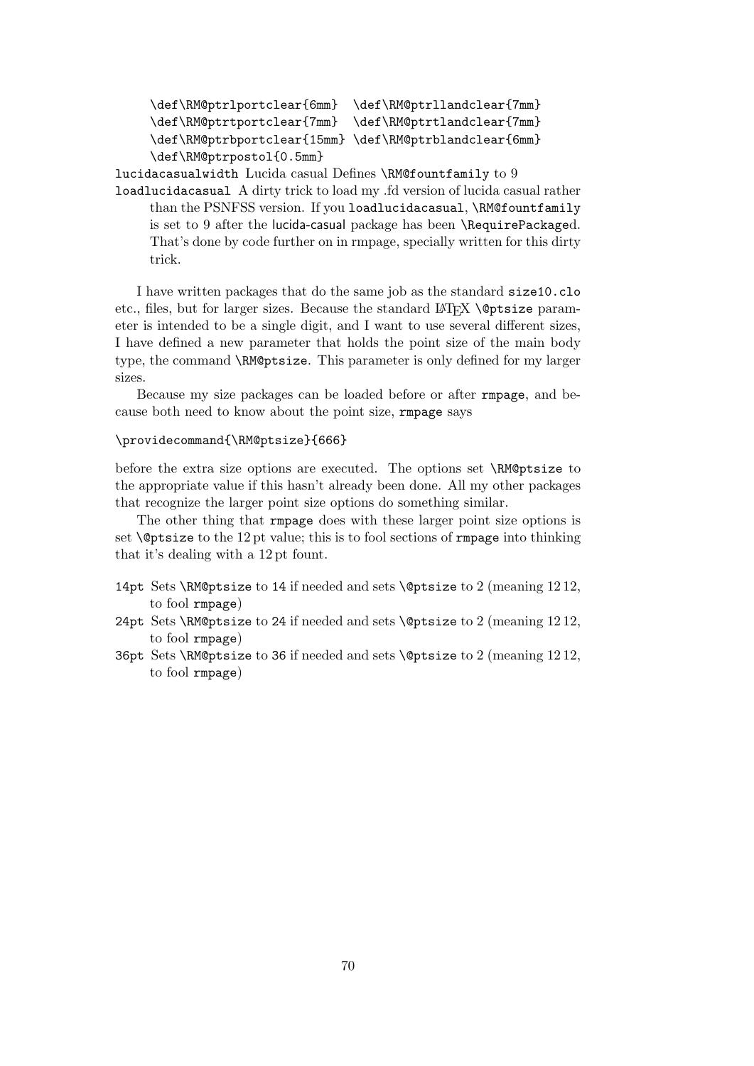```
\def\RM@ptrlportclear{6mm}  \def\RM@ptrllandclear{7mm}
\def\RM@ptrtportclear{7mm}  \def\RM@ptrtlandclear{7mm}
\def\RM@ptrbportclear{15mm} \def\RM@ptrblandclear{6mm}
\def\RM@ptrpostol{0.5mm}
```

`lucidacasualwidth` Lucida casual Defines `\RM@fountfamily` to 9

`loadlucidacasual` A dirty trick to load my .fd version of lucida casual rather than the PSNFSS version. If you `loadlucidacasual`, `\RM@fountfamily` is set to 9 after the lucida-casual package has been `\RequirePackage`d. That's done by code further on in rmpage, specially written for this dirty trick.

I have written packages that do the same job as the standard `size10.clo` etc., files, but for larger sizes. Because the standard LaTeX `\@ptsize` parameter is intended to be a single digit, and I want to use several different sizes, I have defined a new parameter that holds the point size of the main body type, the command `\RM@ptsize`. This parameter is only defined for my larger sizes.

Because my size packages can be loaded before or after `rmpage`, and because both need to know about the point size, `rmpage` says

```
\providecommand{\RM@ptsize}{666}
```

before the extra size options are executed. The options set `\RM@ptsize` to the appropriate value if this hasn't already been done. All my other packages that recognize the larger point size options do something similar.

The other thing that `rmpage` does with these larger point size options is set `\@ptsize` to the 12 pt value; this is to fool sections of `rmpage` into thinking that it's dealing with a 12 pt fount.

`14pt` Sets `\RM@ptsize` to `14` if needed and sets `\@ptsize` to 2 (meaning 12 12, to fool `rmpage`)

`24pt` Sets `\RM@ptsize` to `24` if needed and sets `\@ptsize` to 2 (meaning 12 12, to fool `rmpage`)

`36pt` Sets `\RM@ptsize` to `36` if needed and sets `\@ptsize` to 2 (meaning 12 12, to fool `rmpage`)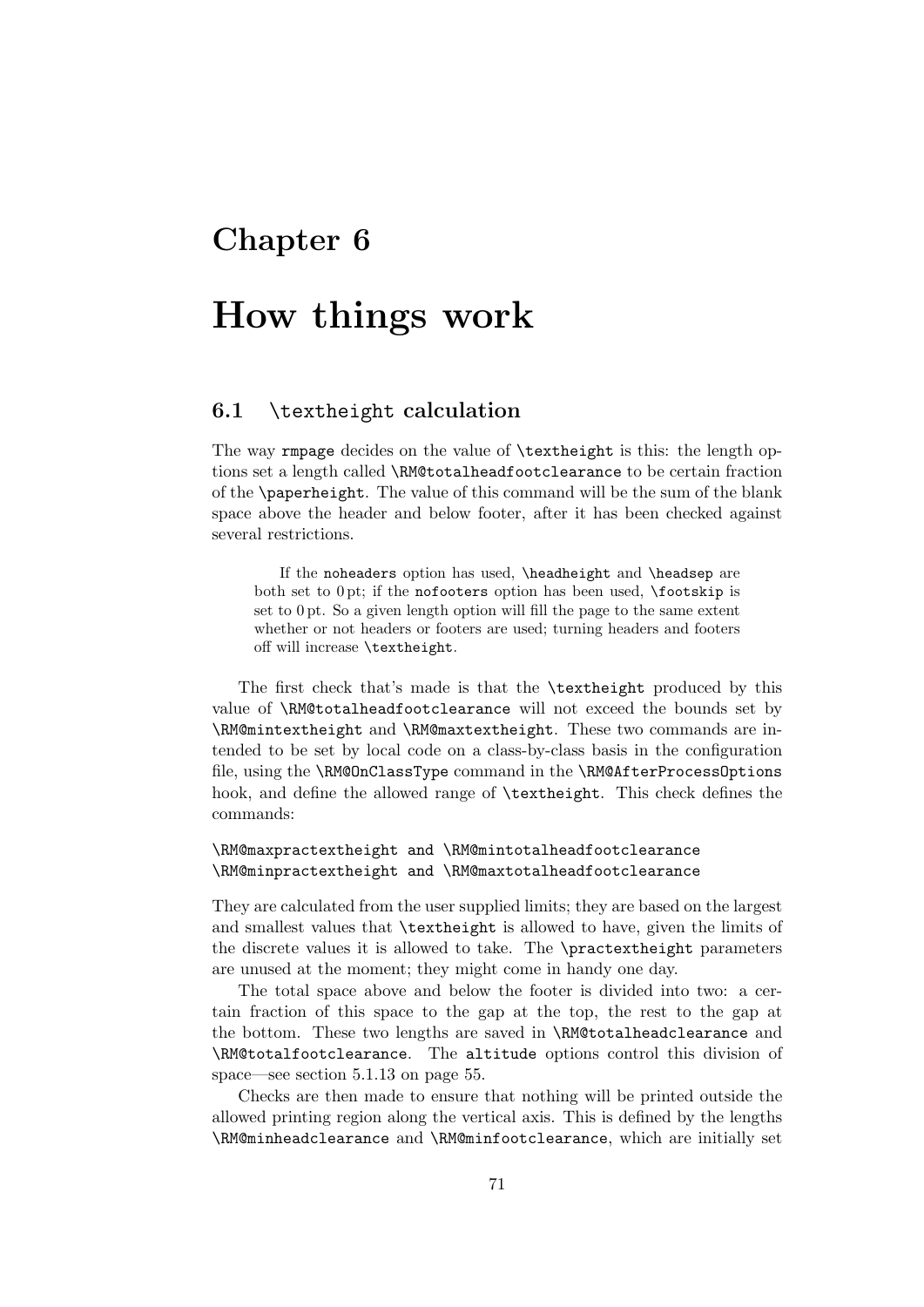# Chapter 6

# How things work

## 6.1 `\textheight` calculation

The way `rmpage` decides on the value of `\textheight` is this: the length options set a length called `\RM@totalheadfootclearance` to be certain fraction of the `\paperheight`. The value of this command will be the sum of the blank space above the header and below footer, after it has been checked against several restrictions.

> If the `noheaders` option has used, `\headheight` and `\headsep` are both set to 0 pt; if the `nofooters` option has been used, `\footskip` is set to 0 pt. So a given length option will fill the page to the same extent whether or not headers or footers are used; turning headers and footers off will increase `\textheight`.

The first check that's made is that the `\textheight` produced by this value of `\RM@totalheadfootclearance` will not exceed the bounds set by `\RM@mintextheight` and `\RM@maxtextheight`. These two commands are intended to be set by local code on a class-by-class basis in the configuration file, using the `\RM@OnClassType` command in the `\RM@AfterProcessOptions` hook, and define the allowed range of `\textheight`. This check defines the commands:

```
\RM@maxpractextheight and \RM@mintotalheadfootclearance
\RM@minpractextheight and \RM@maxtotalheadfootclearance
```

They are calculated from the user supplied limits; they are based on the largest and smallest values that `\textheight` is allowed to have, given the limits of the discrete values it is allowed to take. The `\practextheight` parameters are unused at the moment; they might come in handy one day.

The total space above and below the footer is divided into two: a certain fraction of this space to the gap at the top, the rest to the gap at the bottom. These two lengths are saved in `\RM@totalheadclearance` and `\RM@totalfootclearance`. The `altitude` options control this division of space—see section 5.1.13 on page 55.

Checks are then made to ensure that nothing will be printed outside the allowed printing region along the vertical axis. This is defined by the lengths `\RM@minheadclearance` and `\RM@minfootclearance`, which are initially set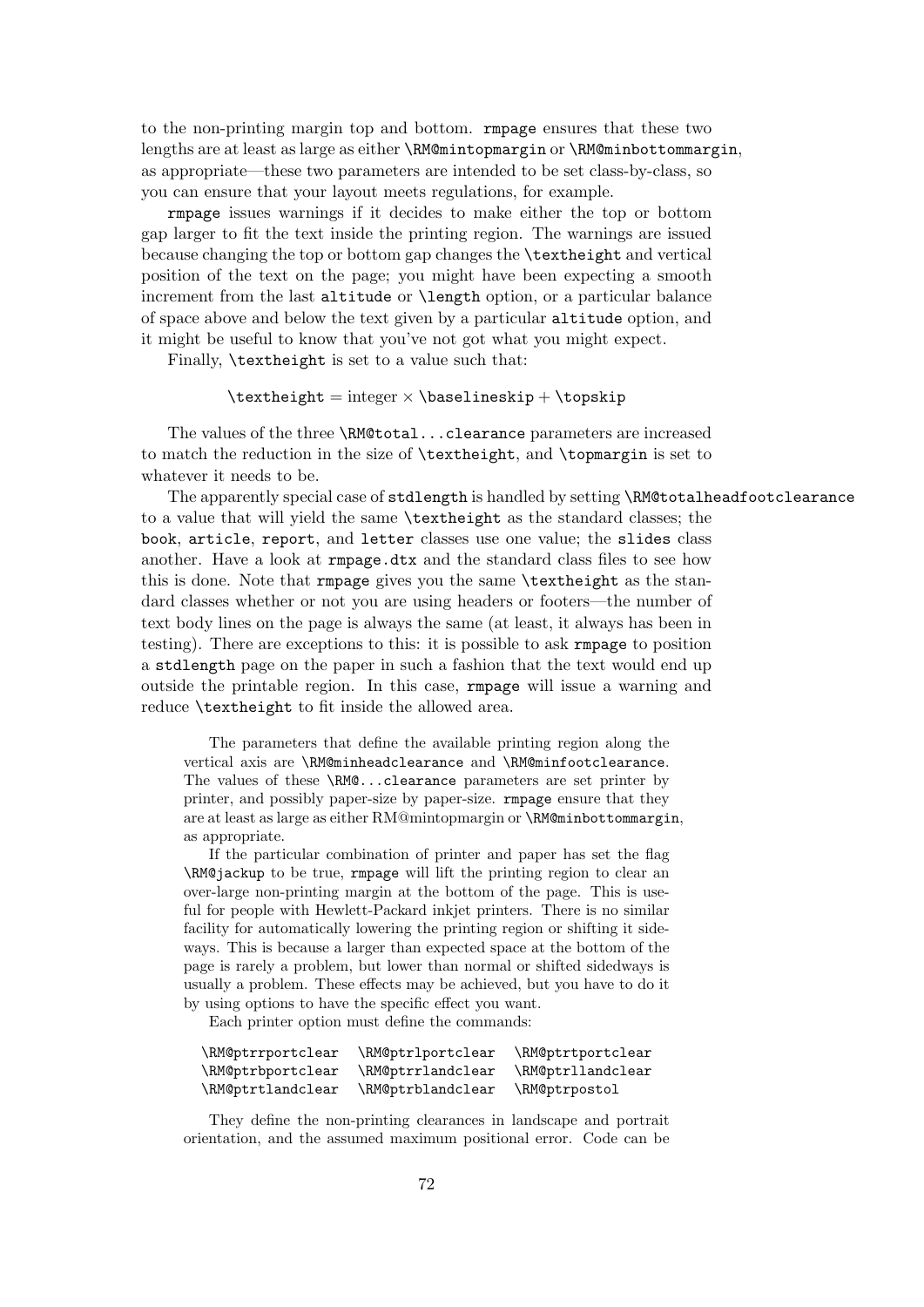to the non-printing margin top and bottom. `rmpage` ensures that these two lengths are at least as large as either `\RM@mintopmargin` or `\RM@minbottommargin`, as appropriate—these two parameters are intended to be set class-by-class, so you can ensure that your layout meets regulations, for example.

`rmpage` issues warnings if it decides to make either the top or bottom gap larger to fit the text inside the printing region. The warnings are issued because changing the top or bottom gap changes the `\textheight` and vertical position of the text on the page; you might have been expecting a smooth increment from the last `altitude` or `\length` option, or a particular balance of space above and below the text given by a particular `altitude` option, and it might be useful to know that you've not got what you might expect.

Finally, `\textheight` is set to a value such that:

$$\texttt{\textbackslash textheight} = \text{integer} \times \texttt{\textbackslash baselineskip} + \texttt{\textbackslash topskip}$$

The values of the three `\RM@total...clearance` parameters are increased to match the reduction in the size of `\textheight`, and `\topmargin` is set to whatever it needs to be.

The apparently special case of `stdlength` is handled by setting `\RM@totalheadfootclearance` to a value that will yield the same `\textheight` as the standard classes; the `book`, `article`, `report`, and `letter` classes use one value; the `slides` class another. Have a look at `rmpage.dtx` and the standard class files to see how this is done. Note that `rmpage` gives you the same `\textheight` as the standard classes whether or not you are using headers or footers—the number of text body lines on the page is always the same (at least, it always has been in testing). There are exceptions to this: it is possible to ask `rmpage` to position a `stdlength` page on the paper in such a fashion that the text would end up outside the printable region. In this case, `rmpage` will issue a warning and reduce `\textheight` to fit inside the allowed area.

> The parameters that define the available printing region along the vertical axis are `\RM@minheadclearance` and `\RM@minfootclearance`. The values of these `\RM@...clearance` parameters are set printer by printer, and possibly paper-size by paper-size. `rmpage` ensure that they are at least as large as either RM@mintopmargin or `\RM@minbottommargin`, as appropriate.
>
> If the particular combination of printer and paper has set the flag `\RM@jackup` to be true, `rmpage` will lift the printing region to clear an over-large non-printing margin at the bottom of the page. This is useful for people with Hewlett-Packard inkjet printers. There is no similar facility for automatically lowering the printing region or shifting it sideways. This is because a larger than expected space at the bottom of the page is rarely a problem, but lower than normal or shifted sidedways is usually a problem. These effects may be achieved, but you have to do it by using options to have the specific effect you want.
>
> Each printer option must define the commands:
>
> ```
> \RM@ptrrportclear   \RM@ptrlportclear   \RM@ptrtportclear
> \RM@ptrbportclear   \RM@ptrrlandclear   \RM@ptrllandclear
> \RM@ptrtlandclear   \RM@ptrblandclear   \RM@ptrpostol
> ```
>
> They define the non-printing clearances in landscape and portrait orientation, and the assumed maximum positional error. Code can be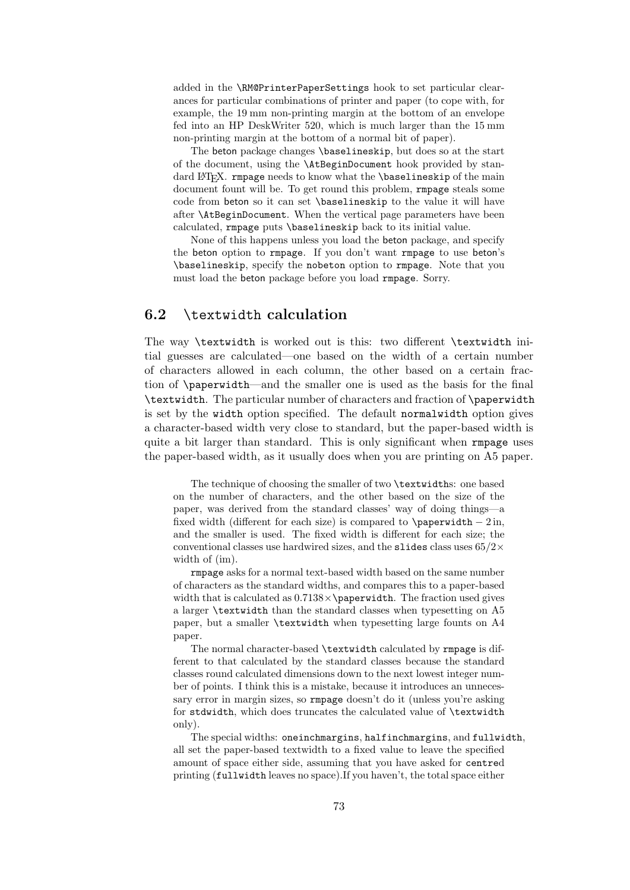added in the `\RM@PrinterPaperSettings` hook to set particular clearances for particular combinations of printer and paper (to cope with, for example, the 19 mm non-printing margin at the bottom of an envelope fed into an HP DeskWriter 520, which is much larger than the 15 mm non-printing margin at the bottom of a normal bit of paper).

The beton package changes `\baselineskip`, but does so at the start of the document, using the `\AtBeginDocument` hook provided by standard LaTeX. `rmpage` needs to know what the `\baselineskip` of the main document fount will be. To get round this problem, `rmpage` steals some code from beton so it can set `\baselineskip` to the value it will have after `\AtBeginDocument`. When the vertical page parameters have been calculated, `rmpage` puts `\baselineskip` back to its initial value.

None of this happens unless you load the beton package, and specify the beton option to `rmpage`. If you don't want `rmpage` to use beton's `\baselineskip`, specify the nobeton option to `rmpage`. Note that you must load the beton package before you load `rmpage`. Sorry.

## 6.2 `\textwidth` calculation

The way `\textwidth` is worked out is this: two different `\textwidth` initial guesses are calculated—one based on the width of a certain number of characters allowed in each column, the other based on a certain fraction of `\paperwidth`—and the smaller one is used as the basis for the final `\textwidth`. The particular number of characters and fraction of `\paperwidth` is set by the `width` option specified. The default `normalwidth` option gives a character-based width very close to standard, but the paper-based width is quite a bit larger than standard. This is only significant when `rmpage` uses the paper-based width, as it usually does when you are printing on A5 paper.

> The technique of choosing the smaller of two `\textwidth`s: one based on the number of characters, and the other based on the size of the paper, was derived from the standard classes' way of doing things—a fixed width (different for each size) is compared to `\paperwidth` − 2 in, and the smaller is used. The fixed width is different for each size; the conventional classes use hardwired sizes, and the `slides` class uses $65/2\times$ width of (im).
>
> `rmpage` asks for a normal text-based width based on the same number of characters as the standard widths, and compares this to a paper-based width that is calculated as $0.7138\times$`\paperwidth`. The fraction used gives a larger `\textwidth` than the standard classes when typesetting on A5 paper, but a smaller `\textwidth` when typesetting large founts on A4 paper.
>
> The normal character-based `\textwidth` calculated by `rmpage` is different to that calculated by the standard classes because the standard classes round calculated dimensions down to the next lowest integer number of points. I think this is a mistake, because it introduces an unnecessary error in margin sizes, so `rmpage` doesn't do it (unless you're asking for `stdwidth`, which does truncates the calculated value of `\textwidth` only).
>
> The special widths: `oneinchmargins`, `halfinchmargins`, and `fullwidth`, all set the paper-based textwidth to a fixed value to leave the specified amount of space either side, assuming that you have asked for `centre`d printing (`fullwidth` leaves no space).If you haven't, the total space either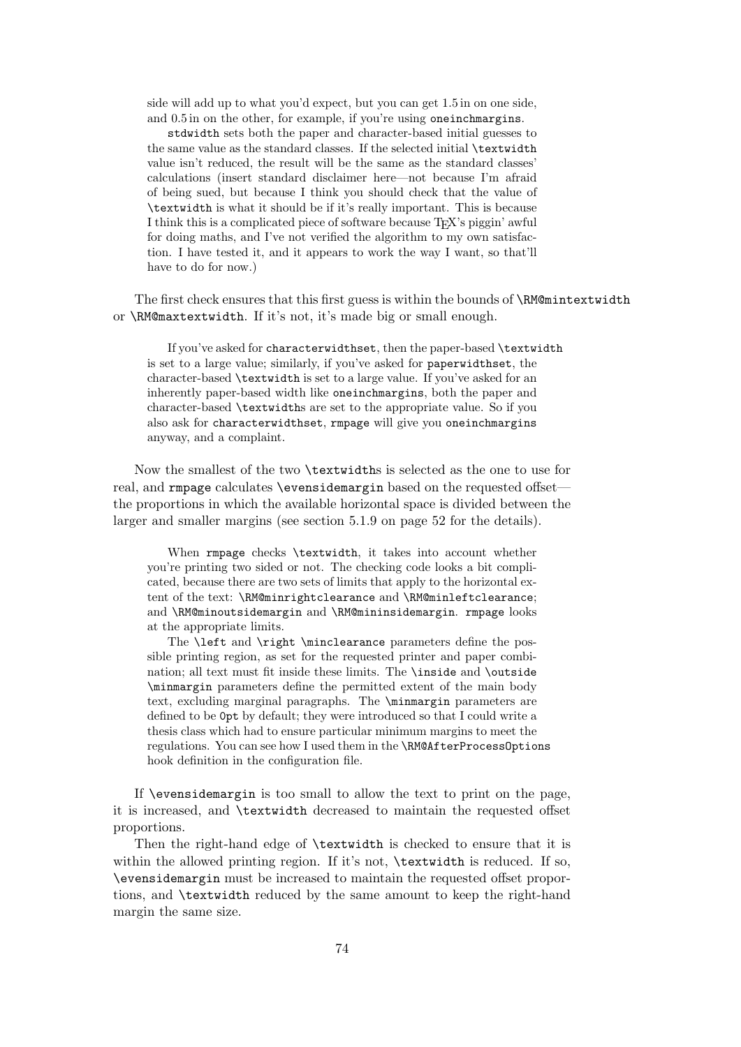side will add up to what you'd expect, but you can get 1.5 in on one side, and 0.5 in on the other, for example, if you're using `oneinchmargins`.

`stdwidth` sets both the paper and character-based initial guesses to the same value as the standard classes. If the selected initial `\textwidth` value isn't reduced, the result will be the same as the standard classes' calculations (insert standard disclaimer here—not because I'm afraid of being sued, but because I think you should check that the value of `\textwidth` is what it should be if it's really important. This is because I think this is a complicated piece of software because TEX's piggin' awful for doing maths, and I've not verified the algorithm to my own satisfaction. I have tested it, and it appears to work the way I want, so that'll have to do for now.)

The first check ensures that this first guess is within the bounds of `\RM@mintextwidth` or `\RM@maxtextwidth`. If it's not, it's made big or small enough.

If you've asked for `characterwidthset`, then the paper-based `\textwidth` is set to a large value; similarly, if you've asked for `paperwidthset`, the character-based `\textwidth` is set to a large value. If you've asked for an inherently paper-based width like `oneinchmargins`, both the paper and character-based `\textwidth`s are set to the appropriate value. So if you also ask for `characterwidthset`, `rmpage` will give you `oneinchmargins` anyway, and a complaint.

Now the smallest of the two `\textwidth`s is selected as the one to use for real, and `rmpage` calculates `\evensidemargin` based on the requested offset—the proportions in which the available horizontal space is divided between the larger and smaller margins (see section 5.1.9 on page 52 for the details).

When `rmpage` checks `\textwidth`, it takes into account whether you're printing two sided or not. The checking code looks a bit complicated, because there are two sets of limits that apply to the horizontal extent of the text: `\RM@minrightclearance` and `\RM@minleftclearance`; and `\RM@minoutsidemargin` and `\RM@mininsidemargin`. `rmpage` looks at the appropriate limits.

The `\left` and `\right` `\minclearance` parameters define the possible printing region, as set for the requested printer and paper combination; all text must fit inside these limits. The `\inside` and `\outside` `\minmargin` parameters define the permitted extent of the main body text, excluding marginal paragraphs. The `\minmargin` parameters are defined to be `0pt` by default; they were introduced so that I could write a thesis class which had to ensure particular minimum margins to meet the regulations. You can see how I used them in the `\RM@AfterProcessOptions` hook definition in the configuration file.

If `\evensidemargin` is too small to allow the text to print on the page, it is increased, and `\textwidth` decreased to maintain the requested offset proportions.

Then the right-hand edge of `\textwidth` is checked to ensure that it is within the allowed printing region. If it's not, `\textwidth` is reduced. If so, `\evensidemargin` must be increased to maintain the requested offset proportions, and `\textwidth` reduced by the same amount to keep the right-hand margin the same size.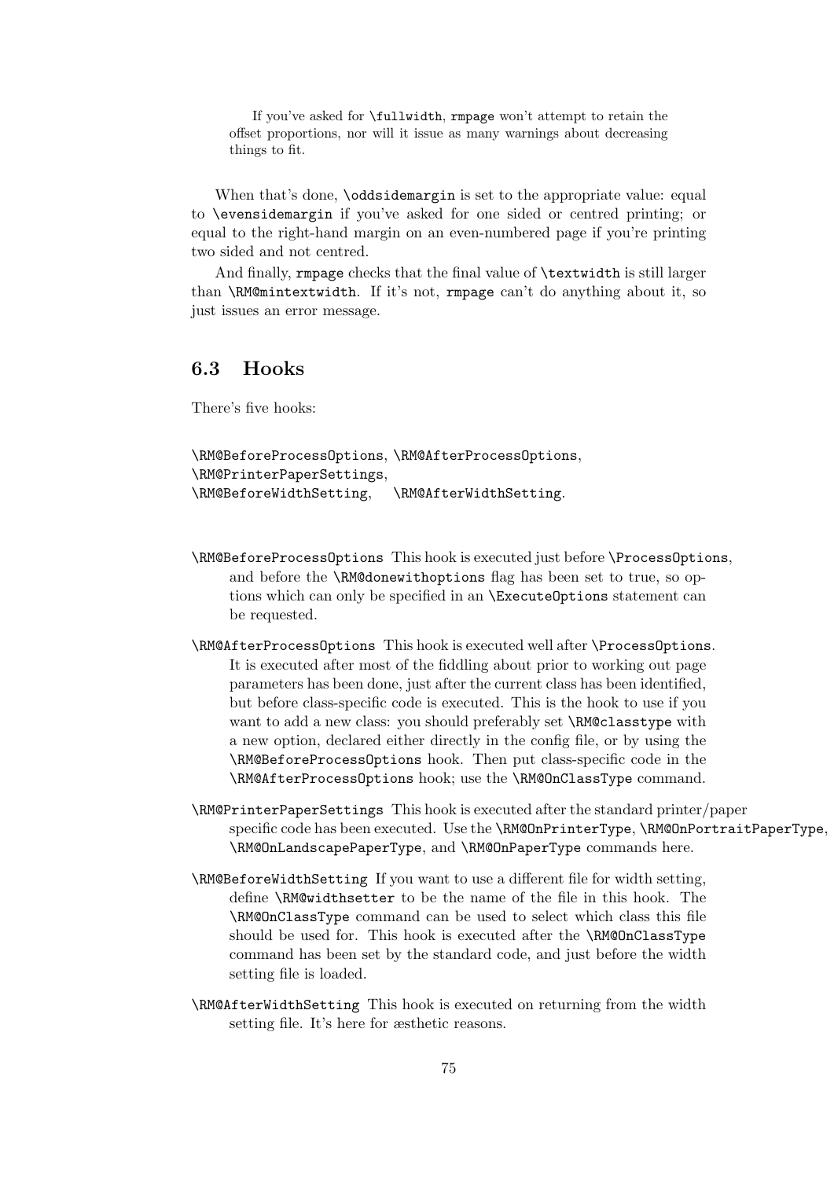> If you've asked for `\fullwidth`, `rmpage` won't attempt to retain the offset proportions, nor will it issue as many warnings about decreasing things to fit.

When that's done, `\oddsidemargin` is set to the appropriate value: equal to `\evensidemargin` if you've asked for one sided or centred printing; or equal to the right-hand margin on an even-numbered page if you're printing two sided and not centred.

And finally, `rmpage` checks that the final value of `\textwidth` is still larger than `\RM@mintextwidth`. If it's not, `rmpage` can't do anything about it, so just issues an error message.

## 6.3 Hooks

There's five hooks:

`\RM@BeforeProcessOptions`, `\RM@AfterProcessOptions`, `\RM@PrinterPaperSettings`, `\RM@BeforeWidthSetting`, `\RM@AfterWidthSetting`.

`\RM@BeforeProcessOptions` This hook is executed just before `\ProcessOptions`, and before the `\RM@donewithoptions` flag has been set to true, so options which can only be specified in an `\ExecuteOptions` statement can be requested.

`\RM@AfterProcessOptions` This hook is executed well after `\ProcessOptions`. It is executed after most of the fiddling about prior to working out page parameters has been done, just after the current class has been identified, but before class-specific code is executed. This is the hook to use if you want to add a new class: you should preferably set `\RM@classtype` with a new option, declared either directly in the config file, or by using the `\RM@BeforeProcessOptions` hook. Then put class-specific code in the `\RM@AfterProcessOptions` hook; use the `\RM@OnClassType` command.

`\RM@PrinterPaperSettings` This hook is executed after the standard printer/paper specific code has been executed. Use the `\RM@OnPrinterType`, `\RM@OnPortraitPaperType`, `\RM@OnLandscapePaperType`, and `\RM@OnPaperType` commands here.

`\RM@BeforeWidthSetting` If you want to use a different file for width setting, define `\RM@widthsetter` to be the name of the file in this hook. The `\RM@OnClassType` command can be used to select which class this file should be used for. This hook is executed after the `\RM@OnClassType` command has been set by the standard code, and just before the width setting file is loaded.

`\RM@AfterWidthSetting` This hook is executed on returning from the width setting file. It's here for æsthetic reasons.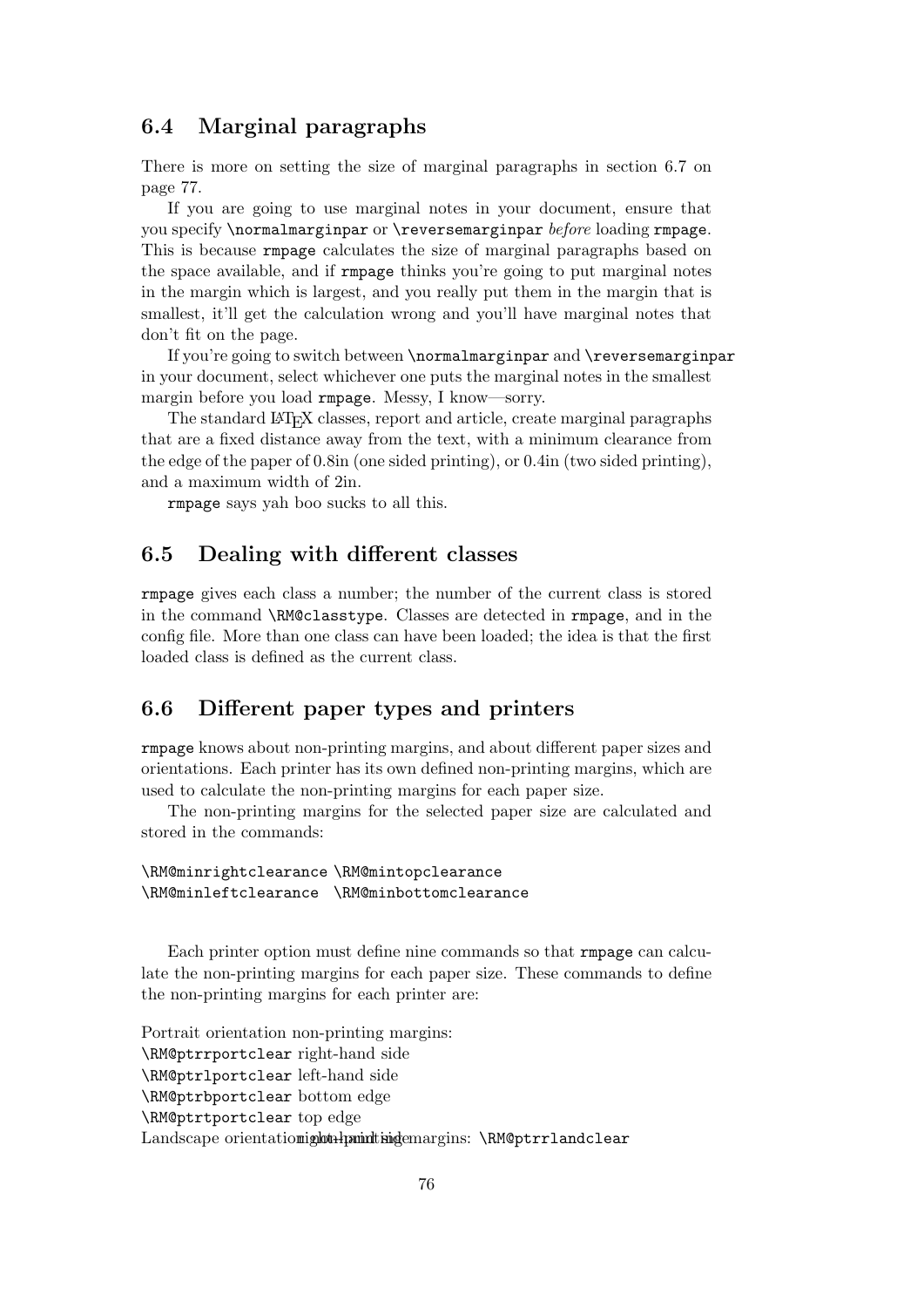### 6.4 Marginal paragraphs

There is more on setting the size of marginal paragraphs in section 6.7 on page 77.

If you are going to use marginal notes in your document, ensure that you specify `\normalmarginpar` or `\reversemarginpar` *before* loading `rmpage`. This is because `rmpage` calculates the size of marginal paragraphs based on the space available, and if `rmpage` thinks you're going to put marginal notes in the margin which is largest, and you really put them in the margin that is smallest, it'll get the calculation wrong and you'll have marginal notes that don't fit on the page.

If you're going to switch between `\normalmarginpar` and `\reversemarginpar` in your document, select whichever one puts the marginal notes in the smallest margin before you load `rmpage`. Messy, I know—sorry.

The standard LaTeX classes, report and article, create marginal paragraphs that are a fixed distance away from the text, with a minimum clearance from the edge of the paper of 0.8in (one sided printing), or 0.4in (two sided printing), and a maximum width of 2in.

`rmpage` says yah boo sucks to all this.

### 6.5 Dealing with different classes

`rmpage` gives each class a number; the number of the current class is stored in the command `\RM@classtype`. Classes are detected in `rmpage`, and in the config file. More than one class can have been loaded; the idea is that the first loaded class is defined as the current class.

### 6.6 Different paper types and printers

`rmpage` knows about non-printing margins, and about different paper sizes and orientations. Each printer has its own defined non-printing margins, which are used to calculate the non-printing margins for each paper size.

The non-printing margins for the selected paper size are calculated and stored in the commands:

```
\RM@minrightclearance \RM@mintopclearance
\RM@minleftclearance  \RM@minbottomclearance
```

Each printer option must define nine commands so that `rmpage` can calculate the non-printing margins for each paper size. These commands to define the non-printing margins for each printer are:

Portrait orientation non-printing margins:
`\RM@ptrrportclear` right-hand side
`\RM@ptrlportclear` left-hand side
`\RM@ptrbportclear` bottom edge
`\RM@ptrtportclear` top edge
Landscape orientation non-printing margins: `\RM@ptrrlandclear` right-hand side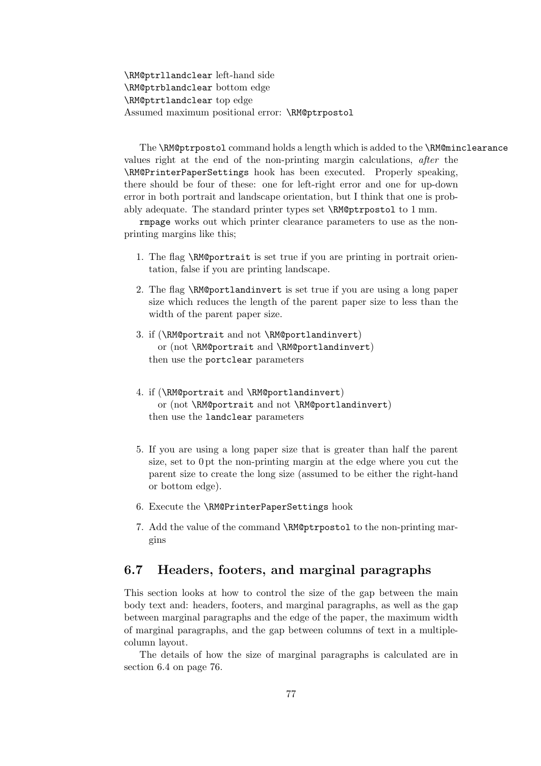`\RM@ptrllandclear` left-hand side
`\RM@ptrblandclear` bottom edge
`\RM@ptrtlandclear` top edge
Assumed maximum positional error: `\RM@ptrpostol`

The `\RM@ptrpostol` command holds a length which is added to the `\RM@minclearance` values right at the end of the non-printing margin calculations, *after* the `\RM@PrinterPaperSettings` hook has been executed. Properly speaking, there should be four of these: one for left-right error and one for up-down error in both portrait and landscape orientation, but I think that one is probably adequate. The standard printer types set `\RM@ptrpostol` to 1 mm.

`rmpage` works out which printer clearance parameters to use as the non-printing margins like this;

1. The flag `\RM@portrait` is set true if you are printing in portrait orientation, false if you are printing landscape.
2. The flag `\RM@portlandinvert` is set true if you are using a long paper size which reduces the length of the parent paper size to less than the width of the parent paper size.
3. if (`\RM@portrait` and not `\RM@portlandinvert`)
   or (not `\RM@portrait` and `\RM@portlandinvert`)
   then use the `portclear` parameters
4. if (`\RM@portrait` and `\RM@portlandinvert`)
   or (not `\RM@portrait` and not `\RM@portlandinvert`)
   then use the `landclear` parameters
5. If you are using a long paper size that is greater than half the parent size, set to 0 pt the non-printing margin at the edge where you cut the parent size to create the long size (assumed to be either the right-hand or bottom edge).
6. Execute the `\RM@PrinterPaperSettings` hook
7. Add the value of the command `\RM@ptrpostol` to the non-printing margins

## 6.7 Headers, footers, and marginal paragraphs

This section looks at how to control the size of the gap between the main body text and: headers, footers, and marginal paragraphs, as well as the gap between marginal paragraphs and the edge of the paper, the maximum width of marginal paragraphs, and the gap between columns of text in a multiple-column layout.

The details of how the size of marginal paragraphs is calculated are in section 6.4 on page 76.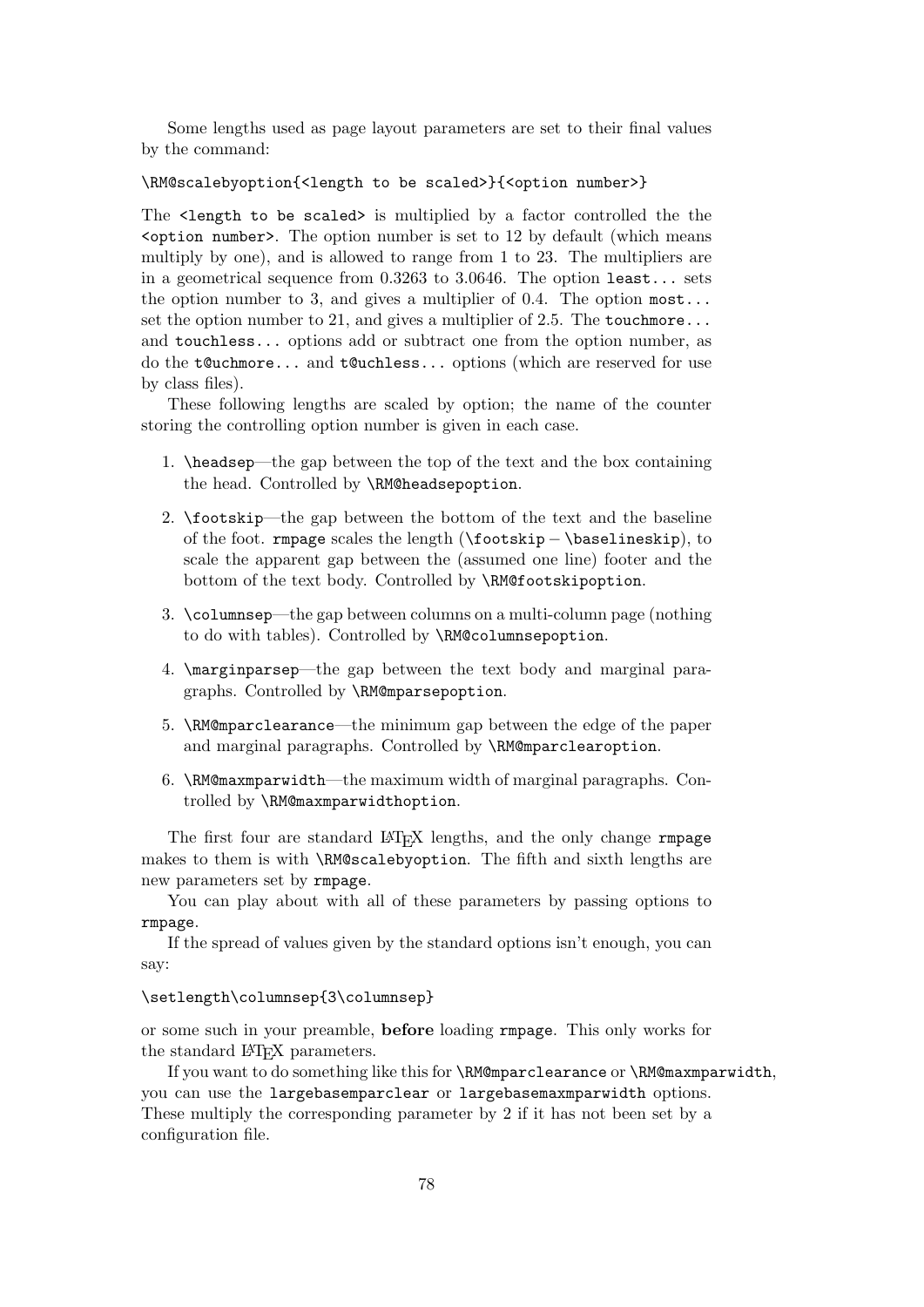Some lengths used as page layout parameters are set to their final values by the command:

```
\RM@scalebyoption{<length to be scaled>}{<option number>}
```

The `<length to be scaled>` is multiplied by a factor controlled the the `<option number>`. The option number is set to 12 by default (which means multiply by one), and is allowed to range from 1 to 23. The multipliers are in a geometrical sequence from 0.3263 to 3.0646. The option `least...` sets the option number to 3, and gives a multiplier of 0.4. The option `most...` set the option number to 21, and gives a multiplier of 2.5. The `touchmore...` and `touchless...` options add or subtract one from the option number, as do the `t@uchmore...` and `t@uchless...` options (which are reserved for use by class files).

These following lengths are scaled by option; the name of the counter storing the controlling option number is given in each case.

1. `\headsep`—the gap between the top of the text and the box containing the head. Controlled by `\RM@headsepoption`.
2. `\footskip`—the gap between the bottom of the text and the baseline of the foot. `rmpage` scales the length (`\footskip` − `\baselineskip`), to scale the apparent gap between the (assumed one line) footer and the bottom of the text body. Controlled by `\RM@footskipoption`.
3. `\columnsep`—the gap between columns on a multi-column page (nothing to do with tables). Controlled by `\RM@columnsepoption`.
4. `\marginparsep`—the gap between the text body and marginal paragraphs. Controlled by `\RM@mparsepoption`.
5. `\RM@mparclearance`—the minimum gap between the edge of the paper and marginal paragraphs. Controlled by `\RM@mparclearoption`.
6. `\RM@maxmparwidth`—the maximum width of marginal paragraphs. Controlled by `\RM@maxmparwidthoption`.

The first four are standard LaTeX lengths, and the only change `rmpage` makes to them is with `\RM@scalebyoption`. The fifth and sixth lengths are new parameters set by `rmpage`.

You can play about with all of these parameters by passing options to `rmpage`.

If the spread of values given by the standard options isn't enough, you can say:

```
\setlength\columnsep{3\columnsep}
```

or some such in your preamble, **before** loading `rmpage`. This only works for the standard LaTeX parameters.

If you want to do something like this for `\RM@mparclearance` or `\RM@maxmparwidth`, you can use the `largebasemparclear` or `largebasemaxmparwidth` options. These multiply the corresponding parameter by 2 if it has not been set by a configuration file.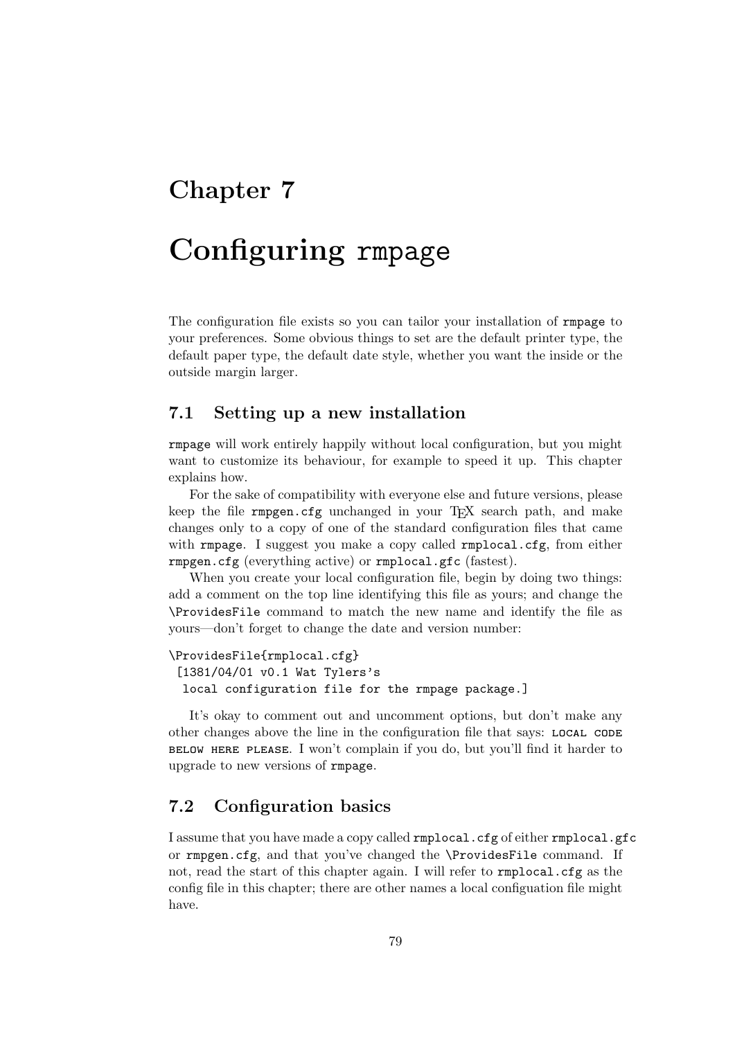# Chapter 7

# Configuring rmpage

The configuration file exists so you can tailor your installation of `rmpage` to your preferences. Some obvious things to set are the default printer type, the default paper type, the default date style, whether you want the inside or the outside margin larger.

## 7.1 Setting up a new installation

`rmpage` will work entirely happily without local configuration, but you might want to customize its behaviour, for example to speed it up. This chapter explains how.

For the sake of compatibility with everyone else and future versions, please keep the file `rmpgen.cfg` unchanged in your TeX search path, and make changes only to a copy of one of the standard configuration files that came with `rmpage`. I suggest you make a copy called `rmplocal.cfg`, from either `rmpgen.cfg` (everything active) or `rmplocal.gfc` (fastest).

When you create your local configuration file, begin by doing two things: add a comment on the top line identifying this file as yours; and change the `\ProvidesFile` command to match the new name and identify the file as yours—don't forget to change the date and version number:

```
\ProvidesFile{rmplocal.cfg}
 [1381/04/01 v0.1 Wat Tylers's
  local configuration file for the rmpage package.]
```

It's okay to comment out and uncomment options, but don't make any other changes above the line in the configuration file that says: LOCAL CODE BELOW HERE PLEASE. I won't complain if you do, but you'll find it harder to upgrade to new versions of `rmpage`.

## 7.2 Configuration basics

I assume that you have made a copy called `rmplocal.cfg` of either `rmplocal.gfc` or `rmpgen.cfg`, and that you've changed the `\ProvidesFile` command. If not, read the start of this chapter again. I will refer to `rmplocal.cfg` as the config file in this chapter; there are other names a local configuation file might have.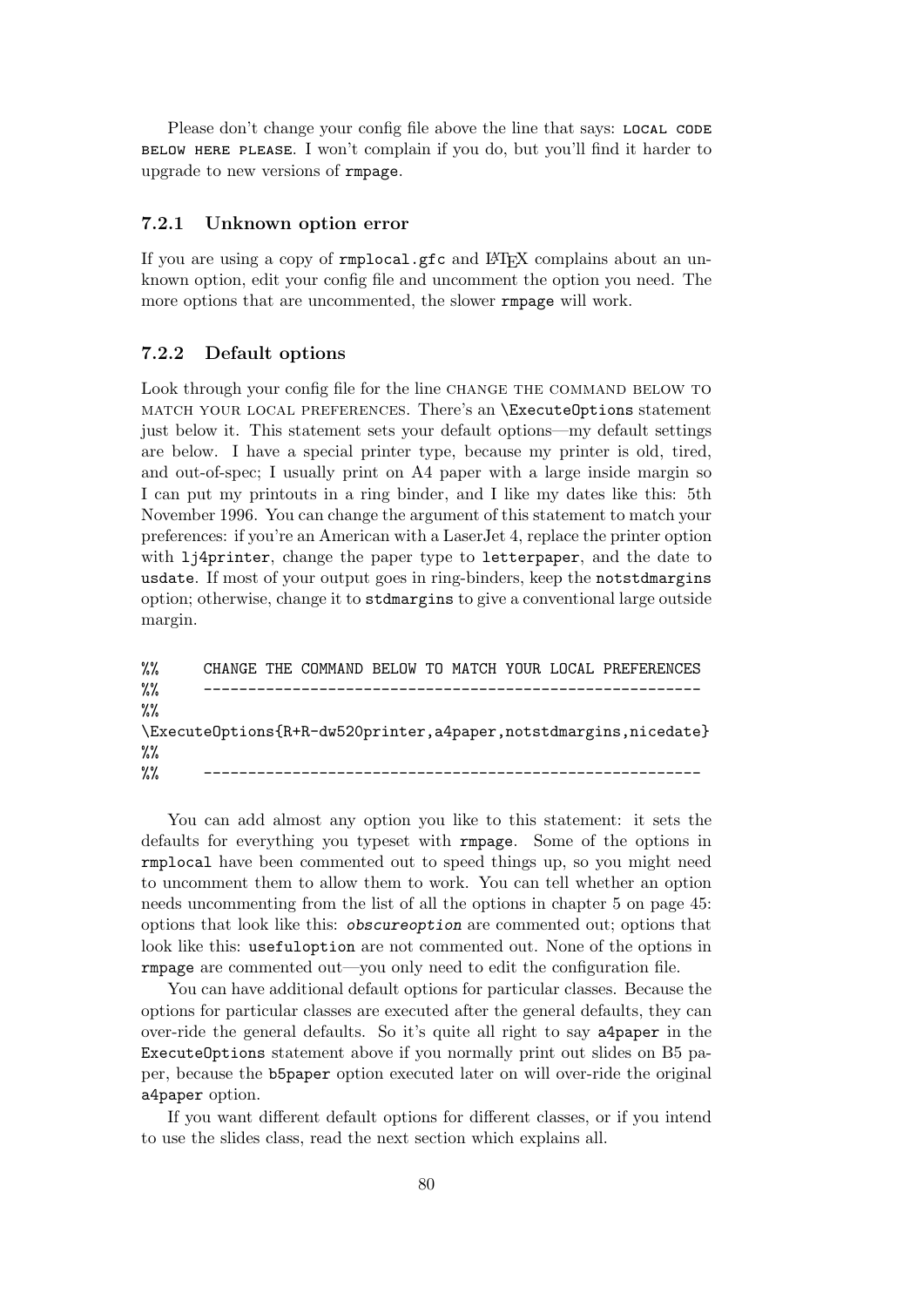Please don't change your config file above the line that says: LOCAL CODE BELOW HERE PLEASE. I won't complain if you do, but you'll find it harder to upgrade to new versions of `rmpage`.

### 7.2.1 Unknown option error

If you are using a copy of `rmplocal.gfc` and LaTeX complains about an unknown option, edit your config file and uncomment the option you need. The more options that are uncommented, the slower `rmpage` will work.

### 7.2.2 Default options

Look through your config file for the line CHANGE THE COMMAND BELOW TO MATCH YOUR LOCAL PREFERENCES. There's an `\ExecuteOptions` statement just below it. This statement sets your default options—my default settings are below. I have a special printer type, because my printer is old, tired, and out-of-spec; I usually print on A4 paper with a large inside margin so I can put my printouts in a ring binder, and I like my dates like this: 5th November 1996. You can change the argument of this statement to match your preferences: if you're an American with a LaserJet 4, replace the printer option with `lj4printer`, change the paper type to `letterpaper`, and the date to `usdate`. If most of your output goes in ring-binders, keep the `notstdmargins` option; otherwise, change it to `stdmargins` to give a conventional large outside margin.

```
%%      CHANGE THE COMMAND BELOW TO MATCH YOUR LOCAL PREFERENCES
%%      --------------------------------------------------------
%%
\ExecuteOptions{R+R-dw520printer,a4paper,notstdmargins,nicedate}
%%
%%      --------------------------------------------------------
```

You can add almost any option you like to this statement: it sets the defaults for everything you typeset with `rmpage`. Some of the options in `rmplocal` have been commented out to speed things up, so you might need to uncomment them to allow them to work. You can tell whether an option needs uncommenting from the list of all the options in chapter 5 on page 45: options that look like this: *`obscureoption`* are commented out; options that look like this: `usefuloption` are not commented out. None of the options in `rmpage` are commented out—you only need to edit the configuration file.

You can have additional default options for particular classes. Because the options for particular classes are executed after the general defaults, they can over-ride the general defaults. So it's quite all right to say `a4paper` in the `ExecuteOptions` statement above if you normally print out slides on B5 paper, because the `b5paper` option executed later on will over-ride the original `a4paper` option.

If you want different default options for different classes, or if you intend to use the slides class, read the next section which explains all.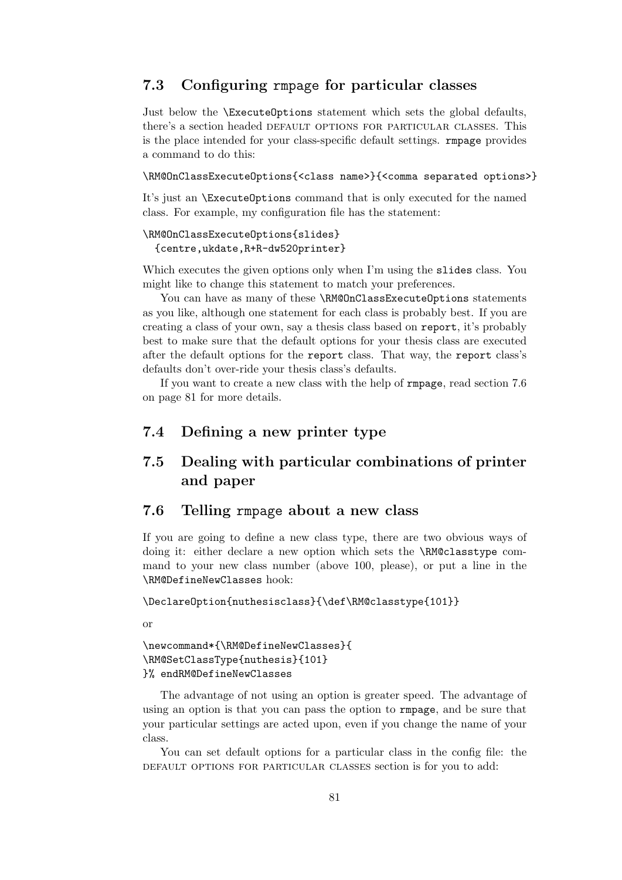## 7.3 Configuring rmpage for particular classes

Just below the \ExecuteOptions statement which sets the global defaults, there's a section headed DEFAULT OPTIONS FOR PARTICULAR CLASSES. This is the place intended for your class-specific default settings. rmpage provides a command to do this:

```
\RM@OnClassExecuteOptions{<class name>}{<comma separated options>}
```

It's just an \ExecuteOptions command that is only executed for the named class. For example, my configuration file has the statement:

```
\RM@OnClassExecuteOptions{slides}
  {centre,ukdate,R+R-dw520printer}
```

Which executes the given options only when I'm using the slides class. You might like to change this statement to match your preferences.

You can have as many of these \RM@OnClassExecuteOptions statements as you like, although one statement for each class is probably best. If you are creating a class of your own, say a thesis class based on report, it's probably best to make sure that the default options for your thesis class are executed after the default options for the report class. That way, the report class's defaults don't over-ride your thesis class's defaults.

If you want to create a new class with the help of rmpage, read section 7.6 on page 81 for more details.

## 7.4 Defining a new printer type

## 7.5 Dealing with particular combinations of printer and paper

## 7.6 Telling rmpage about a new class

If you are going to define a new class type, there are two obvious ways of doing it: either declare a new option which sets the \RM@classtype command to your new class number (above 100, please), or put a line in the \RM@DefineNewClasses hook:

```
\DeclareOption{nuthesisclass}{\def\RM@classtype{101}}
```

or

```
\newcommand*{\RM@DefineNewClasses}{
\RM@SetClassType{nuthesis}{101}
}% endRM@DefineNewClasses
```

The advantage of not using an option is greater speed. The advantage of using an option is that you can pass the option to rmpage, and be sure that your particular settings are acted upon, even if you change the name of your class.

You can set default options for a particular class in the config file: the DEFAULT OPTIONS FOR PARTICULAR CLASSES section is for you to add: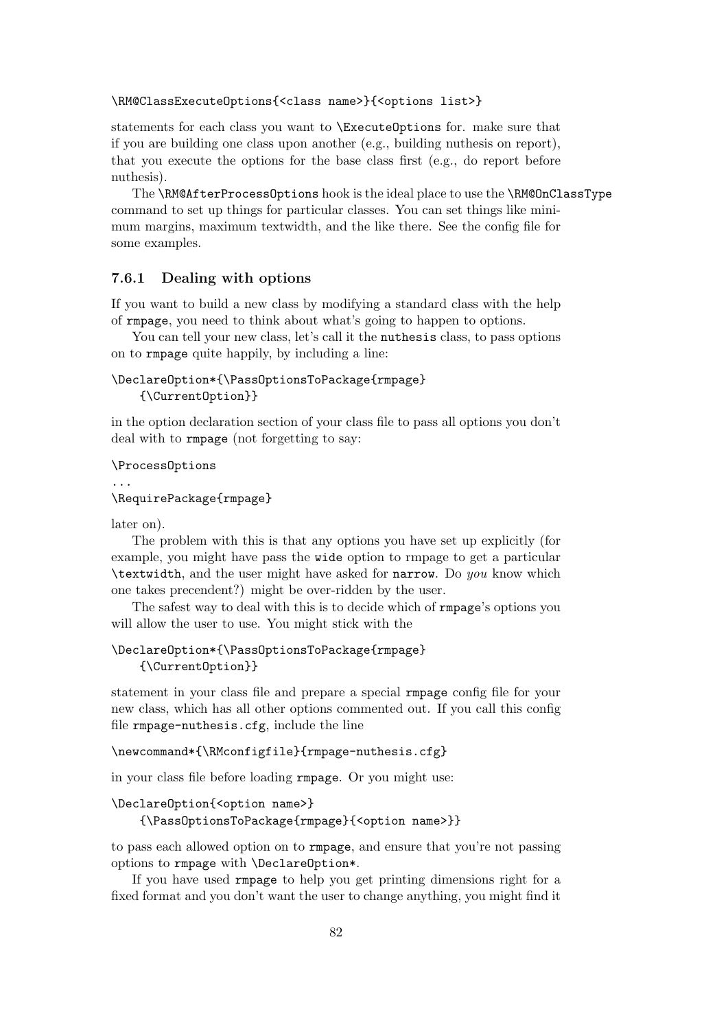```
\RM@ClassExecuteOptions{<class name>}{<options list>}
```

statements for each class you want to `\ExecuteOptions` for. make sure that if you are building one class upon another (e.g., building nuthesis on report), that you execute the options for the base class first (e.g., do report before nuthesis).

The `\RM@AfterProcessOptions` hook is the ideal place to use the `\RM@OnClassType` command to set up things for particular classes. You can set things like minimum margins, maximum textwidth, and the like there. See the config file for some examples.

### 7.6.1 Dealing with options

If you want to build a new class by modifying a standard class with the help of `rmpage`, you need to think about what's going to happen to options.

You can tell your new class, let's call it the `nuthesis` class, to pass options on to `rmpage` quite happily, by including a line:

```
\DeclareOption*{\PassOptionsToPackage{rmpage}
    {\CurrentOption}}
```

in the option declaration section of your class file to pass all options you don't deal with to `rmpage` (not forgetting to say:

```
\ProcessOptions
...
\RequirePackage{rmpage}
```

later on).

The problem with this is that any options you have set up explicitly (for example, you might have pass the `wide` option to rmpage to get a particular `\textwidth`, and the user might have asked for `narrow`. Do *you* know which one takes precendent?) might be over-ridden by the user.

The safest way to deal with this is to decide which of `rmpage`'s options you will allow the user to use. You might stick with the

```
\DeclareOption*{\PassOptionsToPackage{rmpage}
    {\CurrentOption}}
```

statement in your class file and prepare a special `rmpage` config file for your new class, which has all other options commented out. If you call this config file `rmpage-nuthesis.cfg`, include the line

```
\newcommand*{\RMconfigfile}{rmpage-nuthesis.cfg}
```

in your class file before loading `rmpage`. Or you might use:

```
\DeclareOption{<option name>}
    {\PassOptionsToPackage{rmpage}{<option name>}}
```

to pass each allowed option on to `rmpage`, and ensure that you're not passing options to `rmpage` with `\DeclareOption*`.

If you have used `rmpage` to help you get printing dimensions right for a fixed format and you don't want the user to change anything, you might find it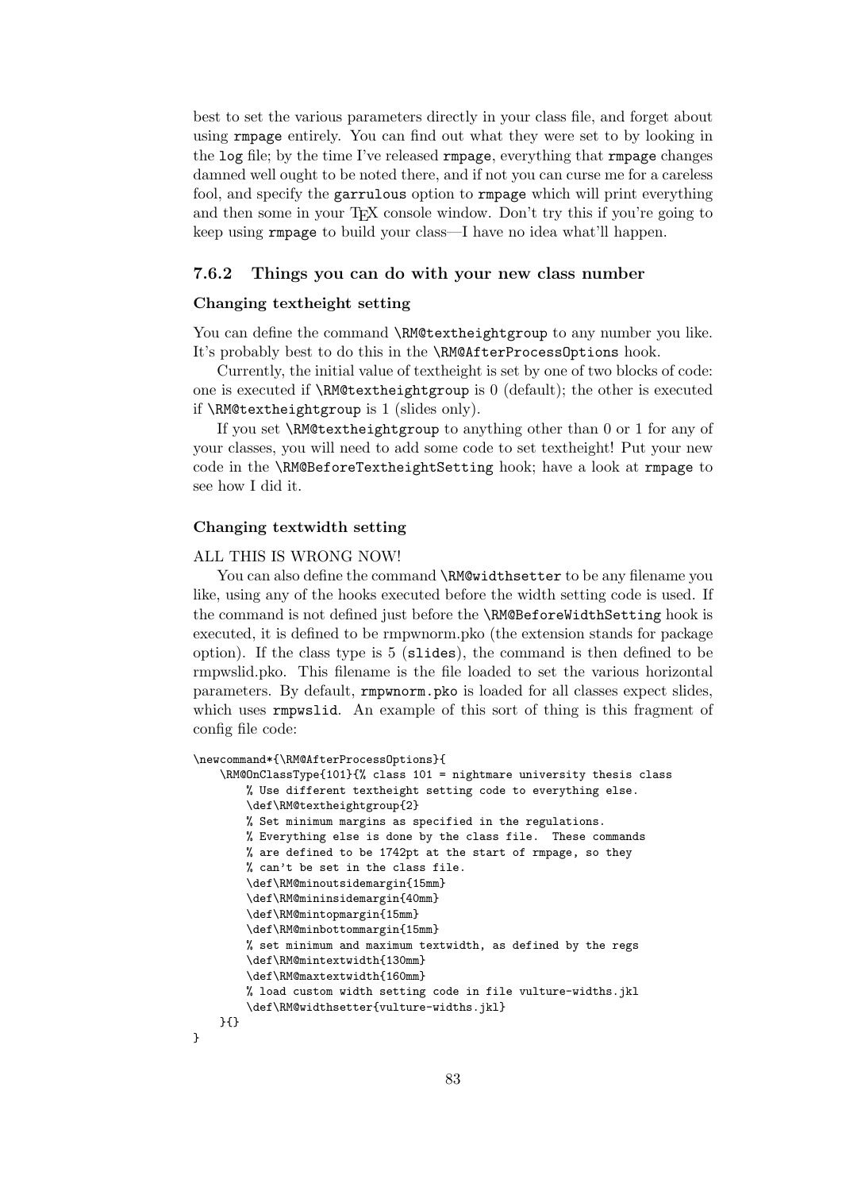best to set the various parameters directly in your class file, and forget about using `rmpage` entirely. You can find out what they were set to by looking in the `log` file; by the time I've released `rmpage`, everything that `rmpage` changes damned well ought to be noted there, and if not you can curse me for a careless fool, and specify the `garrulous` option to `rmpage` which will print everything and then some in your TEX console window. Don't try this if you're going to keep using `rmpage` to build your class—I have no idea what'll happen.

### 7.6.2 Things you can do with your new class number

#### Changing textheight setting

You can define the command `\RM@textheightgroup` to any number you like. It's probably best to do this in the `\RM@AfterProcessOptions` hook.

Currently, the initial value of textheight is set by one of two blocks of code: one is executed if `\RM@textheightgroup` is 0 (default); the other is executed if `\RM@textheightgroup` is 1 (slides only).

If you set `\RM@textheightgroup` to anything other than 0 or 1 for any of your classes, you will need to add some code to set textheight! Put your new code in the `\RM@BeforeTextheightSetting` hook; have a look at `rmpage` to see how I did it.

#### Changing textwidth setting

ALL THIS IS WRONG NOW!

You can also define the command `\RM@widthsetter` to be any filename you like, using any of the hooks executed before the width setting code is used. If the command is not defined just before the `\RM@BeforeWidthSetting` hook is executed, it is defined to be rmpwnorm.pko (the extension stands for package option). If the class type is 5 (`slides`), the command is then defined to be rmpwslid.pko. This filename is the file loaded to set the various horizontal parameters. By default, `rmpwnorm.pko` is loaded for all classes expect slides, which uses `rmpwslid`. An example of this sort of thing is this fragment of config file code:

```
\newcommand*{\RM@AfterProcessOptions}{
    \RM@OnClassType{101}{% class 101 = nightmare university thesis class
        % Use different textheight setting code to everything else.
        \def\RM@textheightgroup{2}
        % Set minimum margins as specified in the regulations.
        % Everything else is done by the class file.  These commands
        % are defined to be 1742pt at the start of rmpage, so they
        % can't be set in the class file.
        \def\RM@minoutsidemargin{15mm}
        \def\RM@mininsidemargin{40mm}
        \def\RM@mintopmargin{15mm}
        \def\RM@minbottommargin{15mm}
        % set minimum and maximum textwidth, as defined by the regs
        \def\RM@mintextwidth{130mm}
        \def\RM@maxtextwidth{160mm}
        % load custom width setting code in file vulture-widths.jkl
        \def\RM@widthsetter{vulture-widths.jkl}
    }{}
}
```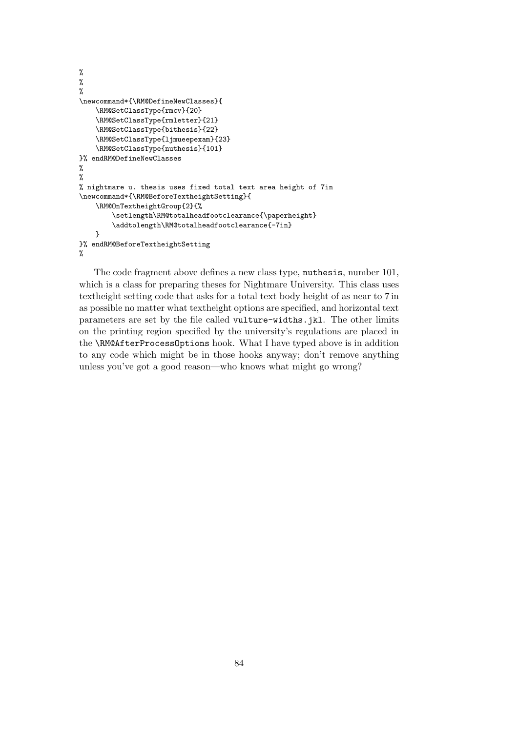```
%
%
%
\newcommand*{\RM@DefineNewClasses}{
    \RM@SetClassType{rmcv}{20}
    \RM@SetClassType{rmletter}{21}
    \RM@SetClassType{bithesis}{22}
    \RM@SetClassType{ljmueepexam}{23}
    \RM@SetClassType{nuthesis}{101}
}% endRM@DefineNewClasses
%
%
% nightmare u. thesis uses fixed total text area height of 7in
\newcommand*{\RM@BeforeTextheightSetting}{
    \RM@OnTextheightGroup{2}{%
        \setlength\RM@totalheadfootclearance{\paperheight}
        \addtolength\RM@totalheadfootclearance{-7in}
    }
}% endRM@BeforeTextheightSetting
%
```

The code fragment above defines a new class type, `nuthesis`, number 101, which is a class for preparing theses for Nightmare University. This class uses textheight setting code that asks for a total text body height of as near to 7 in as possible no matter what textheight options are specified, and horizontal text parameters are set by the file called `vulture-widths.jkl`. The other limits on the printing region specified by the university's regulations are placed in the `\RM@AfterProcessOptions` hook. What I have typed above is in addition to any code which might be in those hooks anyway; don't remove anything unless you've got a good reason—who knows what might go wrong?